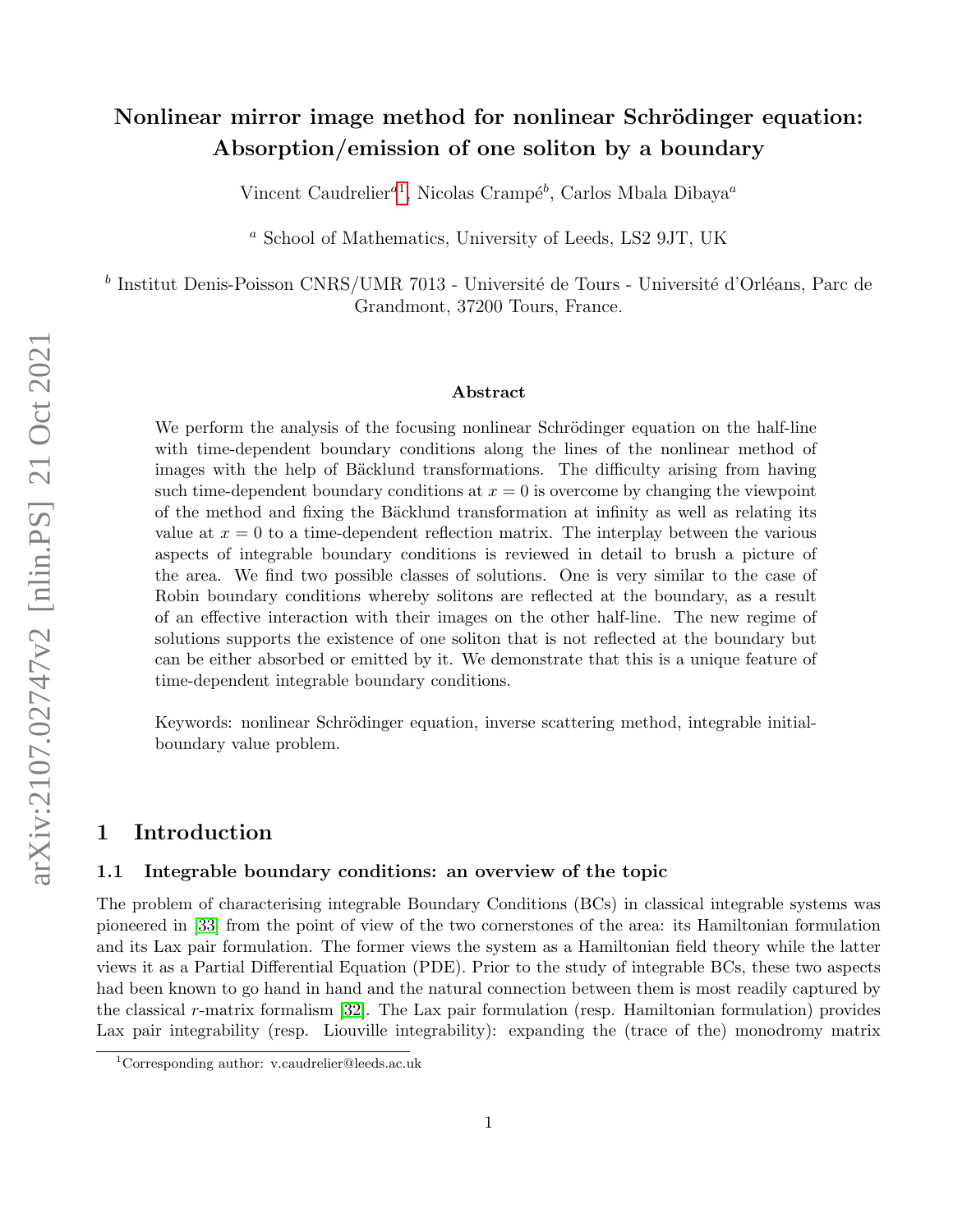# Nonlinear mirror image method for nonlinear Schrödinger equation: Absorption/emission of one soliton by a boundary

Vincent Caudrelier[a,1], Nicolas Crampé[b], Carlos Mbala Dibaya[a]

[a] School of Mathematics, University of Leeds, LS2 9JT, UK

[b] Institut Denis-Poisson CNRS/UMR 7013 - Université de Tours - Université d'Orléans, Parc de Grandmont, 37200 Tours, France.

### Abstract

We perform the analysis of the focusing nonlinear Schrödinger equation on the half-line with time-dependent boundary conditions along the lines of the nonlinear method of images with the help of Bäcklund transformations. The difficulty arising from having such time-dependent boundary conditions at $x = 0$ is overcome by changing the viewpoint of the method and fixing the Bäcklund transformation at infinity as well as relating its value at $x = 0$ to a time-dependent reflection matrix. The interplay between the various aspects of integrable boundary conditions is reviewed in detail to brush a picture of the area. We find two possible classes of solutions. One is very similar to the case of Robin boundary conditions whereby solitons are reflected at the boundary, as a result of an effective interaction with their images on the other half-line. The new regime of solutions supports the existence of one soliton that is not reflected at the boundary but can be either absorbed or emitted by it. We demonstrate that this is a unique feature of time-dependent integrable boundary conditions.

Keywords: nonlinear Schrödinger equation, inverse scattering method, integrable initial-boundary value problem.

## 1 Introduction

### 1.1 Integrable boundary conditions: an overview of the topic

The problem of characterising integrable Boundary Conditions (BCs) in classical integrable systems was pioneered in [33] from the point of view of the two cornerstones of the area: its Hamiltonian formulation and its Lax pair formulation. The former views the system as a Hamiltonian field theory while the latter views it as a Partial Differential Equation (PDE). Prior to the study of integrable BCs, these two aspects had been known to go hand in hand and the natural connection between them is most readily captured by the classical $r$-matrix formalism [32]. The Lax pair formulation (resp. Hamiltonian formulation) provides Lax pair integrability (resp. Liouville integrability): expanding the (trace of the) monodromy matrix

[1] Corresponding author: v.caudrelier@leeds.ac.uk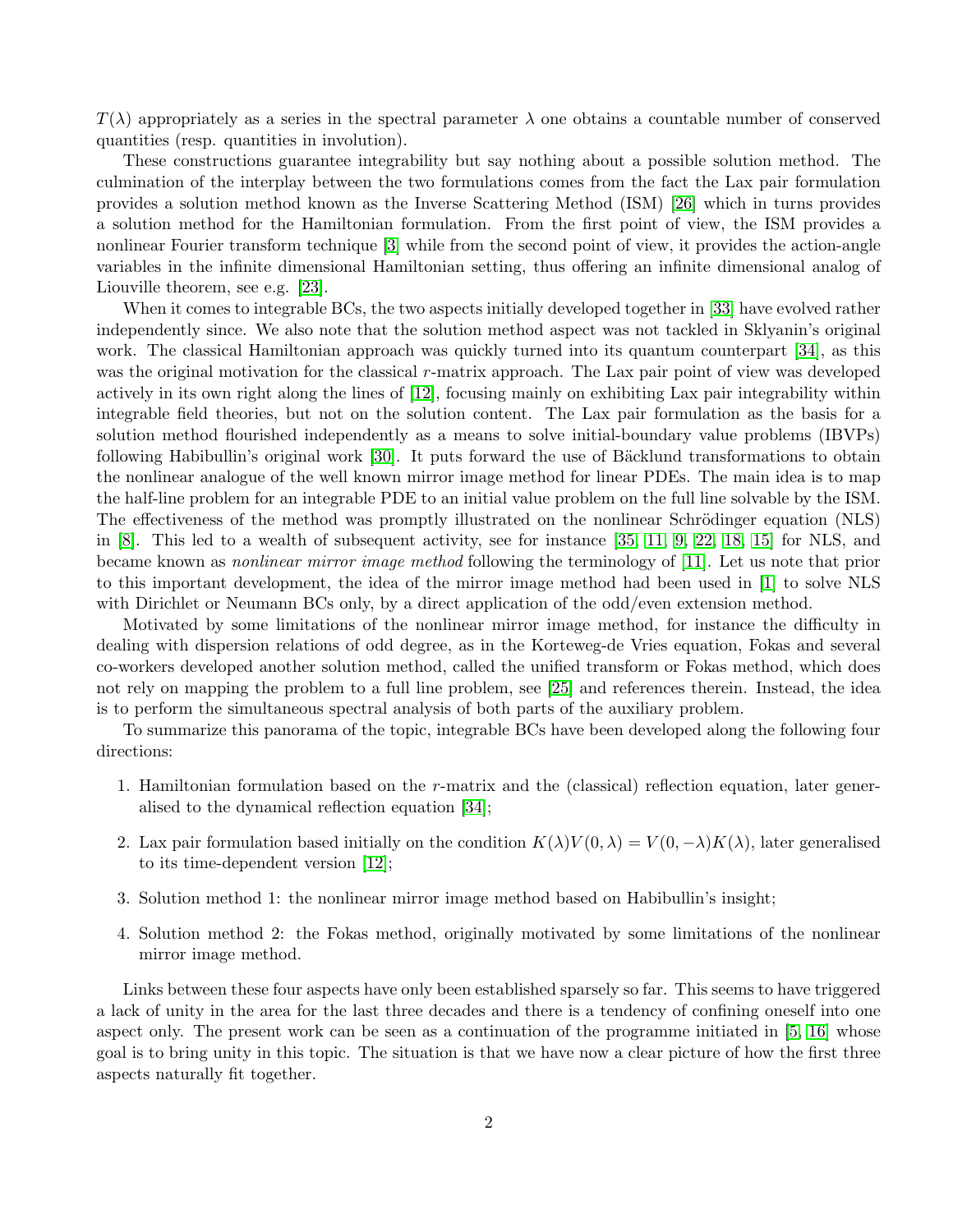$T(\lambda)$ appropriately as a series in the spectral parameter $\lambda$ one obtains a countable number of conserved quantities (resp. quantities in involution).

These constructions guarantee integrability but say nothing about a possible solution method. The culmination of the interplay between the two formulations comes from the fact the Lax pair formulation provides a solution method known as the Inverse Scattering Method (ISM) [26] which in turns provides a solution method for the Hamiltonian formulation. From the first point of view, the ISM provides a nonlinear Fourier transform technique [3] while from the second point of view, it provides the action-angle variables in the infinite dimensional Hamiltonian setting, thus offering an infinite dimensional analog of Liouville theorem, see e.g. [23].

When it comes to integrable BCs, the two aspects initially developed together in [33] have evolved rather independently since. We also note that the solution method aspect was not tackled in Sklyanin's original work. The classical Hamiltonian approach was quickly turned into its quantum counterpart [34], as this was the original motivation for the classical $r$-matrix approach. The Lax pair point of view was developed actively in its own right along the lines of [12], focusing mainly on exhibiting Lax pair integrability within integrable field theories, but not on the solution content. The Lax pair formulation as the basis for a solution method flourished independently as a means to solve initial-boundary value problems (IBVPs) following Habibullin's original work [30]. It puts forward the use of Bäcklund transformations to obtain the nonlinear analogue of the well known mirror image method for linear PDEs. The main idea is to map the half-line problem for an integrable PDE to an initial value problem on the full line solvable by the ISM. The effectiveness of the method was promptly illustrated on the nonlinear Schrödinger equation (NLS) in [8]. This led to a wealth of subsequent activity, see for instance [35, 11, 9, 22, 18, 15] for NLS, and became known as *nonlinear mirror image method* following the terminology of [11]. Let us note that prior to this important development, the idea of the mirror image method had been used in [1] to solve NLS with Dirichlet or Neumann BCs only, by a direct application of the odd/even extension method.

Motivated by some limitations of the nonlinear mirror image method, for instance the difficulty in dealing with dispersion relations of odd degree, as in the Korteweg-de Vries equation, Fokas and several co-workers developed another solution method, called the unified transform or Fokas method, which does not rely on mapping the problem to a full line problem, see [25] and references therein. Instead, the idea is to perform the simultaneous spectral analysis of both parts of the auxiliary problem.

To summarize this panorama of the topic, integrable BCs have been developed along the following four directions:

1. Hamiltonian formulation based on the $r$-matrix and the (classical) reflection equation, later generalised to the dynamical reflection equation [34];

2. Lax pair formulation based initially on the condition $K(\lambda)V(0,\lambda) = V(0,-\lambda)K(\lambda)$, later generalised to its time-dependent version [12];

3. Solution method 1: the nonlinear mirror image method based on Habibullin's insight;

4. Solution method 2: the Fokas method, originally motivated by some limitations of the nonlinear mirror image method.

Links between these four aspects have only been established sparsely so far. This seems to have triggered a lack of unity in the area for the last three decades and there is a tendency of confining oneself into one aspect only. The present work can be seen as a continuation of the programme initiated in [5, 16] whose goal is to bring unity in this topic. The situation is that we have now a clear picture of how the first three aspects naturally fit together.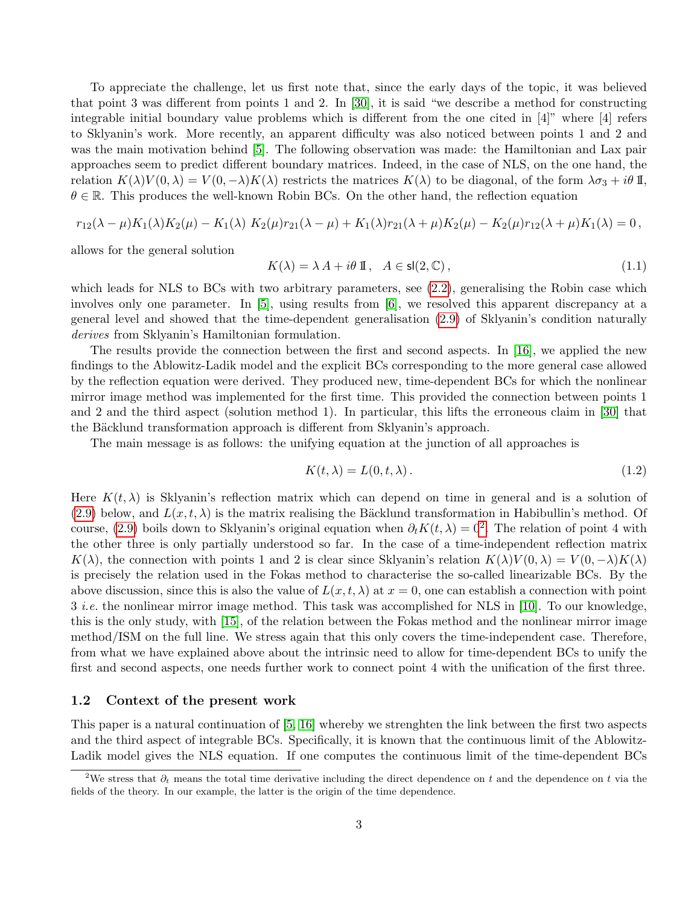To appreciate the challenge, let us first note that, since the early days of the topic, it was believed that point 3 was different from points 1 and 2. In [30], it is said "we describe a method for constructing integrable initial boundary value problems which is different from the one cited in [4]" where [4] refers to Sklyanin's work. More recently, an apparent difficulty was also noticed between points 1 and 2 and was the main motivation behind [5]. The following observation was made: the Hamiltonian and Lax pair approaches seem to predict different boundary matrices. Indeed, in the case of NLS, on the one hand, the relation $K(\lambda)V(0,\lambda) = V(0,-\lambda)K(\lambda)$ restricts the matrices $K(\lambda)$ to be diagonal, of the form $\lambda\sigma_3 + i\theta\,\mathbb{I}$, $\theta \in \mathbb{R}$. This produces the well-known Robin BCs. On the other hand, the reflection equation

$$r_{12}(\lambda-\mu)K_1(\lambda)K_2(\mu) - K_1(\lambda)\,K_2(\mu)r_{21}(\lambda-\mu) + K_1(\lambda)r_{21}(\lambda+\mu)K_2(\mu) - K_2(\mu)r_{12}(\lambda+\mu)K_1(\lambda) = 0\,,$$

allows for the general solution

$$K(\lambda) = \lambda\,A + i\theta\,\mathbb{I}\,, \quad A \in \mathsf{sl}(2,\mathbb{C})\,, \tag{1.1}$$

which leads for NLS to BCs with two arbitrary parameters, see (2.2), generalising the Robin case which involves only one parameter. In [5], using results from [6], we resolved this apparent discrepancy at a general level and showed that the time-dependent generalisation (2.9) of Sklyanin's condition naturally *derives* from Sklyanin's Hamiltonian formulation.

The results provide the connection between the first and second aspects. In [16], we applied the new findings to the Ablowitz-Ladik model and the explicit BCs corresponding to the more general case allowed by the reflection equation were derived. They produced new, time-dependent BCs for which the nonlinear mirror image method was implemented for the first time. This provided the connection between points 1 and 2 and the third aspect (solution method 1). In particular, this lifts the erroneous claim in [30] that the Bäcklund transformation approach is different from Sklyanin's approach.

The main message is as follows: the unifying equation at the junction of all approaches is

$$K(t,\lambda) = L(0,t,\lambda)\,. \tag{1.2}$$

Here $K(t,\lambda)$ is Sklyanin's reflection matrix which can depend on time in general and is a solution of (2.9) below, and $L(x,t,\lambda)$ is the matrix realising the Bäcklund transformation in Habibullin's method. Of course, (2.9) boils down to Sklyanin's original equation when $\partial_t K(t,\lambda) = 0$[2]. The relation of point 4 with the other three is only partially understood so far. In the case of a time-independent reflection matrix $K(\lambda)$, the connection with points 1 and 2 is clear since Sklyanin's relation $K(\lambda)V(0,\lambda) = V(0,-\lambda)K(\lambda)$ is precisely the relation used in the Fokas method to characterise the so-called linearizable BCs. By the above discussion, since this is also the value of $L(x,t,\lambda)$ at $x=0$, one can establish a connection with point 3 *i.e.* the nonlinear mirror image method. This task was accomplished for NLS in [10]. To our knowledge, this is the only study, with [15], of the relation between the Fokas method and the nonlinear mirror image method/ISM on the full line. We stress again that this only covers the time-independent case. Therefore, from what we have explained above about the intrinsic need to allow for time-dependent BCs to unify the first and second aspects, one needs further work to connect point 4 with the unification of the first three.

### 1.2 Context of the present work

This paper is a natural continuation of [5, 16] whereby we strenghten the link between the first two aspects and the third aspect of integrable BCs. Specifically, it is known that the continuous limit of the Ablowitz-Ladik model gives the NLS equation. If one computes the continuous limit of the time-dependent BCs

[2] We stress that $\partial_t$ means the total time derivative including the direct dependence on $t$ and the dependence on $t$ via the fields of the theory. In our example, the latter is the origin of the time dependence.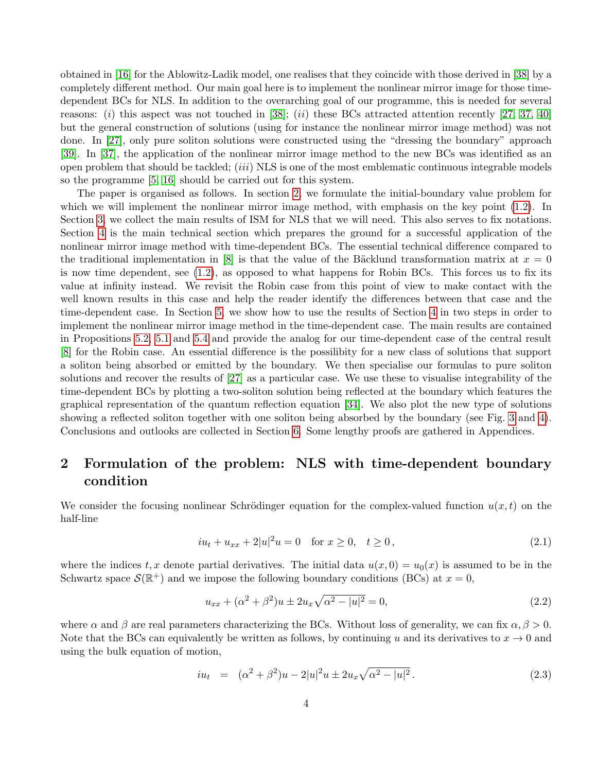obtained in [16] for the Ablowitz-Ladik model, one realises that they coincide with those derived in [38] by a completely different method. Our main goal here is to implement the nonlinear mirror image for those time-dependent BCs for NLS. In addition to the overarching goal of our programme, this is needed for several reasons: (*i*) this aspect was not touched in [38]; (*ii*) these BCs attracted attention recently [27, 37, 40] but the general construction of solutions (using for instance the nonlinear mirror image method) was not done. In [27], only pure soliton solutions were constructed using the "dressing the boundary" approach [39]. In [37], the application of the nonlinear mirror image method to the new BCs was identified as an open problem that should be tackled; (*iii*) NLS is one of the most emblematic continuous integrable models so the programme [5, 16] should be carried out for this system.

The paper is organised as follows. In section 2, we formulate the initial-boundary value problem for which we will implement the nonlinear mirror image method, with emphasis on the key point (1.2). In Section 3, we collect the main results of ISM for NLS that we will need. This also serves to fix notations. Section 4 is the main technical section which prepares the ground for a successful application of the nonlinear mirror image method with time-dependent BCs. The essential technical difference compared to the traditional implementation in [8] is that the value of the Bäcklund transformation matrix at $x = 0$ is now time dependent, see (1.2), as opposed to what happens for Robin BCs. This forces us to fix its value at infinity instead. We revisit the Robin case from this point of view to make contact with the well known results in this case and help the reader identify the differences between that case and the time-dependent case. In Section 5, we show how to use the results of Section 4 in two steps in order to implement the nonlinear mirror image method in the time-dependent case. The main results are contained in Propositions 5.2, 5.1 and 5.4 and provide the analog for our time-dependent case of the central result [8] for the Robin case. An essential difference is the possibility for a new class of solutions that support a soliton being absorbed or emitted by the boundary. We then specialise our formulas to pure soliton solutions and recover the results of [27] as a particular case. We use these to visualise integrability of the time-dependent BCs by plotting a two-soliton solution being reflected at the boundary which features the graphical representation of the quantum reflection equation [34]. We also plot the new type of solutions showing a reflected soliton together with one soliton being absorbed by the boundary (see Fig. 3 and 4). Conclusions and outlooks are collected in Section 6. Some lengthy proofs are gathered in Appendices.

## 2 Formulation of the problem: NLS with time-dependent boundary condition

We consider the focusing nonlinear Schrödinger equation for the complex-valued function $u(x, t)$ on the half-line

$$iu_t + u_{xx} + 2|u|^2 u = 0 \quad \text{for } x \geq 0, \quad t \geq 0\,, \tag{2.1}$$

where the indices $t, x$ denote partial derivatives. The initial data $u(x, 0) = u_0(x)$ is assumed to be in the Schwartz space $\mathcal{S}(\mathbb{R}^+)$ and we impose the following boundary conditions (BCs) at $x = 0$,

$$u_{xx} + (\alpha^2 + \beta^2)u \pm 2u_x\sqrt{\alpha^2 - |u|^2} = 0, \tag{2.2}$$

where $\alpha$ and $\beta$ are real parameters characterizing the BCs. Without loss of generality, we can fix $\alpha, \beta > 0$. Note that the BCs can equivalently be written as follows, by continuing $u$ and its derivatives to $x \to 0$ and using the bulk equation of motion,

$$iu_t \;\; = \;\; (\alpha^2 + \beta^2)u - 2|u|^2 u \pm 2u_x\sqrt{\alpha^2 - |u|^2}\,. \tag{2.3}$$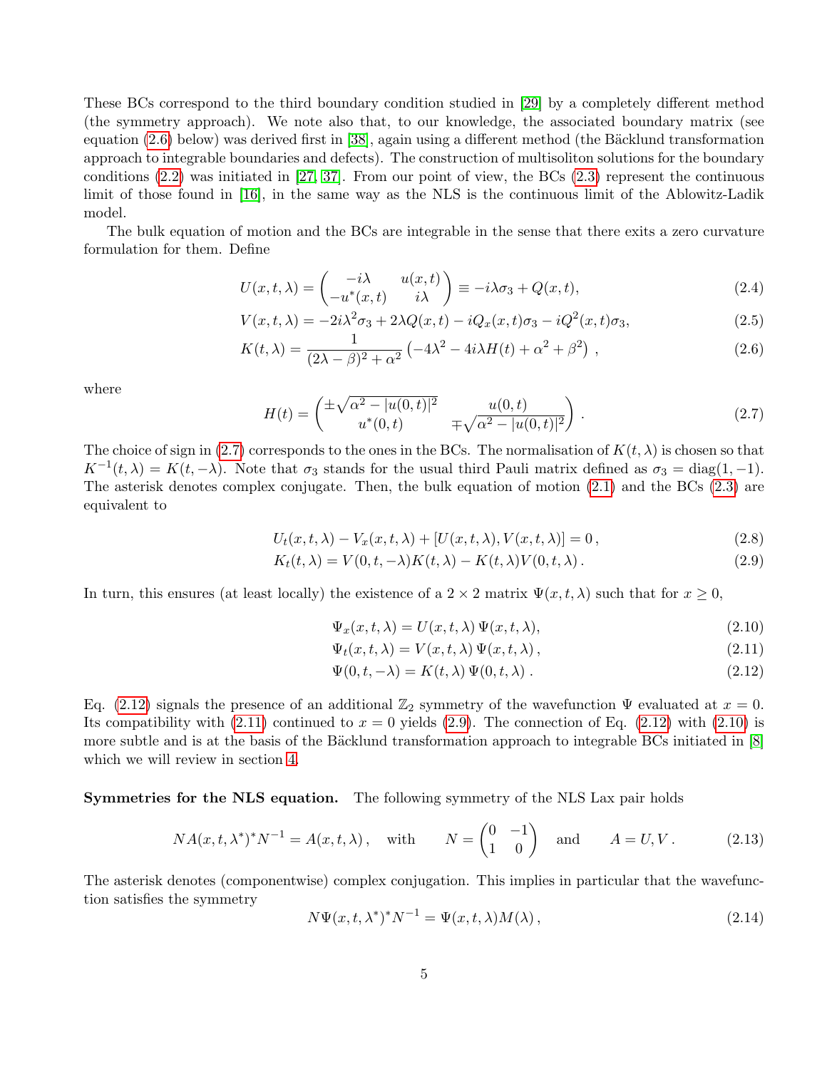These BCs correspond to the third boundary condition studied in [29] by a completely different method (the symmetry approach). We note also that, to our knowledge, the associated boundary matrix (see equation (2.6) below) was derived first in [38], again using a different method (the Bäcklund transformation approach to integrable boundaries and defects). The construction of multisoliton solutions for the boundary conditions (2.2) was initiated in [27, 37]. From our point of view, the BCs (2.3) represent the continuous limit of those found in [16], in the same way as the NLS is the continuous limit of the Ablowitz-Ladik model.

The bulk equation of motion and the BCs are integrable in the sense that there exits a zero curvature formulation for them. Define

$$U(x,t,\lambda) = \begin{pmatrix} -i\lambda & u(x,t) \\ -u^*(x,t) & i\lambda \end{pmatrix} \equiv -i\lambda\sigma_3 + Q(x,t), \tag{2.4}$$

$$V(x,t,\lambda) = -2i\lambda^2\sigma_3 + 2\lambda Q(x,t) - iQ_x(x,t)\sigma_3 - iQ^2(x,t)\sigma_3, \tag{2.5}$$

$$K(t,\lambda) = \frac{1}{(2\lambda-\beta)^2+\alpha^2}\left(-4\lambda^2 - 4i\lambda H(t) + \alpha^2 + \beta^2\right), \tag{2.6}$$

where

$$H(t) = \begin{pmatrix} \pm\sqrt{\alpha^2 - |u(0,t)|^2} & u(0,t) \\ u^*(0,t) & \mp\sqrt{\alpha^2 - |u(0,t)|^2} \end{pmatrix}. \tag{2.7}$$

The choice of sign in (2.7) corresponds to the ones in the BCs. The normalisation of $K(t,\lambda)$ is chosen so that $K^{-1}(t,\lambda) = K(t,-\lambda)$. Note that $\sigma_3$ stands for the usual third Pauli matrix defined as $\sigma_3 = \text{diag}(1,-1)$. The asterisk denotes complex conjugate. Then, the bulk equation of motion (2.1) and the BCs (2.3) are equivalent to

$$U_t(x,t,\lambda) - V_x(x,t,\lambda) + [U(x,t,\lambda), V(x,t,\lambda)] = 0, \tag{2.8}$$

$$K_t(t,\lambda) = V(0,t,-\lambda)K(t,\lambda) - K(t,\lambda)V(0,t,\lambda). \tag{2.9}$$

In turn, this ensures (at least locally) the existence of a $2\times 2$ matrix $\Psi(x,t,\lambda)$ such that for $x \geq 0$,

$$\Psi_x(x,t,\lambda) = U(x,t,\lambda)\,\Psi(x,t,\lambda), \tag{2.10}$$

$$\Psi_t(x,t,\lambda) = V(x,t,\lambda)\,\Psi(x,t,\lambda), \tag{2.11}$$

$$\Psi(0,t,-\lambda) = K(t,\lambda)\,\Psi(0,t,\lambda). \tag{2.12}$$

Eq. (2.12) signals the presence of an additional $\mathbb{Z}_2$ symmetry of the wavefunction $\Psi$ evaluated at $x=0$. Its compatibility with (2.11) continued to $x=0$ yields (2.9). The connection of Eq. (2.12) with (2.10) is more subtle and is at the basis of the Bäcklund transformation approach to integrable BCs initiated in [8] which we will review in section 4.

**Symmetries for the NLS equation.** The following symmetry of the NLS Lax pair holds

$$NA(x,t,\lambda^*)^*N^{-1} = A(x,t,\lambda), \quad \text{with} \quad N = \begin{pmatrix} 0 & -1 \\ 1 & 0 \end{pmatrix} \quad \text{and} \quad A = U, V. \tag{2.13}$$

The asterisk denotes (componentwise) complex conjugation. This implies in particular that the wavefunction satisfies the symmetry

$$N\Psi(x,t,\lambda^*)^*N^{-1} = \Psi(x,t,\lambda)M(\lambda), \tag{2.14}$$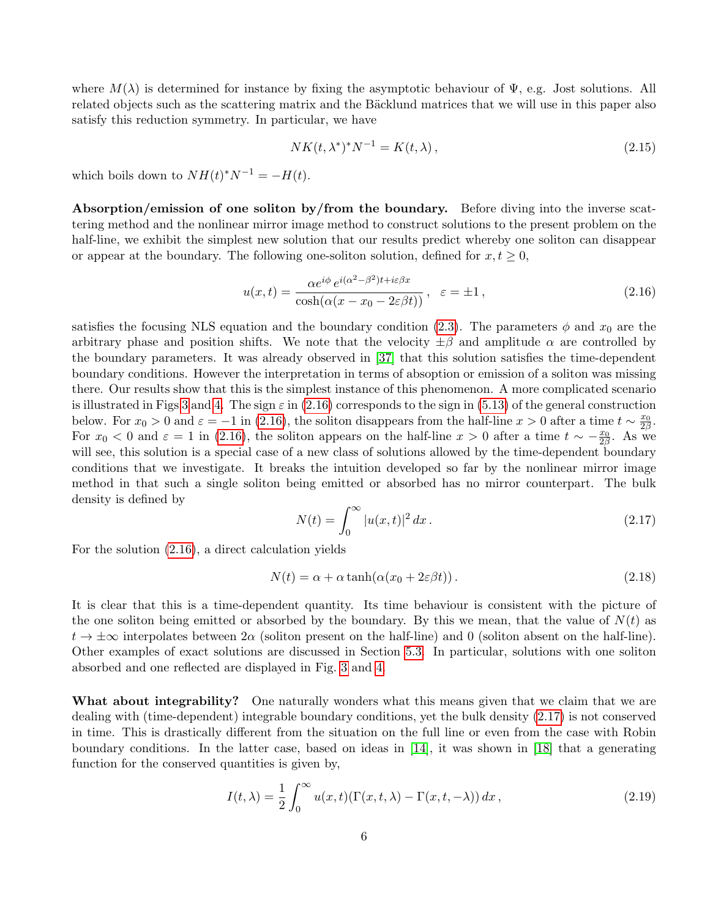where $M(\lambda)$ is determined for instance by fixing the asymptotic behaviour of $\Psi$, e.g. Jost solutions. All related objects such as the scattering matrix and the Bäcklund matrices that we will use in this paper also satisfy this reduction symmetry. In particular, we have

$$NK(t,\lambda^*)^*N^{-1} = K(t,\lambda)\,, \tag{2.15}$$

which boils down to $NH(t)^*N^{-1} = -H(t)$.

**Absorption/emission of one soliton by/from the boundary.** Before diving into the inverse scattering method and the nonlinear mirror image method to construct solutions to the present problem on the half-line, we exhibit the simplest new solution that our results predict whereby one soliton can disappear or appear at the boundary. The following one-soliton solution, defined for $x, t \geq 0$,

$$u(x,t) = \frac{\alpha e^{i\phi}\, e^{i(\alpha^2-\beta^2)t+i\varepsilon\beta x}}{\cosh(\alpha(x-x_0-2\varepsilon\beta t))}\,, \quad \varepsilon = \pm 1\,, \tag{2.16}$$

satisfies the focusing NLS equation and the boundary condition (2.3). The parameters $\phi$ and $x_0$ are the arbitrary phase and position shifts. We note that the velocity $\pm\beta$ and amplitude $\alpha$ are controlled by the boundary parameters. It was already observed in [37] that this solution satisfies the time-dependent boundary conditions. However the interpretation in terms of absoption or emission of a soliton was missing there. Our results show that this is the simplest instance of this phenomenon. A more complicated scenario is illustrated in Figs 3 and 4. The sign $\varepsilon$ in (2.16) corresponds to the sign in (5.13) of the general construction below. For $x_0 > 0$ and $\varepsilon = -1$ in (2.16), the soliton disappears from the half-line $x > 0$ after a time $t \sim \frac{x_0}{2\beta}$. For $x_0 < 0$ and $\varepsilon = 1$ in (2.16), the soliton appears on the half-line $x > 0$ after a time $t \sim -\frac{x_0}{2\beta}$. As we will see, this solution is a special case of a new class of solutions allowed by the time-dependent boundary conditions that we investigate. It breaks the intuition developed so far by the nonlinear mirror image method in that such a single soliton being emitted or absorbed has no mirror counterpart. The bulk density is defined by

$$N(t) = \int_0^\infty |u(x,t)|^2\, dx\,. \tag{2.17}$$

For the solution (2.16), a direct calculation yields

$$N(t) = \alpha + \alpha\tanh(\alpha(x_0 + 2\varepsilon\beta t))\,. \tag{2.18}$$

It is clear that this is a time-dependent quantity. Its time behaviour is consistent with the picture of the one soliton being emitted or absorbed by the boundary. By this we mean, that the value of $N(t)$ as $t \to \pm\infty$ interpolates between $2\alpha$ (soliton present on the half-line) and 0 (soliton absent on the half-line). Other examples of exact solutions are discussed in Section 5.3. In particular, solutions with one soliton absorbed and one reflected are displayed in Fig. 3 and 4.

**What about integrability?** One naturally wonders what this means given that we claim that we are dealing with (time-dependent) integrable boundary conditions, yet the bulk density (2.17) is not conserved in time. This is drastically different from the situation on the full line or even from the case with Robin boundary conditions. In the latter case, based on ideas in [14], it was shown in [18] that a generating function for the conserved quantities is given by,

$$I(t,\lambda) = \frac{1}{2}\int_0^\infty u(x,t)(\Gamma(x,t,\lambda) - \Gamma(x,t,-\lambda))\, dx\,, \tag{2.19}$$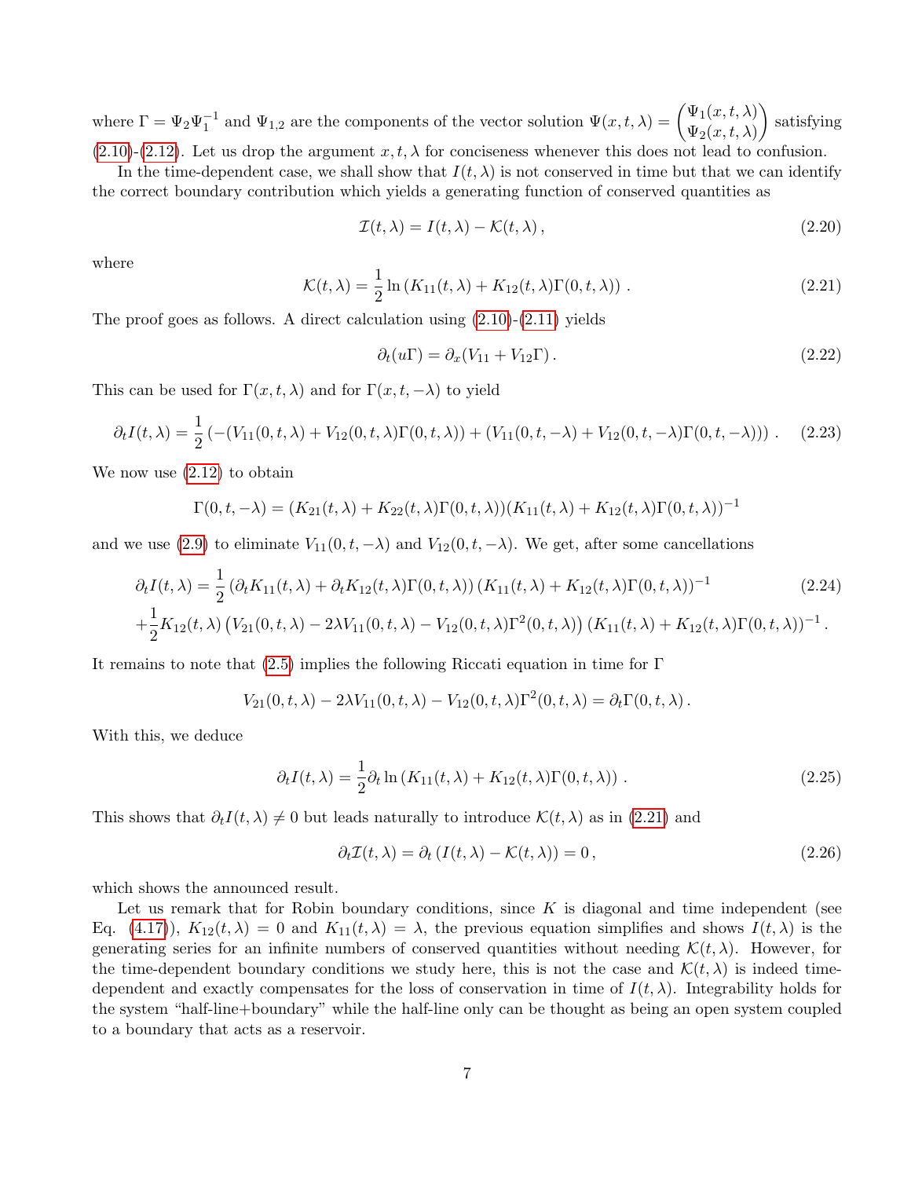where $\Gamma = \Psi_2\Psi_1^{-1}$ and $\Psi_{1,2}$ are the components of the vector solution $\Psi(x,t,\lambda) = \begin{pmatrix}\Psi_1(x,t,\lambda)\\ \Psi_2(x,t,\lambda)\end{pmatrix}$ satisfying (2.10)-(2.12). Let us drop the argument $x, t, \lambda$ for conciseness whenever this does not lead to confusion.

In the time-dependent case, we shall show that $I(t,\lambda)$ is not conserved in time but that we can identify the correct boundary contribution which yields a generating function of conserved quantities as

$$\mathcal{I}(t,\lambda) = I(t,\lambda) - \mathcal{K}(t,\lambda)\,, \tag{2.20}$$

where

$$\mathcal{K}(t,\lambda) = \frac{1}{2}\ln\left(K_{11}(t,\lambda) + K_{12}(t,\lambda)\Gamma(0,t,\lambda)\right)\,. \tag{2.21}$$

The proof goes as follows. A direct calculation using (2.10)-(2.11) yields

$$\partial_t(u\Gamma) = \partial_x(V_{11} + V_{12}\Gamma)\,. \tag{2.22}$$

This can be used for $\Gamma(x,t,\lambda)$ and for $\Gamma(x,t,-\lambda)$ to yield

$$\partial_t I(t,\lambda) = \frac{1}{2}\left(-(V_{11}(0,t,\lambda) + V_{12}(0,t,\lambda)\Gamma(0,t,\lambda)) + (V_{11}(0,t,-\lambda) + V_{12}(0,t,-\lambda)\Gamma(0,t,-\lambda))\right)\,. \tag{2.23}$$

We now use (2.12) to obtain

$$\Gamma(0,t,-\lambda) = (K_{21}(t,\lambda) + K_{22}(t,\lambda)\Gamma(0,t,\lambda))(K_{11}(t,\lambda) + K_{12}(t,\lambda)\Gamma(0,t,\lambda))^{-1}$$

and we use (2.9) to eliminate $V_{11}(0,t,-\lambda)$ and $V_{12}(0,t,-\lambda)$. We get, after some cancellations

$$\begin{aligned}\partial_t I(t,\lambda) &= \frac{1}{2}\left(\partial_t K_{11}(t,\lambda) + \partial_t K_{12}(t,\lambda)\Gamma(0,t,\lambda)\right)\left(K_{11}(t,\lambda) + K_{12}(t,\lambda)\Gamma(0,t,\lambda)\right)^{-1} \\ &+\frac{1}{2}K_{12}(t,\lambda)\left(V_{21}(0,t,\lambda) - 2\lambda V_{11}(0,t,\lambda) - V_{12}(0,t,\lambda)\Gamma^2(0,t,\lambda)\right)\left(K_{11}(t,\lambda) + K_{12}(t,\lambda)\Gamma(0,t,\lambda)\right)^{-1}.\end{aligned} \tag{2.24}$$

It remains to note that (2.5) implies the following Riccati equation in time for $\Gamma$

$$V_{21}(0,t,\lambda) - 2\lambda V_{11}(0,t,\lambda) - V_{12}(0,t,\lambda)\Gamma^2(0,t,\lambda) = \partial_t\Gamma(0,t,\lambda)\,.$$

With this, we deduce

$$\partial_t I(t,\lambda) = \frac{1}{2}\partial_t \ln\left(K_{11}(t,\lambda) + K_{12}(t,\lambda)\Gamma(0,t,\lambda)\right)\,. \tag{2.25}$$

This shows that $\partial_t I(t,\lambda) \neq 0$ but leads naturally to introduce $\mathcal{K}(t,\lambda)$ as in (2.21) and

$$\partial_t\mathcal{I}(t,\lambda) = \partial_t\left(I(t,\lambda) - \mathcal{K}(t,\lambda)\right) = 0\,, \tag{2.26}$$

which shows the announced result.

Let us remark that for Robin boundary conditions, since $K$ is diagonal and time independent (see Eq. (4.17)), $K_{12}(t,\lambda) = 0$ and $K_{11}(t,\lambda) = \lambda$, the previous equation simplifies and shows $I(t,\lambda)$ is the generating series for an infinite numbers of conserved quantities without needing $\mathcal{K}(t,\lambda)$. However, for the time-dependent boundary conditions we study here, this is not the case and $\mathcal{K}(t,\lambda)$ is indeed time-dependent and exactly compensates for the loss of conservation in time of $I(t,\lambda)$. Integrability holds for the system "half-line+boundary" while the half-line only can be thought as being an open system coupled to a boundary that acts as a reservoir.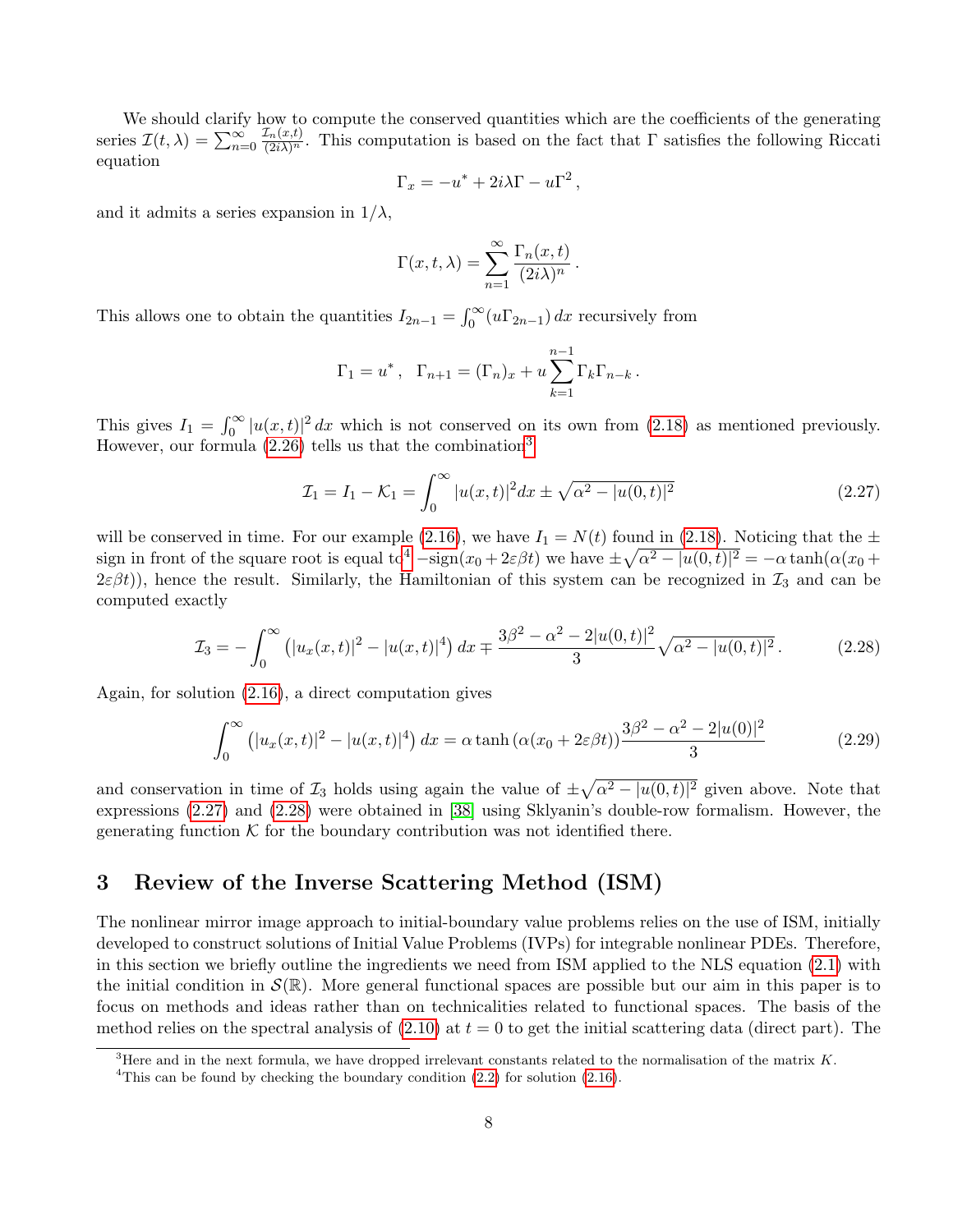We should clarify how to compute the conserved quantities which are the coefficients of the generating series $\mathcal{I}(t,\lambda) = \sum_{n=0}^{\infty} \frac{\mathcal{I}_n(x,t)}{(2i\lambda)^n}$. This computation is based on the fact that $\Gamma$ satisfies the following Riccati equation

$$\Gamma_x = -u^* + 2i\lambda\Gamma - u\Gamma^2\,,$$

and it admits a series expansion in $1/\lambda$,

$$\Gamma(x,t,\lambda) = \sum_{n=1}^{\infty} \frac{\Gamma_n(x,t)}{(2i\lambda)^n}\,.$$

This allows one to obtain the quantities $I_{2n-1} = \int_0^\infty (u\Gamma_{2n-1})\,dx$ recursively from

$$\Gamma_1 = u^*\,, \quad \Gamma_{n+1} = (\Gamma_n)_x + u\sum_{k=1}^{n-1}\Gamma_k\Gamma_{n-k}\,.$$

This gives $I_1 = \int_0^\infty |u(x,t)|^2\,dx$ which is not conserved on its own from (2.18) as mentioned previously. However, our formula (2.26) tells us that the combination[3]

$$\mathcal{I}_1 = I_1 - \mathcal{K}_1 = \int_0^\infty |u(x,t)|^2 dx \pm \sqrt{\alpha^2 - |u(0,t)|^2} \tag{2.27}$$

will be conserved in time. For our example (2.16), we have $I_1 = N(t)$ found in (2.18). Noticing that the $\pm$ sign in front of the square root is equal to[4] $-\text{sign}(x_0 + 2\varepsilon\beta t)$ we have $\pm\sqrt{\alpha^2 - |u(0,t)|^2} = -\alpha\tanh(\alpha(x_0 + 2\varepsilon\beta t))$, hence the result. Similarly, the Hamiltonian of this system can be recognized in $\mathcal{I}_3$ and can be computed exactly

$$\mathcal{I}_3 = -\int_0^\infty \left(|u_x(x,t)|^2 - |u(x,t)|^4\right)dx \mp \frac{3\beta^2 - \alpha^2 - 2|u(0,t)|^2}{3}\sqrt{\alpha^2 - |u(0,t)|^2}\,. \tag{2.28}$$

Again, for solution (2.16), a direct computation gives

$$\int_0^\infty \left(|u_x(x,t)|^2 - |u(x,t)|^4\right)dx = \alpha\tanh\left(\alpha(x_0 + 2\varepsilon\beta t)\right)\frac{3\beta^2 - \alpha^2 - 2|u(0)|^2}{3} \tag{2.29}$$

and conservation in time of $\mathcal{I}_3$ holds using again the value of $\pm\sqrt{\alpha^2 - |u(0,t)|^2}$ given above. Note that expressions (2.27) and (2.28) were obtained in [38] using Sklyanin's double-row formalism. However, the generating function $\mathcal{K}$ for the boundary contribution was not identified there.

# 3 Review of the Inverse Scattering Method (ISM)

The nonlinear mirror image approach to initial-boundary value problems relies on the use of ISM, initially developed to construct solutions of Initial Value Problems (IVPs) for integrable nonlinear PDEs. Therefore, in this section we briefly outline the ingredients we need from ISM applied to the NLS equation (2.1) with the initial condition in $\mathcal{S}(\mathbb{R})$. More general functional spaces are possible but our aim in this paper is to focus on methods and ideas rather than on technicalities related to functional spaces. The basis of the method relies on the spectral analysis of (2.10) at $t = 0$ to get the initial scattering data (direct part). The

[3] Here and in the next formula, we have dropped irrelevant constants related to the normalisation of the matrix $K$.

[4] This can be found by checking the boundary condition (2.2) for solution (2.16).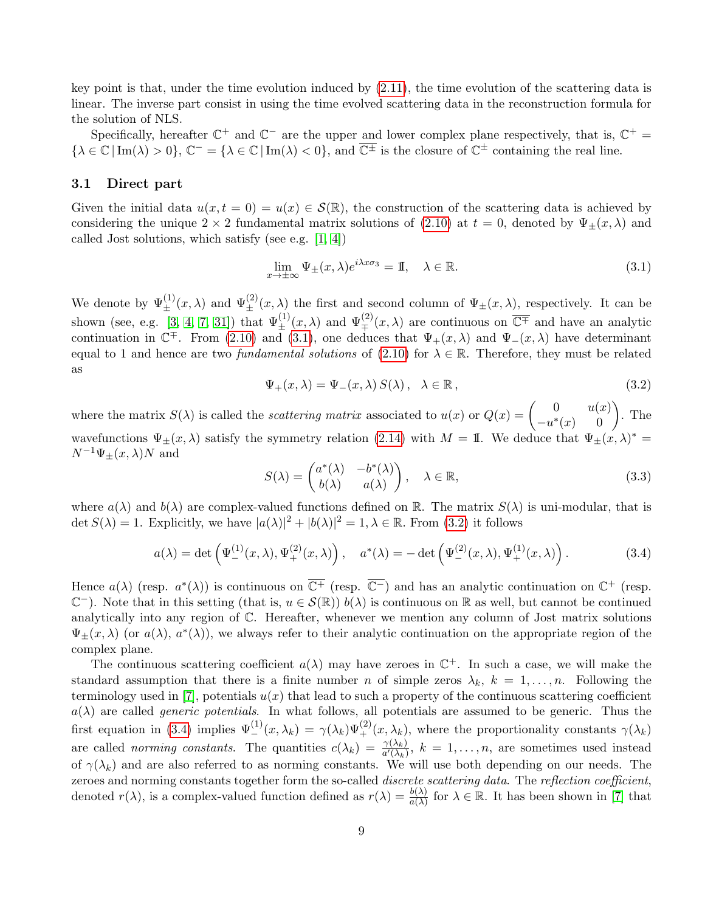key point is that, under the time evolution induced by (2.11), the time evolution of the scattering data is linear. The inverse part consist in using the time evolved scattering data in the reconstruction formula for the solution of NLS.

Specifically, hereafter $\mathbb{C}^+$ and $\mathbb{C}^-$ are the upper and lower complex plane respectively, that is, $\mathbb{C}^+ = \{\lambda \in \mathbb{C} \,|\, \mathrm{Im}(\lambda) > 0\}$, $\mathbb{C}^- = \{\lambda \in \mathbb{C} \,|\, \mathrm{Im}(\lambda) < 0\}$, and $\overline{\mathbb{C}^\pm}$ is the closure of $\mathbb{C}^\pm$ containing the real line.

### 3.1 Direct part

Given the initial data $u(x, t = 0) = u(x) \in \mathcal{S}(\mathbb{R})$, the construction of the scattering data is achieved by considering the unique $2 \times 2$ fundamental matrix solutions of (2.10) at $t = 0$, denoted by $\Psi_\pm(x, \lambda)$ and called Jost solutions, which satisfy (see e.g. [1, 4])

$$\lim_{x\to\pm\infty} \Psi_\pm(x, \lambda) e^{i\lambda x \sigma_3} = \mathbb{I}, \quad \lambda \in \mathbb{R}. \tag{3.1}$$

We denote by $\Psi_\pm^{(1)}(x, \lambda)$ and $\Psi_\pm^{(2)}(x, \lambda)$ the first and second column of $\Psi_\pm(x, \lambda)$, respectively. It can be shown (see, e.g. [3, 4, 7, 31]) that $\Psi_\pm^{(1)}(x, \lambda)$ and $\Psi_\mp^{(2)}(x, \lambda)$ are continuous on $\overline{\mathbb{C}^\mp}$ and have an analytic continuation in $\mathbb{C}^\mp$. From (2.10) and (3.1), one deduces that $\Psi_+(x, \lambda)$ and $\Psi_-(x, \lambda)$ have determinant equal to 1 and hence are two *fundamental solutions* of (2.10) for $\lambda \in \mathbb{R}$. Therefore, they must be related as

$$\Psi_+(x, \lambda) = \Psi_-(x, \lambda)\, S(\lambda)\,, \quad \lambda \in \mathbb{R}\,, \tag{3.2}$$

where the matrix $S(\lambda)$ is called the *scattering matrix* associated to $u(x)$ or $Q(x) = \begin{pmatrix} 0 & u(x) \\ -u^*(x) & 0 \end{pmatrix}$. The wavefunctions $\Psi_\pm(x, \lambda)$ satisfy the symmetry relation (2.14) with $M = \mathbb{I}$. We deduce that $\Psi_\pm(x, \lambda)^* = N^{-1}\Psi_\pm(x, \lambda)N$ and

$$S(\lambda) = \begin{pmatrix} a^*(\lambda) & -b^*(\lambda) \\ b(\lambda) & a(\lambda) \end{pmatrix}, \quad \lambda \in \mathbb{R}, \tag{3.3}$$

where $a(\lambda)$ and $b(\lambda)$ are complex-valued functions defined on $\mathbb{R}$. The matrix $S(\lambda)$ is uni-modular, that is $\det S(\lambda) = 1$. Explicitly, we have $|a(\lambda)|^2 + |b(\lambda)|^2 = 1, \lambda \in \mathbb{R}$. From (3.2) it follows

$$a(\lambda) = \det\left(\Psi_-^{(1)}(x, \lambda), \Psi_+^{(2)}(x, \lambda)\right), \quad a^*(\lambda) = -\det\left(\Psi_-^{(2)}(x, \lambda), \Psi_+^{(1)}(x, \lambda)\right). \tag{3.4}$$

Hence $a(\lambda)$ (resp. $a^*(\lambda)$) is continuous on $\overline{\mathbb{C}^+}$ (resp. $\overline{\mathbb{C}^-}$) and has an analytic continuation on $\mathbb{C}^+$ (resp. $\mathbb{C}^-$). Note that in this setting (that is, $u \in \mathcal{S}(\mathbb{R})$) $b(\lambda)$ is continuous on $\mathbb{R}$ as well, but cannot be continued analytically into any region of $\mathbb{C}$. Hereafter, whenever we mention any column of Jost matrix solutions $\Psi_\pm(x, \lambda)$ (or $a(\lambda)$, $a^*(\lambda)$), we always refer to their analytic continuation on the appropriate region of the complex plane.

The continuous scattering coefficient $a(\lambda)$ may have zeroes in $\mathbb{C}^+$. In such a case, we will make the standard assumption that there is a finite number $n$ of simple zeros $\lambda_k$, $k = 1, \ldots, n$. Following the terminology used in [7], potentials $u(x)$ that lead to such a property of the continuous scattering coefficient $a(\lambda)$ are called *generic potentials*. In what follows, all potentials are assumed to be generic. Thus the first equation in (3.4) implies $\Psi_-^{(1)}(x, \lambda_k) = \gamma(\lambda_k)\Psi_+^{(2)}(x, \lambda_k)$, where the proportionality constants $\gamma(\lambda_k)$ are called *norming constants*. The quantities $c(\lambda_k) = \frac{\gamma(\lambda_k)}{a'(\lambda_k)}$, $k = 1, \ldots, n$, are sometimes used instead of $\gamma(\lambda_k)$ and are also referred to as norming constants. We will use both depending on our needs. The zeroes and norming constants together form the so-called *discrete scattering data*. The *reflection coefficient*, denoted $r(\lambda)$, is a complex-valued function defined as $r(\lambda) = \frac{b(\lambda)}{a(\lambda)}$ for $\lambda \in \mathbb{R}$. It has been shown in [7] that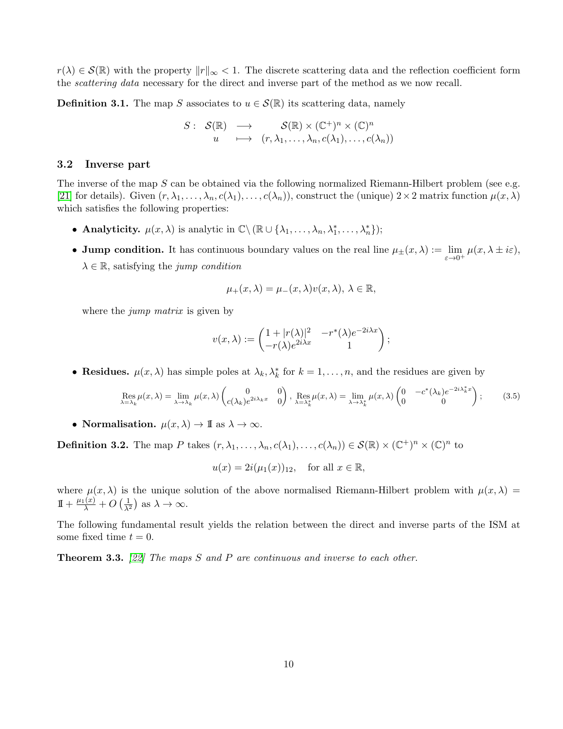$r(\lambda) \in \mathcal{S}(\mathbb{R})$ with the property $\|r\|_\infty < 1$. The discrete scattering data and the reflection coefficient form the *scattering data* necessary for the direct and inverse part of the method as we now recall.

**Definition 3.1.** The map $S$ associates to $u \in \mathcal{S}(\mathbb{R})$ its scattering data, namely

$$
\begin{array}{rccc}
S: & \mathcal{S}(\mathbb{R}) & \longrightarrow & \mathcal{S}(\mathbb{R}) \times (\mathbb{C}^+)^n \times (\mathbb{C})^n \\
 & u & \longmapsto & (r, \lambda_1, \dots, \lambda_n, c(\lambda_1), \dots, c(\lambda_n))
\end{array}
$$

### 3.2 Inverse part

The inverse of the map $S$ can be obtained via the following normalized Riemann-Hilbert problem (see e.g. [21] for details). Given $(r, \lambda_1, \dots, \lambda_n, c(\lambda_1), \dots, c(\lambda_n))$, construct the (unique) $2 \times 2$ matrix function $\mu(x, \lambda)$ which satisfies the following properties:

- **Analyticity.** $\mu(x, \lambda)$ is analytic in $\mathbb{C} \setminus (\mathbb{R} \cup \{\lambda_1, \dots, \lambda_n, \lambda_1^*, \dots, \lambda_n^*\})$;
- **Jump condition.** It has continuous boundary values on the real line $\mu_\pm(x, \lambda) := \lim_{\varepsilon \to 0^+} \mu(x, \lambda \pm i\varepsilon)$, $\lambda \in \mathbb{R}$, satisfying the *jump condition*

  $$\mu_+(x, \lambda) = \mu_-(x, \lambda) v(x, \lambda),\ \lambda \in \mathbb{R},$$

  where the *jump matrix* is given by

  $$v(x, \lambda) := \begin{pmatrix} 1 + |r(\lambda)|^2 & -r^*(\lambda) e^{-2i\lambda x} \\ -r(\lambda) e^{2i\lambda x} & 1 \end{pmatrix};$$

- **Residues.** $\mu(x, \lambda)$ has simple poles at $\lambda_k, \lambda_k^*$ for $k = 1, \dots, n$, and the residues are given by

  $$\operatorname*{Res}_{\lambda = \lambda_k} \mu(x, \lambda) = \lim_{\lambda \to \lambda_k} \mu(x, \lambda) \begin{pmatrix} 0 & 0 \\ c(\lambda_k) e^{2i\lambda_k x} & 0 \end{pmatrix},\ \operatorname*{Res}_{\lambda = \lambda_k^*} \mu(x, \lambda) = \lim_{\lambda \to \lambda_k^*} \mu(x, \lambda) \begin{pmatrix} 0 & -c^*(\lambda_k) e^{-2i\lambda_k^* x} \\ 0 & 0 \end{pmatrix}; \tag{3.5}$$

- **Normalisation.** $\mu(x, \lambda) \to \mathbb{1}$ as $\lambda \to \infty$.

**Definition 3.2.** The map $P$ takes $(r, \lambda_1, \dots, \lambda_n, c(\lambda_1), \dots, c(\lambda_n)) \in \mathcal{S}(\mathbb{R}) \times (\mathbb{C}^+)^n \times (\mathbb{C})^n$ to

$$u(x) = 2i(\mu_1(x))_{12}, \quad \text{for all } x \in \mathbb{R},$$

where $\mu(x, \lambda)$ is the unique solution of the above normalised Riemann-Hilbert problem with $\mu(x, \lambda) = \mathbb{1} + \frac{\mu_1(x)}{\lambda} + O\left(\frac{1}{\lambda^2}\right)$ as $\lambda \to \infty$.

The following fundamental result yields the relation between the direct and inverse parts of the ISM at some fixed time $t = 0$.

**Theorem 3.3.** *[22] The maps $S$ and $P$ are continuous and inverse to each other.*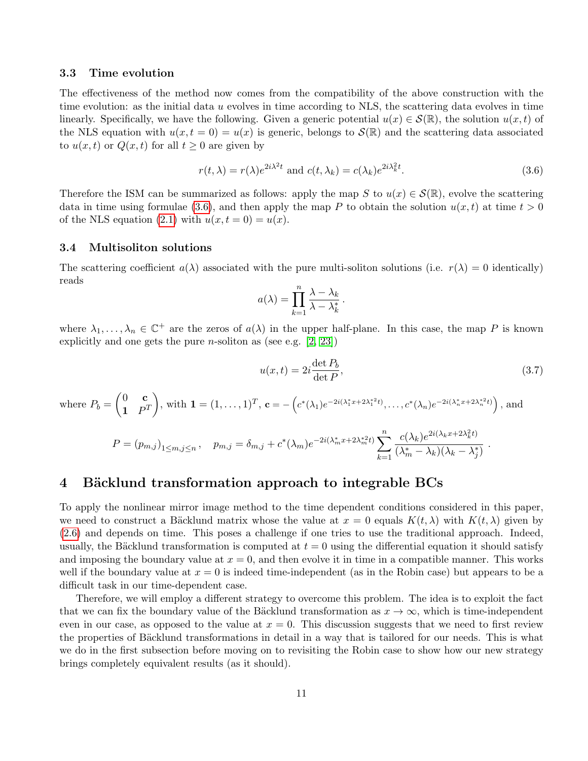### 3.3 Time evolution

The effectiveness of the method now comes from the compatibility of the above construction with the time evolution: as the initial data $u$ evolves in time according to NLS, the scattering data evolves in time linearly. Specifically, we have the following. Given a generic potential $u(x) \in \mathcal{S}(\mathbb{R})$, the solution $u(x,t)$ of the NLS equation with $u(x,t=0) = u(x)$ is generic, belongs to $\mathcal{S}(\mathbb{R})$ and the scattering data associated to $u(x,t)$ or $Q(x,t)$ for all $t \geq 0$ are given by

$$r(t,\lambda) = r(\lambda)e^{2i\lambda^2 t} \text{ and } c(t,\lambda_k) = c(\lambda_k)e^{2i\lambda_k^2 t}. \tag{3.6}$$

Therefore the ISM can be summarized as follows: apply the map $S$ to $u(x) \in \mathcal{S}(\mathbb{R})$, evolve the scattering data in time using formulae (3.6), and then apply the map $P$ to obtain the solution $u(x,t)$ at time $t > 0$ of the NLS equation (2.1) with $u(x,t=0) = u(x)$.

### 3.4 Multisoliton solutions

The scattering coefficient $a(\lambda)$ associated with the pure multi-soliton solutions (i.e. $r(\lambda) = 0$ identically) reads

$$a(\lambda) = \prod_{k=1}^{n} \frac{\lambda - \lambda_k}{\lambda - \lambda_k^*}.$$

where $\lambda_1, \ldots, \lambda_n \in \mathbb{C}^+$ are the zeros of $a(\lambda)$ in the upper half-plane. In this case, the map $P$ is known explicitly and one gets the pure $n$-soliton as (see e.g. [2, 23])

$$u(x,t) = 2i\frac{\det P_b}{\det P}, \tag{3.7}$$

where $P_b = \begin{pmatrix} 0 & \mathbf{c} \\ \mathbf{1} & P^T \end{pmatrix}$, with $\mathbf{1} = (1,\ldots,1)^T$, $\mathbf{c} = -\left(c^*(\lambda_1)e^{-2i(\lambda_1^* x + 2\lambda_1^{*2} t)}, \ldots, c^*(\lambda_n)e^{-2i(\lambda_n^* x + 2\lambda_n^{*2} t)}\right)$, and

$$P = (p_{m,j})_{1\leq m,j\leq n}, \quad p_{m,j} = \delta_{m,j} + c^*(\lambda_m)e^{-2i(\lambda_m^* x + 2\lambda_m^{*2} t)} \sum_{k=1}^{n} \frac{c(\lambda_k)e^{2i(\lambda_k x + 2\lambda_k^2 t)}}{(\lambda_m^* - \lambda_k)(\lambda_k - \lambda_j^*)}.$$

## 4 Bäcklund transformation approach to integrable BCs

To apply the nonlinear mirror image method to the time dependent conditions considered in this paper, we need to construct a Bäcklund matrix whose the value at $x = 0$ equals $K(t,\lambda)$ with $K(t,\lambda)$ given by (2.6) and depends on time. This poses a challenge if one tries to use the traditional approach. Indeed, usually, the Bäcklund transformation is computed at $t = 0$ using the differential equation it should satisfy and imposing the boundary value at $x = 0$, and then evolve it in time in a compatible manner. This works well if the boundary value at $x = 0$ is indeed time-independent (as in the Robin case) but appears to be a difficult task in our time-dependent case.

Therefore, we will employ a different strategy to overcome this problem. The idea is to exploit the fact that we can fix the boundary value of the Bäcklund transformation as $x \to \infty$, which is time-independent even in our case, as opposed to the value at $x = 0$. This discussion suggests that we need to first review the properties of Bäcklund transformations in detail in a way that is tailored for our needs. This is what we do in the first subsection before moving on to revisiting the Robin case to show how our new strategy brings completely equivalent results (as it should).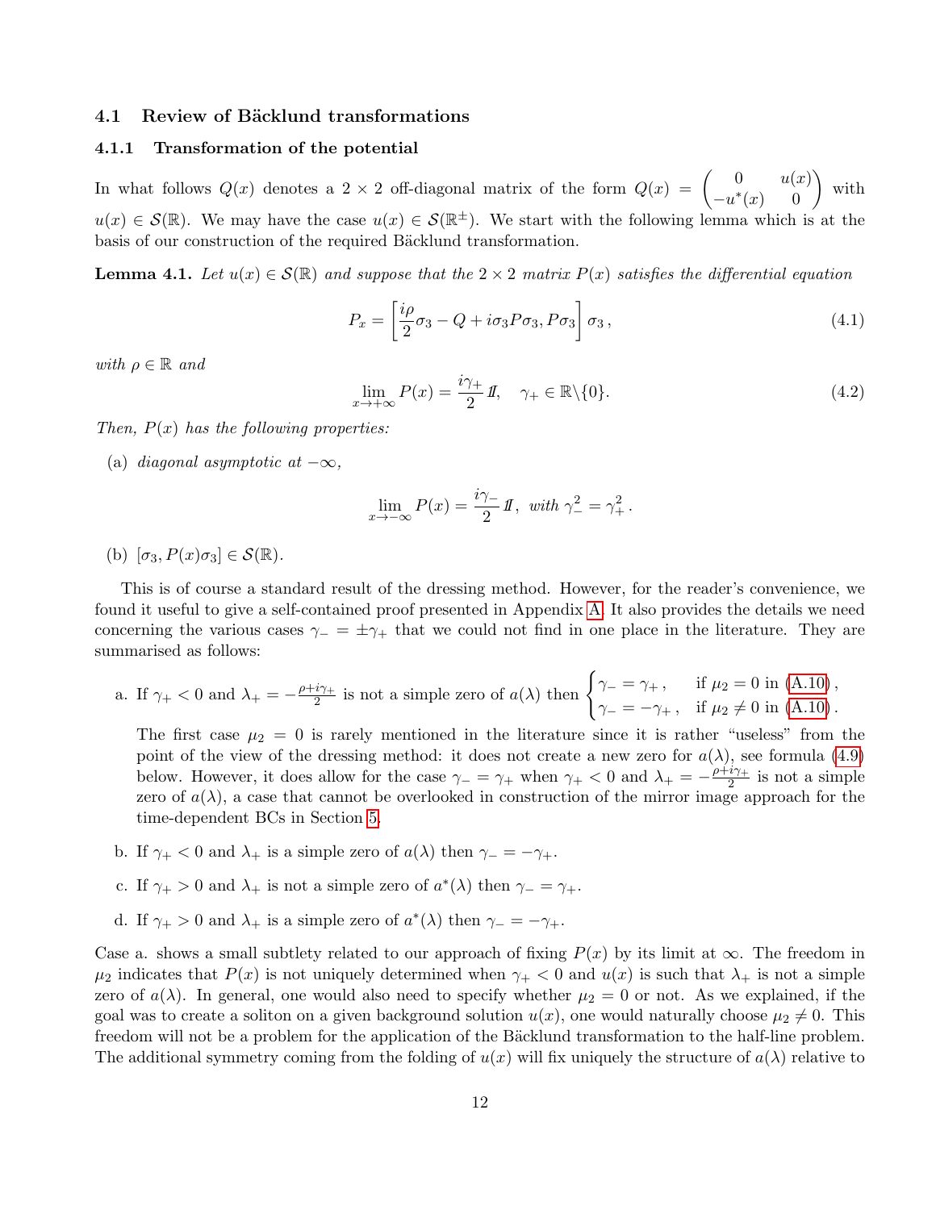### 4.1 Review of Bäcklund transformations

#### 4.1.1 Transformation of the potential

In what follows $Q(x)$ denotes a $2 \times 2$ off-diagonal matrix of the form $Q(x) = \begin{pmatrix} 0 & u(x) \\ -u^*(x) & 0 \end{pmatrix}$ with $u(x) \in \mathcal{S}(\mathbb{R})$. We may have the case $u(x) \in \mathcal{S}(\mathbb{R}^\pm)$. We start with the following lemma which is at the basis of our construction of the required Bäcklund transformation.

**Lemma 4.1.** *Let $u(x) \in \mathcal{S}(\mathbb{R})$ and suppose that the $2 \times 2$ matrix $P(x)$ satisfies the differential equation*

$$P_x = \left[\frac{i\rho}{2}\sigma_3 - Q + i\sigma_3 P \sigma_3, P\sigma_3\right]\sigma_3\,, \tag{4.1}$$

*with $\rho \in \mathbb{R}$ and*

$$\lim_{x\to+\infty} P(x) = \frac{i\gamma_+}{2}\mathbb{1}, \quad \gamma_+ \in \mathbb{R}\backslash\{0\}. \tag{4.2}$$

*Then, $P(x)$ has the following properties:*

(a) *diagonal asymptotic at $-\infty$,*

$$\lim_{x\to-\infty} P(x) = \frac{i\gamma_-}{2}\mathbb{1},\ \text{with } \gamma_-^2 = \gamma_+^2\,.$$

(b) $[\sigma_3, P(x)\sigma_3] \in \mathcal{S}(\mathbb{R})$.

This is of course a standard result of the dressing method. However, for the reader's convenience, we found it useful to give a self-contained proof presented in Appendix A. It also provides the details we need concerning the various cases $\gamma_- = \pm\gamma_+$ that we could not find in one place in the literature. They are summarised as follows:

a. If $\gamma_+ < 0$ and $\lambda_+ = -\frac{\rho + i\gamma_+}{2}$ is not a simple zero of $a(\lambda)$ then $\begin{cases} \gamma_- = \gamma_+\,, & \text{if } \mu_2 = 0 \text{ in (A.10)}\,, \\ \gamma_- = -\gamma_+\,, & \text{if } \mu_2 \neq 0 \text{ in (A.10)}\,. \end{cases}$

   The first case $\mu_2 = 0$ is rarely mentioned in the literature since it is rather "useless" from the point of the view of the dressing method: it does not create a new zero for $a(\lambda)$, see formula (4.9) below. However, it does allow for the case $\gamma_- = \gamma_+$ when $\gamma_+ < 0$ and $\lambda_+ = -\frac{\rho+i\gamma_+}{2}$ is not a simple zero of $a(\lambda)$, a case that cannot be overlooked in construction of the mirror image approach for the time-dependent BCs in Section 5.

b. If $\gamma_+ < 0$ and $\lambda_+$ is a simple zero of $a(\lambda)$ then $\gamma_- = -\gamma_+$.

c. If $\gamma_+ > 0$ and $\lambda_+$ is not a simple zero of $a^*(\lambda)$ then $\gamma_- = \gamma_+$.

d. If $\gamma_+ > 0$ and $\lambda_+$ is a simple zero of $a^*(\lambda)$ then $\gamma_- = -\gamma_+$.

Case a. shows a small subtlety related to our approach of fixing $P(x)$ by its limit at $\infty$. The freedom in $\mu_2$ indicates that $P(x)$ is not uniquely determined when $\gamma_+ < 0$ and $u(x)$ is such that $\lambda_+$ is not a simple zero of $a(\lambda)$. In general, one would also need to specify whether $\mu_2 = 0$ or not. As we explained, if the goal was to create a soliton on a given background solution $u(x)$, one would naturally choose $\mu_2 \neq 0$. This freedom will not be a problem for the application of the Bäcklund transformation to the half-line problem. The additional symmetry coming from the folding of $u(x)$ will fix uniquely the structure of $a(\lambda)$ relative to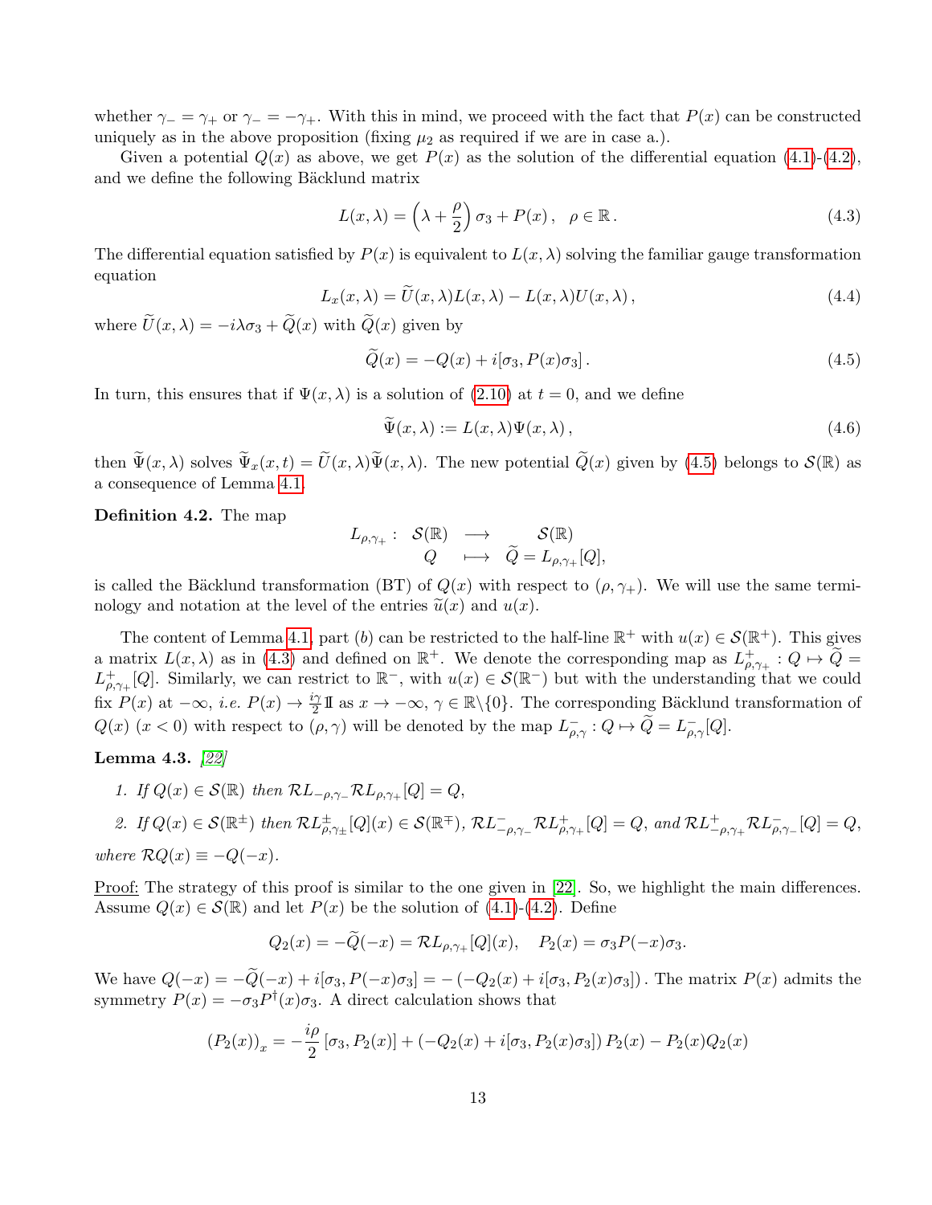whether $\gamma_- = \gamma_+$ or $\gamma_- = -\gamma_+$. With this in mind, we proceed with the fact that $P(x)$ can be constructed uniquely as in the above proposition (fixing $\mu_2$ as required if we are in case a.).

Given a potential $Q(x)$ as above, we get $P(x)$ as the solution of the differential equation (4.1)-(4.2), and we define the following Bäcklund matrix

$$L(x,\lambda) = \left(\lambda + \frac{\rho}{2}\right)\sigma_3 + P(x)\,, \quad \rho \in \mathbb{R}\,. \tag{4.3}$$

The differential equation satisfied by $P(x)$ is equivalent to $L(x,\lambda)$ solving the familiar gauge transformation equation

$$L_x(x,\lambda) = \widetilde{U}(x,\lambda)L(x,\lambda) - L(x,\lambda)U(x,\lambda)\,, \tag{4.4}$$

where $\widetilde{U}(x,\lambda) = -i\lambda\sigma_3 + \widetilde{Q}(x)$ with $\widetilde{Q}(x)$ given by

$$\widetilde{Q}(x) = -Q(x) + i[\sigma_3, P(x)\sigma_3]\,. \tag{4.5}$$

In turn, this ensures that if $\Psi(x,\lambda)$ is a solution of (2.10) at $t=0$, and we define

$$\widetilde{\Psi}(x,\lambda) := L(x,\lambda)\Psi(x,\lambda)\,, \tag{4.6}$$

then $\widetilde{\Psi}(x,\lambda)$ solves $\widetilde{\Psi}_x(x,t) = \widetilde{U}(x,\lambda)\widetilde{\Psi}(x,\lambda)$. The new potential $\widetilde{Q}(x)$ given by (4.5) belongs to $\mathcal{S}(\mathbb{R})$ as a consequence of Lemma 4.1.

**Definition 4.2.** The map

$$\begin{array}{rccc} L_{\rho,\gamma_+}: & \mathcal{S}(\mathbb{R}) & \longrightarrow & \mathcal{S}(\mathbb{R}) \\ & Q & \longmapsto & \widetilde{Q} = L_{\rho,\gamma_+}[Q], \end{array}$$

is called the Bäcklund transformation (BT) of $Q(x)$ with respect to $(\rho,\gamma_+)$. We will use the same terminology and notation at the level of the entries $\widetilde{u}(x)$ and $u(x)$.

The content of Lemma 4.1, part $(b)$ can be restricted to the half-line $\mathbb{R}^+$ with $u(x) \in \mathcal{S}(\mathbb{R}^+)$. This gives a matrix $L(x,\lambda)$ as in (4.3) and defined on $\mathbb{R}^+$. We denote the corresponding map as $L^+_{\rho,\gamma_+} : Q \mapsto \widetilde{Q} = L^+_{\rho,\gamma_+}[Q]$. Similarly, we can restrict to $\mathbb{R}^-$, with $u(x) \in \mathcal{S}(\mathbb{R}^-)$ but with the understanding that we could fix $P(x)$ at $-\infty$, *i.e.* $P(x) \to \frac{i\gamma}{2}\mathbb{I}$ as $x \to -\infty$, $\gamma \in \mathbb{R}\backslash\{0\}$. The corresponding Bäcklund transformation of $Q(x)$ $(x<0)$ with respect to $(\rho,\gamma)$ will be denoted by the map $L^-_{\rho,\gamma} : Q \mapsto \widetilde{Q} = L^-_{\rho,\gamma}[Q]$.

**Lemma 4.3.** *[22]*

1. *If $Q(x) \in \mathcal{S}(\mathbb{R})$ then $\mathcal{R}L_{-\rho,\gamma_-}\mathcal{R}L_{\rho,\gamma_+}[Q] = Q$,*
2. *If $Q(x) \in \mathcal{S}(\mathbb{R}^\pm)$ then $\mathcal{R}L^\pm_{\rho,\gamma_\pm}[Q](x) \in \mathcal{S}(\mathbb{R}^\mp)$, $\mathcal{R}L^-_{-\rho,\gamma_-}\mathcal{R}L^+_{\rho,\gamma_+}[Q] = Q$, and $\mathcal{R}L^+_{-\rho,\gamma_+}\mathcal{R}L^-_{\rho,\gamma_-}[Q] = Q$,*

*where $\mathcal{R}Q(x) \equiv -Q(-x)$.*

Proof: The strategy of this proof is similar to the one given in [22]. So, we highlight the main differences. Assume $Q(x) \in \mathcal{S}(\mathbb{R})$ and let $P(x)$ be the solution of (4.1)-(4.2). Define

$$Q_2(x) = -\widetilde{Q}(-x) = \mathcal{R}L_{\rho,\gamma_+}[Q](x), \quad P_2(x) = \sigma_3 P(-x)\sigma_3.$$

We have $Q(-x) = -\widetilde{Q}(-x) + i[\sigma_3, P(-x)\sigma_3] = -\left(-Q_2(x) + i[\sigma_3, P_2(x)\sigma_3]\right)$. The matrix $P(x)$ admits the symmetry $P(x) = -\sigma_3 P^\dagger(x)\sigma_3$. A direct calculation shows that

$$\left(P_2(x)\right)_x = -\frac{i\rho}{2}\left[\sigma_3, P_2(x)\right] + \left(-Q_2(x) + i[\sigma_3, P_2(x)\sigma_3]\right)P_2(x) - P_2(x)Q_2(x)$$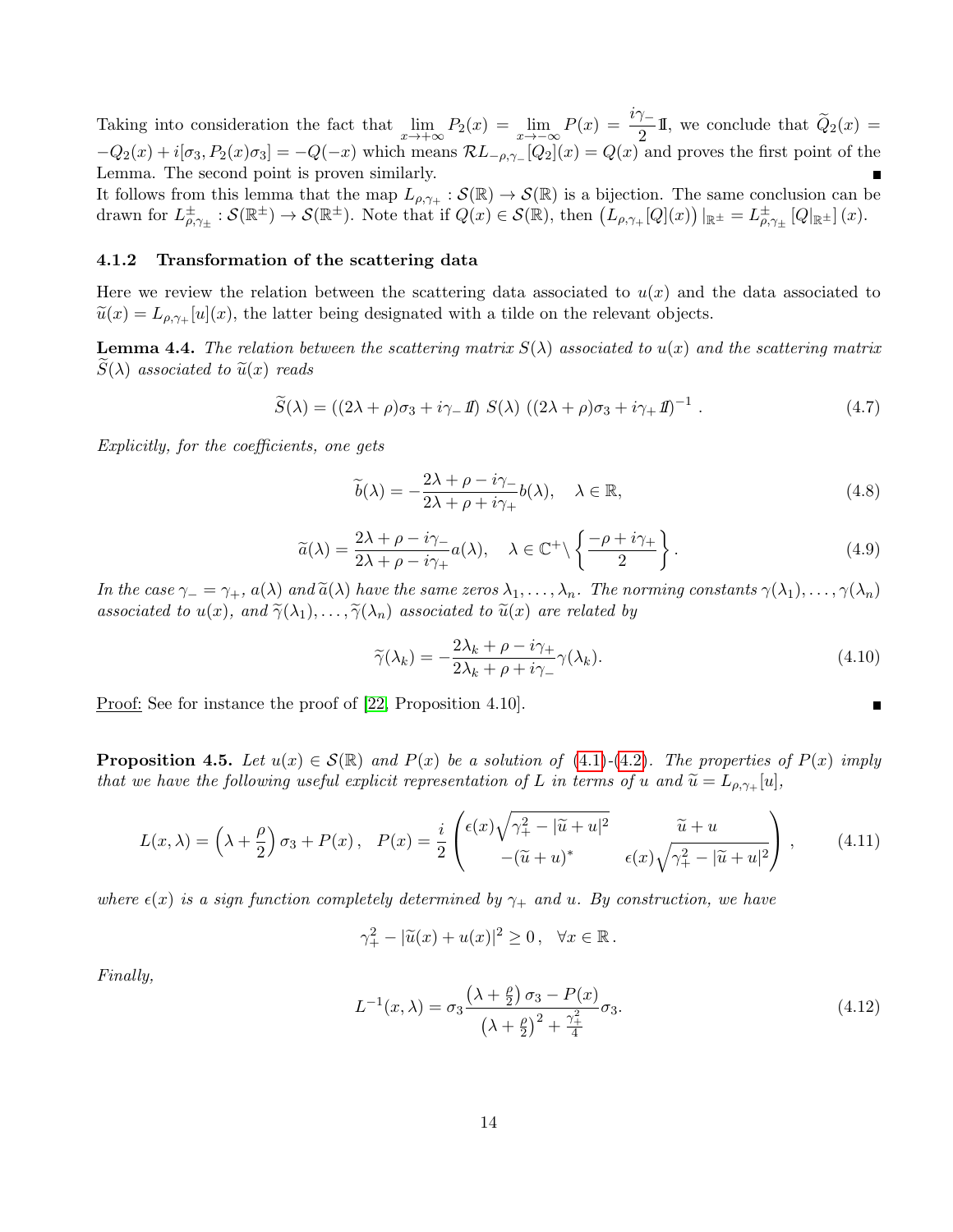Taking into consideration the fact that $\lim_{x\to+\infty} P_2(x) = \lim_{x\to-\infty} P(x) = \dfrac{i\gamma_-}{2}\mathbb{1}$, we conclude that $\widetilde{Q}_2(x) = -Q_2(x) + i[\sigma_3, P_2(x)\sigma_3] = -Q(-x)$ which means $\mathcal{R}L_{-\rho,\gamma_-}[Q_2](x) = Q(x)$ and proves the first point of the Lemma. The second point is proven similarly. ∎

It follows from this lemma that the map $L_{\rho,\gamma_+} : \mathcal{S}(\mathbb{R}) \to \mathcal{S}(\mathbb{R})$ is a bijection. The same conclusion can be drawn for $L^{\pm}_{\rho,\gamma_\pm} : \mathcal{S}(\mathbb{R}^\pm) \to \mathcal{S}(\mathbb{R}^\pm)$. Note that if $Q(x) \in \mathcal{S}(\mathbb{R})$, then $\left(L_{\rho,\gamma_+}[Q](x)\right)|_{\mathbb{R}^\pm} = L^{\pm}_{\rho,\gamma_\pm}\left[Q|_{\mathbb{R}^\pm}\right](x)$.

### 4.1.2 Transformation of the scattering data

Here we review the relation between the scattering data associated to $u(x)$ and the data associated to $\widetilde{u}(x) = L_{\rho,\gamma_+}[u](x)$, the latter being designated with a tilde on the relevant objects.

**Lemma 4.4.** *The relation between the scattering matrix $S(\lambda)$ associated to $u(x)$ and the scattering matrix $\widetilde{S}(\lambda)$ associated to $\widetilde{u}(x)$ reads*

$$\widetilde{S}(\lambda) = ((2\lambda+\rho)\sigma_3 + i\gamma_-\mathbb{1})\; S(\lambda)\; ((2\lambda+\rho)\sigma_3 + i\gamma_+\mathbb{1})^{-1}\,. \tag{4.7}$$

*Explicitly, for the coefficients, one gets*

$$\widetilde{b}(\lambda) = -\frac{2\lambda+\rho-i\gamma_-}{2\lambda+\rho+i\gamma_+}b(\lambda), \quad \lambda \in \mathbb{R}, \tag{4.8}$$

$$\widetilde{a}(\lambda) = \frac{2\lambda+\rho-i\gamma_-}{2\lambda+\rho-i\gamma_+}a(\lambda), \quad \lambda \in \mathbb{C}^+ \backslash \left\{\frac{-\rho+i\gamma_+}{2}\right\}. \tag{4.9}$$

*In the case $\gamma_- = \gamma_+$, $a(\lambda)$ and $\widetilde{a}(\lambda)$ have the same zeros $\lambda_1, \dots, \lambda_n$. The norming constants $\gamma(\lambda_1), \dots, \gamma(\lambda_n)$ associated to $u(x)$, and $\widetilde{\gamma}(\lambda_1), \dots, \widetilde{\gamma}(\lambda_n)$ associated to $\widetilde{u}(x)$ are related by*

$$\widetilde{\gamma}(\lambda_k) = -\frac{2\lambda_k+\rho-i\gamma_+}{2\lambda_k+\rho+i\gamma_-}\gamma(\lambda_k). \tag{4.10}$$

Proof: See for instance the proof of [22, Proposition 4.10]. ∎

**Proposition 4.5.** *Let $u(x) \in \mathcal{S}(\mathbb{R})$ and $P(x)$ be a solution of (4.1)-(4.2). The properties of $P(x)$ imply that we have the following useful explicit representation of $L$ in terms of $u$ and $\widetilde{u} = L_{\rho,\gamma_+}[u]$,*

$$L(x,\lambda) = \left(\lambda + \frac{\rho}{2}\right)\sigma_3 + P(x)\,, \quad P(x) = \frac{i}{2}\begin{pmatrix} \epsilon(x)\sqrt{\gamma_+^2 - |\widetilde{u}+u|^2} & \widetilde{u}+u \\ -(\widetilde{u}+u)^* & \epsilon(x)\sqrt{\gamma_+^2 - |\widetilde{u}+u|^2} \end{pmatrix}, \tag{4.11}$$

*where $\epsilon(x)$ is a sign function completely determined by $\gamma_+$ and $u$. By construction, we have*

$$\gamma_+^2 - |\widetilde{u}(x) + u(x)|^2 \geq 0\,, \quad \forall x \in \mathbb{R}\,.$$

*Finally,*

$$L^{-1}(x,\lambda) = \sigma_3 \frac{\left(\lambda+\frac{\rho}{2}\right)\sigma_3 - P(x)}{\left(\lambda+\frac{\rho}{2}\right)^2 + \frac{\gamma_+^2}{4}}\sigma_3. \tag{4.12}$$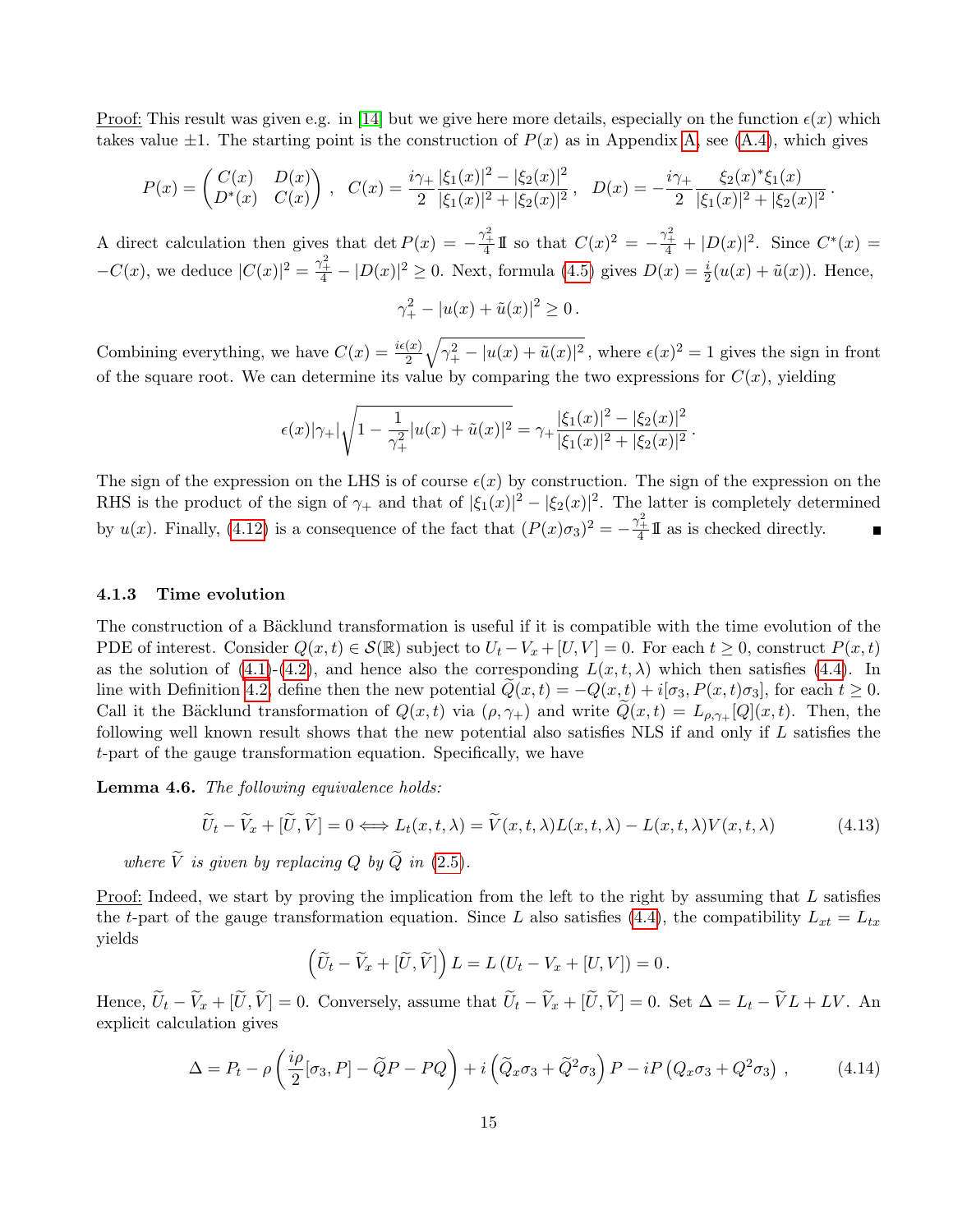Proof: This result was given e.g. in [14] but we give here more details, especially on the function $\epsilon(x)$ which takes value $\pm 1$. The starting point is the construction of $P(x)$ as in Appendix A, see (A.4), which gives

$$P(x) = \begin{pmatrix} C(x) & D(x) \\ D^*(x) & C(x) \end{pmatrix}, \quad C(x) = \frac{i\gamma_+}{2} \frac{|\xi_1(x)|^2 - |\xi_2(x)|^2}{|\xi_1(x)|^2 + |\xi_2(x)|^2}, \quad D(x) = -\frac{i\gamma_+}{2} \frac{\xi_2(x)^* \xi_1(x)}{|\xi_1(x)|^2 + |\xi_2(x)|^2}.$$

A direct calculation then gives that $\det P(x) = -\frac{\gamma_+^2}{4}\mathbb{I}$ so that $C(x)^2 = -\frac{\gamma_+^2}{4} + |D(x)|^2$. Since $C^*(x) = -C(x)$, we deduce $|C(x)|^2 = \frac{\gamma_+^2}{4} - |D(x)|^2 \geq 0$. Next, formula (4.5) gives $D(x) = \frac{i}{2}(u(x) + \tilde{u}(x))$. Hence,

$$\gamma_+^2 - |u(x) + \tilde{u}(x)|^2 \geq 0 .$$

Combining everything, we have $C(x) = \frac{i\epsilon(x)}{2}\sqrt{\gamma_+^2 - |u(x) + \tilde{u}(x)|^2}$, where $\epsilon(x)^2 = 1$ gives the sign in front of the square root. We can determine its value by comparing the two expressions for $C(x)$, yielding

$$\epsilon(x)|\gamma_+|\sqrt{1 - \frac{1}{\gamma_+^2}|u(x) + \tilde{u}(x)|^2} = \gamma_+ \frac{|\xi_1(x)|^2 - |\xi_2(x)|^2}{|\xi_1(x)|^2 + |\xi_2(x)|^2}.$$

The sign of the expression on the LHS is of course $\epsilon(x)$ by construction. The sign of the expression on the RHS is the product of the sign of $\gamma_+$ and that of $|\xi_1(x)|^2 - |\xi_2(x)|^2$. The latter is completely determined by $u(x)$. Finally, (4.12) is a consequence of the fact that $(P(x)\sigma_3)^2 = -\frac{\gamma_+^2}{4}\mathbb{I}$ as is checked directly. ∎

### 4.1.3 Time evolution

The construction of a Bäcklund transformation is useful if it is compatible with the time evolution of the PDE of interest. Consider $Q(x,t) \in \mathcal{S}(\mathbb{R})$ subject to $U_t - V_x + [U,V] = 0$. For each $t \geq 0$, construct $P(x,t)$ as the solution of (4.1)-(4.2), and hence also the corresponding $L(x,t,\lambda)$ which then satisfies (4.4). In line with Definition 4.2, define then the new potential $\widetilde{Q}(x,t) = -Q(x,t) + i[\sigma_3, P(x,t)\sigma_3]$, for each $t \geq 0$. Call it the Bäcklund transformation of $Q(x,t)$ via $(\rho, \gamma_+)$ and write $\widetilde{Q}(x,t) = L_{\rho,\gamma_+}[Q](x,t)$. Then, the following well known result shows that the new potential also satisfies NLS if and only if $L$ satisfies the $t$-part of the gauge transformation equation. Specifically, we have

**Lemma 4.6.** *The following equivalence holds:*

$$\widetilde{U}_t - \widetilde{V}_x + [\widetilde{U}, \widetilde{V}] = 0 \Longleftrightarrow L_t(x,t,\lambda) = \widetilde{V}(x,t,\lambda)L(x,t,\lambda) - L(x,t,\lambda)V(x,t,\lambda) \tag{4.13}$$

*where $\widetilde{V}$ is given by replacing $Q$ by $\widetilde{Q}$ in (2.5).*

Proof: Indeed, we start by proving the implication from the left to the right by assuming that $L$ satisfies the $t$-part of the gauge transformation equation. Since $L$ also satisfies (4.4), the compatibility $L_{xt} = L_{tx}$ yields

$$\left(\widetilde{U}_t - \widetilde{V}_x + [\widetilde{U}, \widetilde{V}]\right) L = L\left(U_t - V_x + [U,V]\right) = 0 .$$

Hence, $\widetilde{U}_t - \widetilde{V}_x + [\widetilde{U}, \widetilde{V}] = 0$. Conversely, assume that $\widetilde{U}_t - \widetilde{V}_x + [\widetilde{U}, \widetilde{V}] = 0$. Set $\Delta = L_t - \widetilde{V}L + LV$. An explicit calculation gives

$$\Delta = P_t - \rho\left(\frac{i\rho}{2}[\sigma_3, P] - \widetilde{Q}P - PQ\right) + i\left(\widetilde{Q}_x\sigma_3 + \widetilde{Q}^2\sigma_3\right)P - iP\left(Q_x\sigma_3 + Q^2\sigma_3\right), \tag{4.14}$$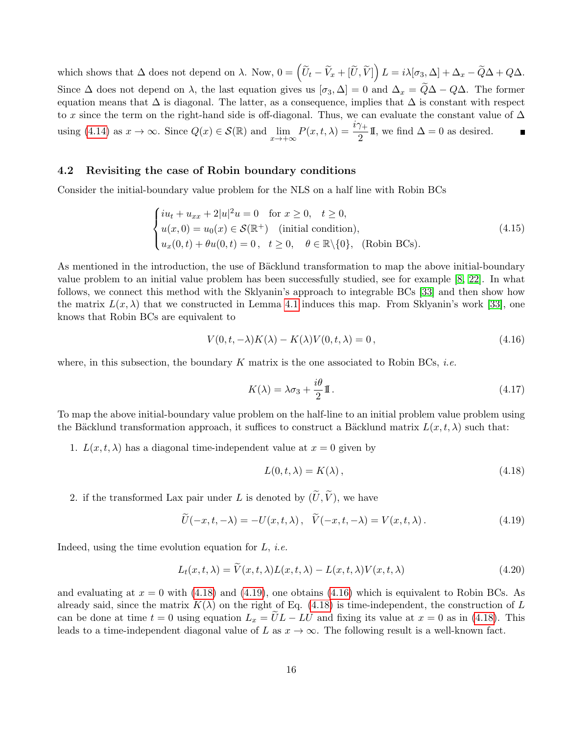which shows that $\Delta$ does not depend on $\lambda$. Now, $0 = \left(\widetilde{U}_t - \widetilde{V}_x + [\widetilde{U}, \widetilde{V}]\right) L = i\lambda[\sigma_3, \Delta] + \Delta_x - \widetilde{Q}\Delta + Q\Delta$. Since $\Delta$ does not depend on $\lambda$, the last equation gives us $[\sigma_3, \Delta] = 0$ and $\Delta_x = \widetilde{Q}\Delta - Q\Delta$. The former equation means that $\Delta$ is diagonal. The latter, as a consequence, implies that $\Delta$ is constant with respect to $x$ since the term on the right-hand side is off-diagonal. Thus, we can evaluate the constant value of $\Delta$ using (4.14) as $x \to \infty$. Since $Q(x) \in \mathcal{S}(\mathbb{R})$ and $\lim_{x\to+\infty} P(x,t,\lambda) = \frac{i\gamma_+}{2}\mathbb{I}$, we find $\Delta = 0$ as desired. ∎

### 4.2 Revisiting the case of Robin boundary conditions

Consider the initial-boundary value problem for the NLS on a half line with Robin BCs

$$
\begin{cases}
iu_t + u_{xx} + 2|u|^2 u = 0 \quad \text{for } x \geq 0, \quad t \geq 0, \\
u(x,0) = u_0(x) \in \mathcal{S}(\mathbb{R}^+) \quad \text{(initial condition)}, \\
u_x(0,t) + \theta u(0,t) = 0\,, \quad t \geq 0, \quad \theta \in \mathbb{R}\backslash\{0\}, \quad \text{(Robin BCs)}.
\end{cases}
\tag{4.15}
$$

As mentioned in the introduction, the use of Bäcklund transformation to map the above initial-boundary value problem to an initial value problem has been successfully studied, see for example [8, 22]. In what follows, we connect this method with the Sklyanin's approach to integrable BCs [33] and then show how the matrix $L(x,\lambda)$ that we constructed in Lemma 4.1 induces this map. From Sklyanin's work [33], one knows that Robin BCs are equivalent to

$$
V(0,t,-\lambda)K(\lambda) - K(\lambda)V(0,t,\lambda) = 0\,,
\tag{4.16}
$$

where, in this subsection, the boundary $K$ matrix is the one associated to Robin BCs, *i.e.*

$$
K(\lambda) = \lambda\sigma_3 + \frac{i\theta}{2}\mathbb{I}\,.
\tag{4.17}
$$

To map the above initial-boundary value problem on the half-line to an initial problem value problem using the Bäcklund transformation approach, it suffices to construct a Bäcklund matrix $L(x,t,\lambda)$ such that:

1. $L(x,t,\lambda)$ has a diagonal time-independent value at $x = 0$ given by

$$
L(0,t,\lambda) = K(\lambda)\,,
\tag{4.18}
$$

2. if the transformed Lax pair under $L$ is denoted by $(\widetilde{U}, \widetilde{V})$, we have

$$
\widetilde{U}(-x,t,-\lambda) = -U(x,t,\lambda)\,, \quad \widetilde{V}(-x,t,-\lambda) = V(x,t,\lambda)\,.
\tag{4.19}
$$

Indeed, using the time evolution equation for $L$, *i.e.*

$$
L_t(x,t,\lambda) = \widetilde{V}(x,t,\lambda)L(x,t,\lambda) - L(x,t,\lambda)V(x,t,\lambda)
\tag{4.20}
$$

and evaluating at $x = 0$ with (4.18) and (4.19), one obtains (4.16) which is equivalent to Robin BCs. As already said, since the matrix $K(\lambda)$ on the right of Eq. (4.18) is time-independent, the construction of $L$ can be done at time $t = 0$ using equation $L_x = \widetilde{U}L - LU$ and fixing its value at $x = 0$ as in (4.18). This leads to a time-independent diagonal value of $L$ as $x \to \infty$. The following result is a well-known fact.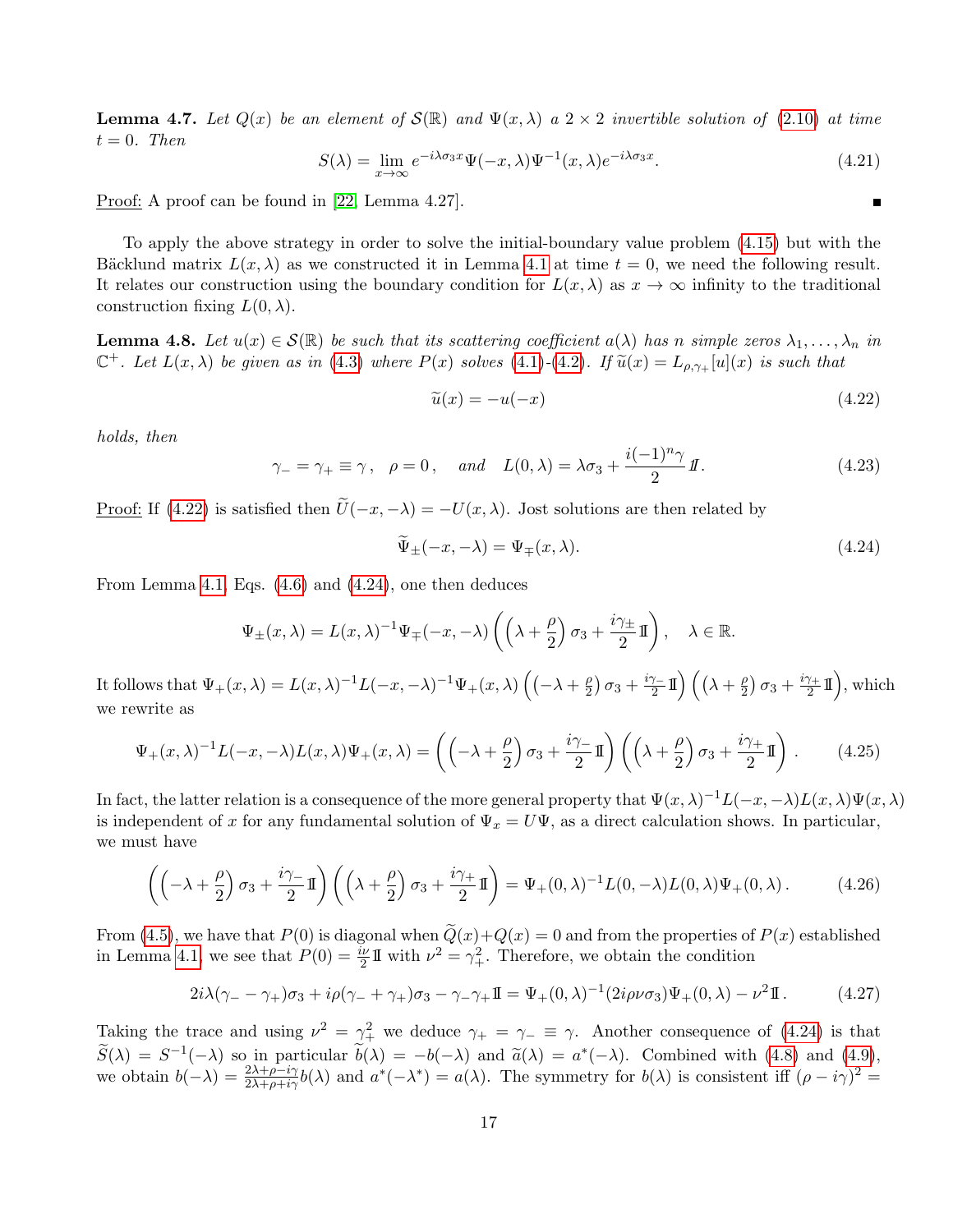**Lemma 4.7.** *Let $Q(x)$ be an element of $\mathcal{S}(\mathbb{R})$ and $\Psi(x,\lambda)$ a $2\times 2$ invertible solution of (2.10) at time $t=0$. Then*

$$S(\lambda) = \lim_{x\to\infty} e^{-i\lambda\sigma_3 x}\Psi(-x,\lambda)\Psi^{-1}(x,\lambda)e^{-i\lambda\sigma_3 x}. \tag{4.21}$$

Proof: A proof can be found in [22, Lemma 4.27]. ∎

To apply the above strategy in order to solve the initial-boundary value problem (4.15) but with the Bäcklund matrix $L(x,\lambda)$ as we constructed it in Lemma 4.1 at time $t=0$, we need the following result. It relates our construction using the boundary condition for $L(x,\lambda)$ as $x\to\infty$ infinity to the traditional construction fixing $L(0,\lambda)$.

**Lemma 4.8.** *Let $u(x)\in\mathcal{S}(\mathbb{R})$ be such that its scattering coefficient $a(\lambda)$ has $n$ simple zeros $\lambda_1,\dots,\lambda_n$ in $\mathbb{C}^+$. Let $L(x,\lambda)$ be given as in (4.3) where $P(x)$ solves (4.1)-(4.2). If $\widetilde{u}(x) = L_{\rho,\gamma_+}[u](x)$ is such that*

$$\widetilde{u}(x) = -u(-x) \tag{4.22}$$

*holds, then*

$$\gamma_- = \gamma_+ \equiv \gamma\,, \quad \rho = 0\,, \quad \text{and} \quad L(0,\lambda) = \lambda\sigma_3 + \frac{i(-1)^n\gamma}{2}\mathbb{I}. \tag{4.23}$$

Proof: If (4.22) is satisfied then $\widetilde{U}(-x,-\lambda) = -U(x,\lambda)$. Jost solutions are then related by

$$\widetilde{\Psi}_\pm(-x,-\lambda) = \Psi_\mp(x,\lambda). \tag{4.24}$$

From Lemma 4.1, Eqs. (4.6) and (4.24), one then deduces

$$\Psi_\pm(x,\lambda) = L(x,\lambda)^{-1}\Psi_\mp(-x,-\lambda)\left(\left(\lambda+\frac{\rho}{2}\right)\sigma_3 + \frac{i\gamma_\pm}{2}\mathbb{I}\right), \quad \lambda\in\mathbb{R}.$$

It follows that $\Psi_+(x,\lambda) = L(x,\lambda)^{-1}L(-x,-\lambda)^{-1}\Psi_+(x,\lambda)\left(\left(-\lambda+\frac{\rho}{2}\right)\sigma_3+\frac{i\gamma_-}{2}\mathbb{I}\right)\left(\left(\lambda+\frac{\rho}{2}\right)\sigma_3+\frac{i\gamma_+}{2}\mathbb{I}\right)$, which we rewrite as

$$\Psi_+(x,\lambda)^{-1}L(-x,-\lambda)L(x,\lambda)\Psi_+(x,\lambda) = \left(\left(-\lambda+\frac{\rho}{2}\right)\sigma_3+\frac{i\gamma_-}{2}\mathbb{I}\right)\left(\left(\lambda+\frac{\rho}{2}\right)\sigma_3+\frac{i\gamma_+}{2}\mathbb{I}\right). \tag{4.25}$$

In fact, the latter relation is a consequence of the more general property that $\Psi(x,\lambda)^{-1}L(-x,-\lambda)L(x,\lambda)\Psi(x,\lambda)$ is independent of $x$ for any fundamental solution of $\Psi_x = U\Psi$, as a direct calculation shows. In particular, we must have

$$\left(\left(-\lambda+\frac{\rho}{2}\right)\sigma_3+\frac{i\gamma_-}{2}\mathbb{I}\right)\left(\left(\lambda+\frac{\rho}{2}\right)\sigma_3+\frac{i\gamma_+}{2}\mathbb{I}\right) = \Psi_+(0,\lambda)^{-1}L(0,-\lambda)L(0,\lambda)\Psi_+(0,\lambda)\,. \tag{4.26}$$

From (4.5), we have that $P(0)$ is diagonal when $\widetilde{Q}(x)+Q(x)=0$ and from the properties of $P(x)$ established in Lemma 4.1, we see that $P(0) = \frac{i\nu}{2}\mathbb{I}$ with $\nu^2 = \gamma_+^2$. Therefore, we obtain the condition

$$2i\lambda(\gamma_- - \gamma_+)\sigma_3 + i\rho(\gamma_- + \gamma_+)\sigma_3 - \gamma_-\gamma_+\mathbb{I} = \Psi_+(0,\lambda)^{-1}(2i\rho\nu\sigma_3)\Psi_+(0,\lambda) - \nu^2\mathbb{I}\,. \tag{4.27}$$

Taking the trace and using $\nu^2=\gamma_+^2$ we deduce $\gamma_+ = \gamma_- \equiv \gamma$. Another consequence of (4.24) is that $\widetilde{S}(\lambda) = S^{-1}(-\lambda)$ so in particular $\widetilde{b}(\lambda) = -b(-\lambda)$ and $\widetilde{a}(\lambda) = a^*(-\lambda)$. Combined with (4.8) and (4.9), we obtain $b(-\lambda) = \frac{2\lambda+\rho-i\gamma}{2\lambda+\rho+i\gamma}b(\lambda)$ and $a^*(-\lambda^*) = a(\lambda)$. The symmetry for $b(\lambda)$ is consistent iff $(\rho-i\gamma)^2 =$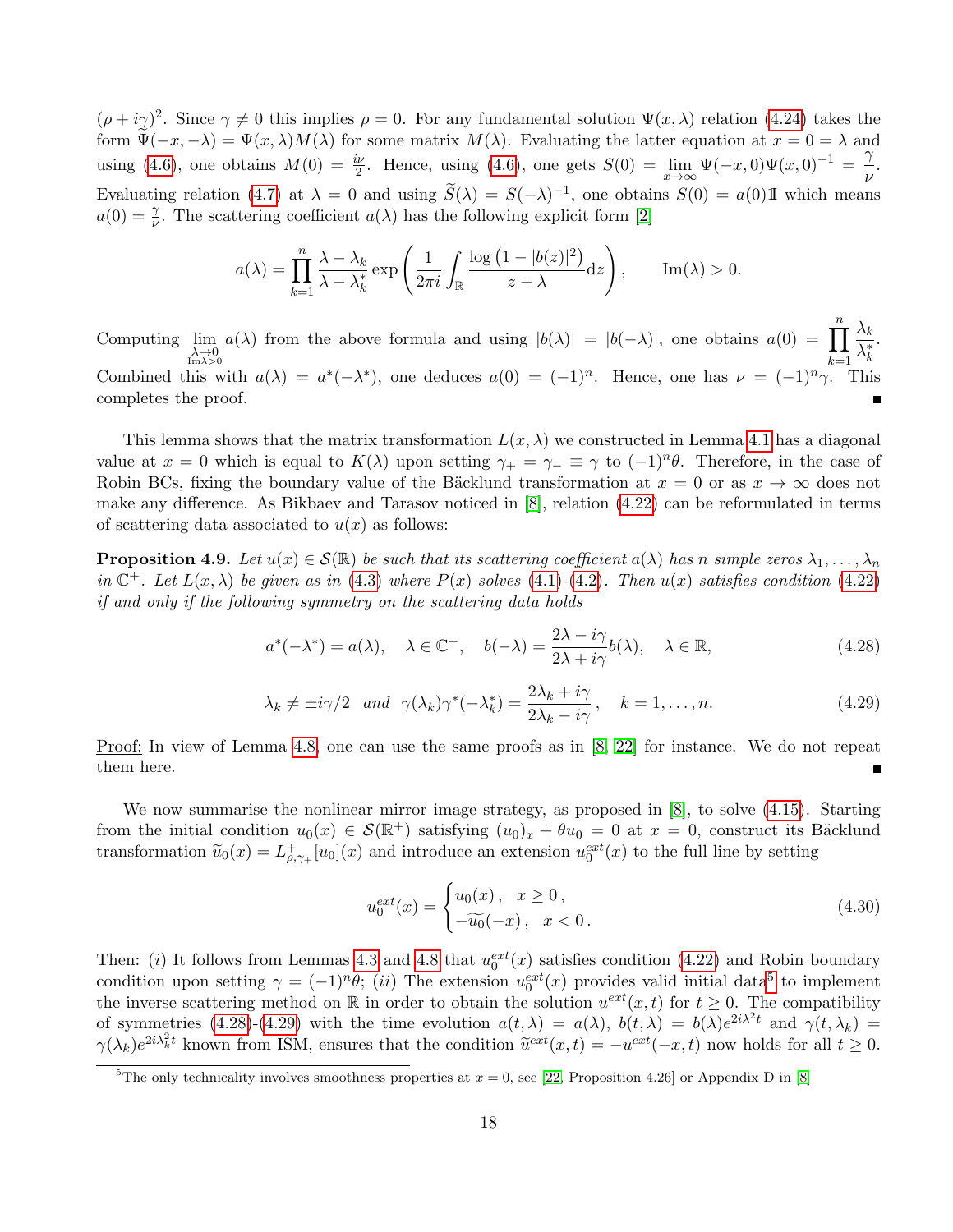$(\rho + i\gamma)^2$. Since $\gamma \neq 0$ this implies $\rho = 0$. For any fundamental solution $\Psi(x,\lambda)$ relation (4.24) takes the form $\widetilde{\Psi}(-x,-\lambda) = \Psi(x,\lambda)M(\lambda)$ for some matrix $M(\lambda)$. Evaluating the latter equation at $x = 0 = \lambda$ and using (4.6), one obtains $M(0) = \frac{i\nu}{2}$. Hence, using (4.6), one gets $S(0) = \lim_{x\to\infty} \Psi(-x,0)\Psi(x,0)^{-1} = \frac{\gamma}{\nu}$. Evaluating relation (4.7) at $\lambda = 0$ and using $\widetilde{S}(\lambda) = S(-\lambda)^{-1}$, one obtains $S(0) = a(0)\mathbb{I}$ which means $a(0) = \frac{\gamma}{\nu}$. The scattering coefficient $a(\lambda)$ has the following explicit form [2]

$$a(\lambda) = \prod_{k=1}^{n} \frac{\lambda - \lambda_k}{\lambda - \lambda_k^*} \exp\left( \frac{1}{2\pi i} \int_{\mathbb{R}} \frac{\log\left(1 - |b(z)|^2\right)}{z - \lambda} \mathrm{d}z \right), \qquad \mathrm{Im}(\lambda) > 0.$$

Computing $\lim_{\substack{\lambda\to 0\\ \mathrm{Im}\lambda>0}} a(\lambda)$ from the above formula and using $|b(\lambda)| = |b(-\lambda)|$, one obtains $a(0) = \prod_{k=1}^{n} \frac{\lambda_k}{\lambda_k^*}$. Combined this with $a(\lambda) = a^*(-\lambda^*)$, one deduces $a(0) = (-1)^n$. Hence, one has $\nu = (-1)^n\gamma$. This completes the proof. ∎

This lemma shows that the matrix transformation $L(x,\lambda)$ we constructed in Lemma 4.1 has a diagonal value at $x = 0$ which is equal to $K(\lambda)$ upon setting $\gamma_+ = \gamma_- \equiv \gamma$ to $(-1)^n\theta$. Therefore, in the case of Robin BCs, fixing the boundary value of the Bäcklund transformation at $x = 0$ or as $x \to \infty$ does not make any difference. As Bikbaev and Tarasov noticed in [8], relation (4.22) can be reformulated in terms of scattering data associated to $u(x)$ as follows:

**Proposition 4.9.** *Let $u(x) \in \mathcal{S}(\mathbb{R})$ be such that its scattering coefficient $a(\lambda)$ has $n$ simple zeros $\lambda_1, \ldots, \lambda_n$ in $\mathbb{C}^+$. Let $L(x,\lambda)$ be given as in (4.3) where $P(x)$ solves (4.1)-(4.2). Then $u(x)$ satisfies condition (4.22) if and only if the following symmetry on the scattering data holds*

$$a^*(-\lambda^*) = a(\lambda), \quad \lambda \in \mathbb{C}^+, \quad b(-\lambda) = \frac{2\lambda - i\gamma}{2\lambda + i\gamma} b(\lambda), \quad \lambda \in \mathbb{R}, \tag{4.28}$$

$$\lambda_k \neq \pm i\gamma/2 \;\; \text{and} \;\; \gamma(\lambda_k)\gamma^*(-\lambda_k^*) = \frac{2\lambda_k + i\gamma}{2\lambda_k - i\gamma}, \quad k = 1, \ldots, n. \tag{4.29}$$

<u>Proof:</u> In view of Lemma 4.8, one can use the same proofs as in [8, 22] for instance. We do not repeat them here. ∎

We now summarise the nonlinear mirror image strategy, as proposed in [8], to solve (4.15). Starting from the initial condition $u_0(x) \in \mathcal{S}(\mathbb{R}^+)$ satisfying $(u_0)_x + \theta u_0 = 0$ at $x = 0$, construct its Bäcklund transformation $\widetilde{u}_0(x) = L^+_{\rho,\gamma_+}[u_0](x)$ and introduce an extension $u_0^{ext}(x)$ to the full line by setting

$$u_0^{ext}(x) = \begin{cases} u_0(x)\,, & x \geq 0\,, \\ -\widetilde{u_0}(-x)\,, & x < 0\,. \end{cases} \tag{4.30}$$

Then: (*i*) It follows from Lemmas 4.3 and 4.8 that $u_0^{ext}(x)$ satisfies condition (4.22) and Robin boundary condition upon setting $\gamma = (-1)^n\theta$; (*ii*) The extension $u_0^{ext}(x)$ provides valid initial data[5] to implement the inverse scattering method on $\mathbb{R}$ in order to obtain the solution $u^{ext}(x,t)$ for $t \geq 0$. The compatibility of symmetries (4.28)-(4.29) with the time evolution $a(t,\lambda) = a(\lambda)$, $b(t,\lambda) = b(\lambda)e^{2i\lambda^2 t}$ and $\gamma(t,\lambda_k) = \gamma(\lambda_k)e^{2i\lambda_k^2 t}$ known from ISM, ensures that the condition $\widetilde{u}^{ext}(x,t) = -u^{ext}(-x,t)$ now holds for all $t \geq 0$.

[5] The only technicality involves smoothness properties at $x = 0$, see [22, Proposition 4.26] or Appendix D in [8]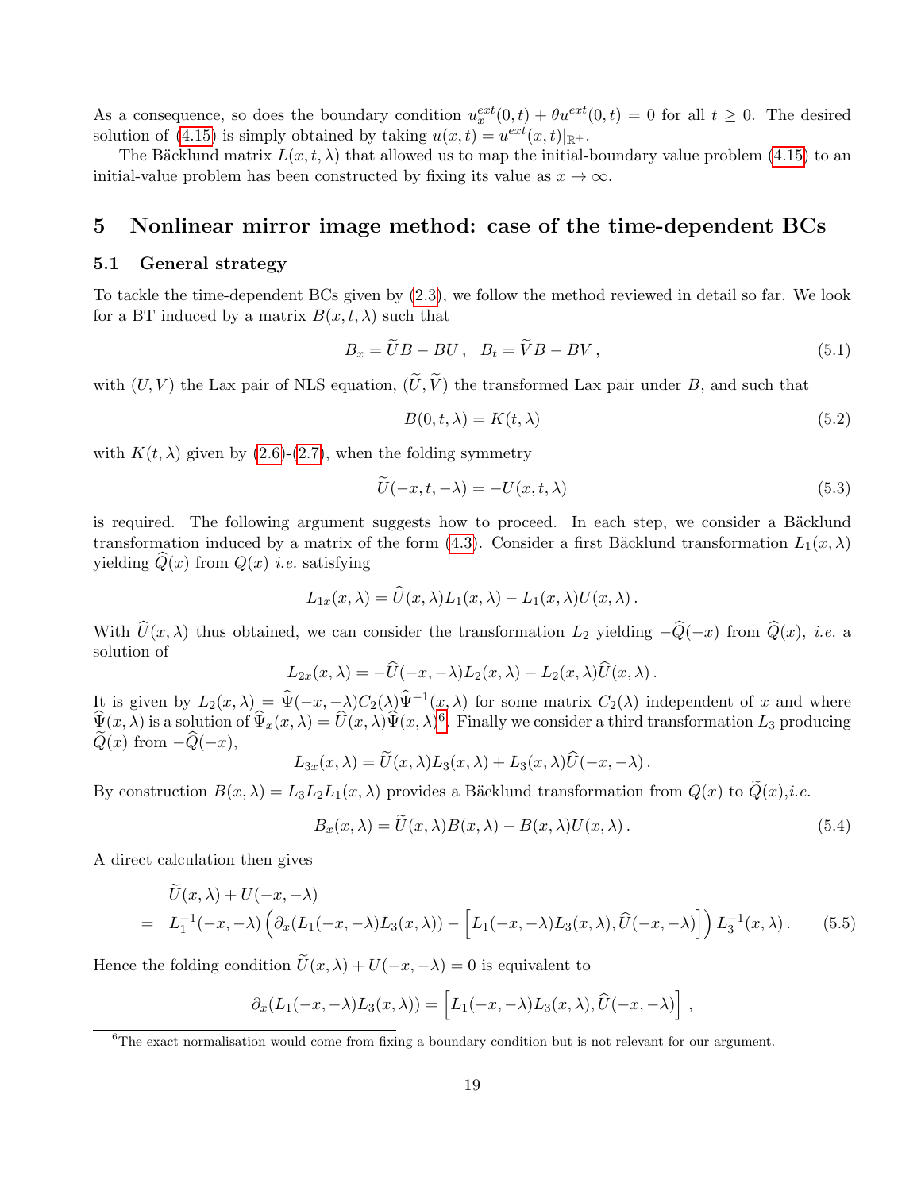As a consequence, so does the boundary condition $u_x^{ext}(0,t)+\theta u^{ext}(0,t)=0$ for all $t\geq 0$. The desired solution of (4.15) is simply obtained by taking $u(x,t)=u^{ext}(x,t)|_{\mathbb{R}^+}$.

The Bäcklund matrix $L(x,t,\lambda)$ that allowed us to map the initial-boundary value problem (4.15) to an initial-value problem has been constructed by fixing its value as $x\to\infty$.

## 5 Nonlinear mirror image method: case of the time-dependent BCs

### 5.1 General strategy

To tackle the time-dependent BCs given by (2.3), we follow the method reviewed in detail so far. We look for a BT induced by a matrix $B(x,t,\lambda)$ such that

$$B_x = \widetilde{U}B - BU\,,\quad B_t = \widetilde{V}B - BV\,, \tag{5.1}$$

with $(U,V)$ the Lax pair of NLS equation, $(\widetilde{U},\widetilde{V})$ the transformed Lax pair under $B$, and such that

$$B(0,t,\lambda) = K(t,\lambda) \tag{5.2}$$

with $K(t,\lambda)$ given by (2.6)-(2.7), when the folding symmetry

$$\widetilde{U}(-x,t,-\lambda) = -U(x,t,\lambda) \tag{5.3}$$

is required. The following argument suggests how to proceed. In each step, we consider a Bäcklund transformation induced by a matrix of the form (4.3). Consider a first Bäcklund transformation $L_1(x,\lambda)$ yielding $\widehat{Q}(x)$ from $Q(x)$ *i.e.* satisfying

$$L_{1x}(x,\lambda) = \widehat{U}(x,\lambda)L_1(x,\lambda) - L_1(x,\lambda)U(x,\lambda)\,.$$

With $\widehat{U}(x,\lambda)$ thus obtained, we can consider the transformation $L_2$ yielding $-\widehat{Q}(-x)$ from $\widehat{Q}(x)$, *i.e.* a solution of

$$L_{2x}(x,\lambda) = -\widehat{U}(-x,-\lambda)L_2(x,\lambda) - L_2(x,\lambda)\widehat{U}(x,\lambda)\,.$$

It is given by $L_2(x,\lambda) = \widehat{\Psi}(-x,-\lambda)C_2(\lambda)\widehat{\Psi}^{-1}(x,\lambda)$ for some matrix $C_2(\lambda)$ independent of $x$ and where $\widehat{\Psi}(x,\lambda)$ is a solution of $\widehat{\Psi}_x(x,\lambda)=\widehat{U}(x,\lambda)\widehat{\Psi}(x,\lambda)$[6]. Finally we consider a third transformation $L_3$ producing $\widetilde{Q}(x)$ from $-\widehat{Q}(-x)$,

$$L_{3x}(x,\lambda) = \widetilde{U}(x,\lambda)L_3(x,\lambda) + L_3(x,\lambda)\widehat{U}(-x,-\lambda)\,.$$

By construction $B(x,\lambda) = L_3L_2L_1(x,\lambda)$ provides a Bäcklund transformation from $Q(x)$ to $\widetilde{Q}(x)$,*i.e.*

$$B_x(x,\lambda) = \widetilde{U}(x,\lambda)B(x,\lambda) - B(x,\lambda)U(x,\lambda)\,. \tag{5.4}$$

A direct calculation then gives

$$\begin{aligned}
&\widetilde{U}(x,\lambda) + U(-x,-\lambda)\\
=\;& L_1^{-1}(-x,-\lambda)\Big(\partial_x(L_1(-x,-\lambda)L_3(x,\lambda)) - \Big[L_1(-x,-\lambda)L_3(x,\lambda),\widehat{U}(-x,-\lambda)\Big]\Big)L_3^{-1}(x,\lambda)\,.
\end{aligned} \tag{5.5}$$

Hence the folding condition $\widetilde{U}(x,\lambda)+U(-x,-\lambda)=0$ is equivalent to

$$\partial_x(L_1(-x,-\lambda)L_3(x,\lambda)) = \Big[L_1(-x,-\lambda)L_3(x,\lambda),\widehat{U}(-x,-\lambda)\Big]\,,$$

[6] The exact normalisation would come from fixing a boundary condition but is not relevant for our argument.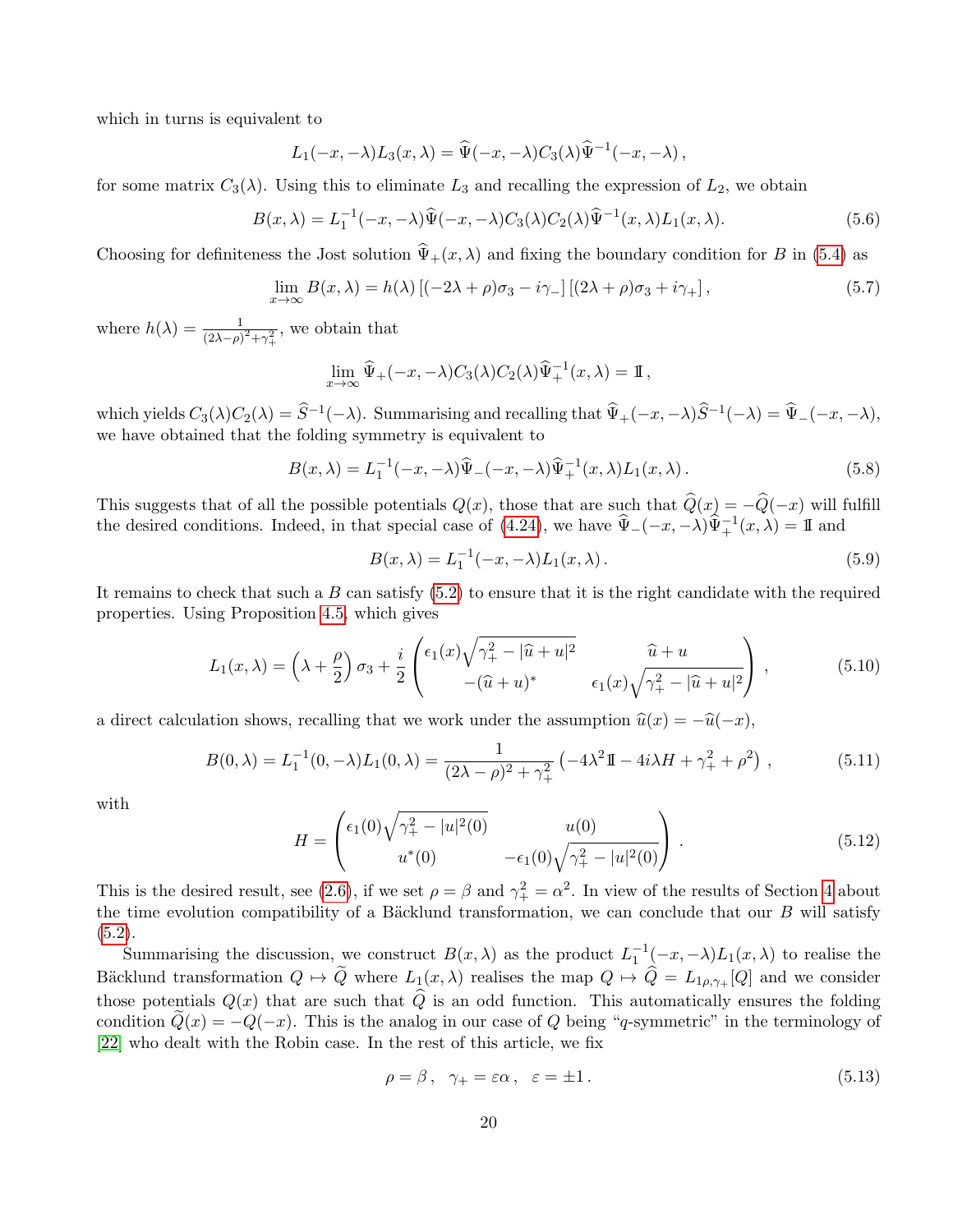which in turns is equivalent to

$$L_1(-x,-\lambda)L_3(x,\lambda) = \widehat{\Psi}(-x,-\lambda)C_3(\lambda)\widehat{\Psi}^{-1}(-x,-\lambda)\,,$$

for some matrix $C_3(\lambda)$. Using this to eliminate $L_3$ and recalling the expression of $L_2$, we obtain

$$B(x,\lambda) = L_1^{-1}(-x,-\lambda)\widehat{\Psi}(-x,-\lambda)C_3(\lambda)C_2(\lambda)\widehat{\Psi}^{-1}(x,\lambda)L_1(x,\lambda). \tag{5.6}$$

Choosing for definiteness the Jost solution $\widehat{\Psi}_+(x,\lambda)$ and fixing the boundary condition for $B$ in (5.4) as

$$\lim_{x\to\infty} B(x,\lambda) = h(\lambda)\left[(-2\lambda+\rho)\sigma_3 - i\gamma_-\right]\left[(2\lambda+\rho)\sigma_3 + i\gamma_+\right], \tag{5.7}$$

where $h(\lambda) = \frac{1}{(2\lambda-\rho)^2+\gamma_+^2}$, we obtain that

$$\lim_{x\to\infty} \widehat{\Psi}_+(-x,-\lambda)C_3(\lambda)C_2(\lambda)\widehat{\Psi}_+^{-1}(x,\lambda) = \mathbb{I}\,,$$

which yields $C_3(\lambda)C_2(\lambda) = \widehat{S}^{-1}(-\lambda)$. Summarising and recalling that $\widehat{\Psi}_+(-x,-\lambda)\widehat{S}^{-1}(-\lambda) = \widehat{\Psi}_-(-x,-\lambda)$, we have obtained that the folding symmetry is equivalent to

$$B(x,\lambda) = L_1^{-1}(-x,-\lambda)\widehat{\Psi}_-(-x,-\lambda)\widehat{\Psi}_+^{-1}(x,\lambda)L_1(x,\lambda)\,. \tag{5.8}$$

This suggests that of all the possible potentials $Q(x)$, those that are such that $\widehat{Q}(x) = -\widehat{Q}(-x)$ will fulfill the desired conditions. Indeed, in that special case of (4.24), we have $\widehat{\Psi}_-(-x,-\lambda)\widehat{\Psi}_+^{-1}(x,\lambda) = \mathbb{I}$ and

$$B(x,\lambda) = L_1^{-1}(-x,-\lambda)L_1(x,\lambda)\,. \tag{5.9}$$

It remains to check that such a $B$ can satisfy (5.2) to ensure that it is the right candidate with the required properties. Using Proposition 4.5, which gives

$$L_1(x,\lambda) = \left(\lambda + \frac{\rho}{2}\right)\sigma_3 + \frac{i}{2}\begin{pmatrix} \epsilon_1(x)\sqrt{\gamma_+^2 - |\widehat{u}+u|^2} & \widehat{u}+u \\ -(\widehat{u}+u)^* & \epsilon_1(x)\sqrt{\gamma_+^2 - |\widehat{u}+u|^2} \end{pmatrix}\,, \tag{5.10}$$

a direct calculation shows, recalling that we work under the assumption $\widehat{u}(x) = -\widehat{u}(-x)$,

$$B(0,\lambda) = L_1^{-1}(0,-\lambda)L_1(0,\lambda) = \frac{1}{(2\lambda-\rho)^2+\gamma_+^2}\left(-4\lambda^2\mathbb{I} - 4i\lambda H + \gamma_+^2 + \rho^2\right)\,, \tag{5.11}$$

with

$$H = \begin{pmatrix} \epsilon_1(0)\sqrt{\gamma_+^2 - |u|^2(0)} & u(0) \\ u^*(0) & -\epsilon_1(0)\sqrt{\gamma_+^2 - |u|^2(0)} \end{pmatrix}\,. \tag{5.12}$$

This is the desired result, see (2.6), if we set $\rho = \beta$ and $\gamma_+^2 = \alpha^2$. In view of the results of Section 4 about the time evolution compatibility of a Bäcklund transformation, we can conclude that our $B$ will satisfy (5.2).

Summarising the discussion, we construct $B(x,\lambda)$ as the product $L_1^{-1}(-x,-\lambda)L_1(x,\lambda)$ to realise the Bäcklund transformation $Q \mapsto \widetilde{Q}$ where $L_1(x,\lambda)$ realises the map $Q \mapsto \widehat{Q} = L_{1\rho,\gamma_+}[Q]$ and we consider those potentials $Q(x)$ that are such that $\widehat{Q}$ is an odd function. This automatically ensures the folding condition $\widetilde{Q}(x) = -Q(-x)$. This is the analog in our case of $Q$ being "$q$-symmetric" in the terminology of [22] who dealt with the Robin case. In the rest of this article, we fix

$$\rho = \beta\,, \quad \gamma_+ = \varepsilon\alpha\,, \quad \varepsilon = \pm 1\,. \tag{5.13}$$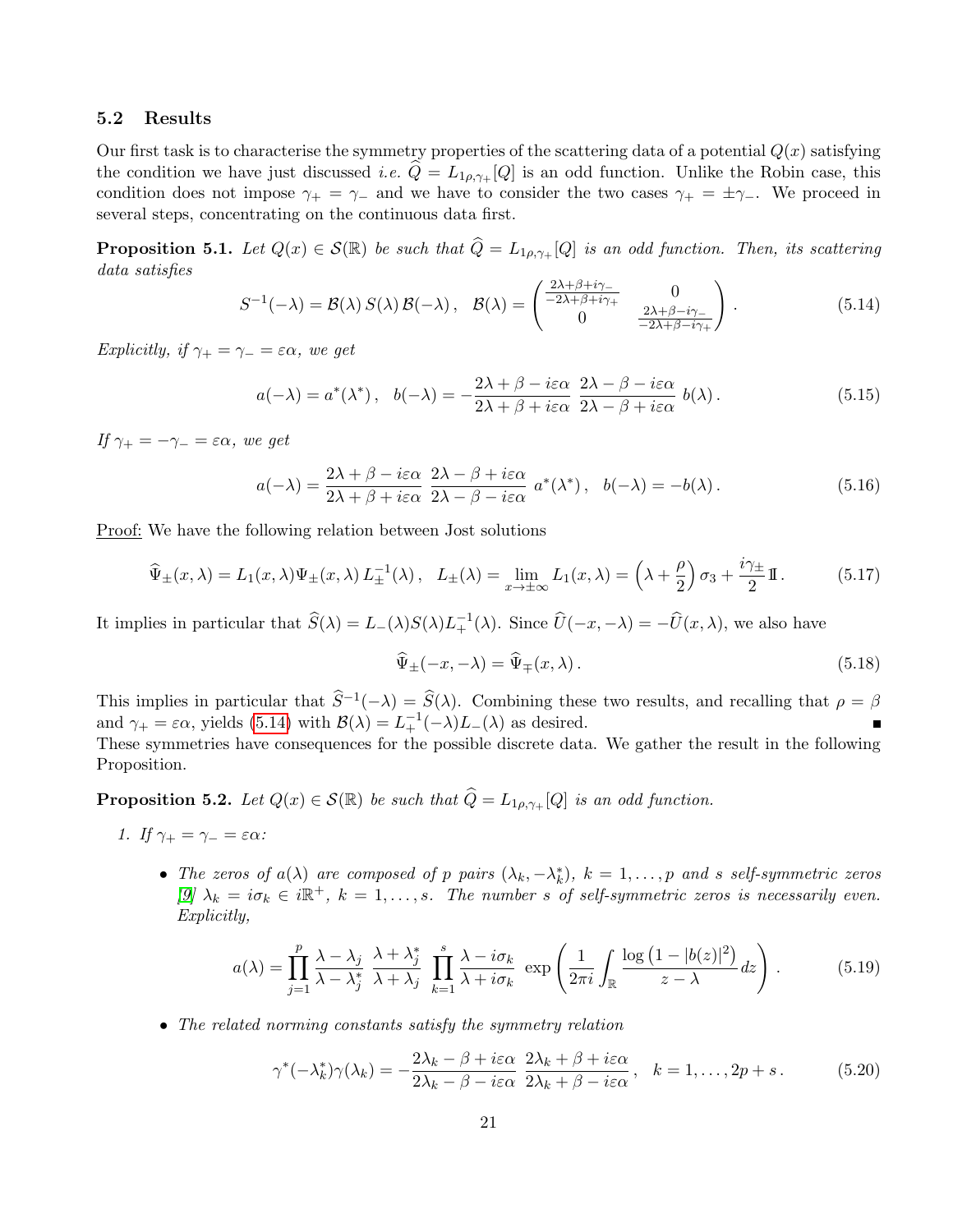### 5.2 Results

Our first task is to characterise the symmetry properties of the scattering data of a potential $Q(x)$ satisfying the condition we have just discussed *i.e.* $\widehat{Q} = L_{1\rho,\gamma_+}[Q]$ is an odd function. Unlike the Robin case, this condition does not impose $\gamma_+ = \gamma_-$ and we have to consider the two cases $\gamma_+ = \pm\gamma_-$. We proceed in several steps, concentrating on the continuous data first.

**Proposition 5.1.** *Let $Q(x) \in \mathcal{S}(\mathbb{R})$ be such that $\widehat{Q} = L_{1\rho,\gamma_+}[Q]$ is an odd function. Then, its scattering data satisfies*

$$S^{-1}(-\lambda) = \mathcal{B}(\lambda)\, S(\lambda)\, \mathcal{B}(-\lambda)\,, \quad \mathcal{B}(\lambda) = \begin{pmatrix} \frac{2\lambda+\beta+i\gamma_-}{-2\lambda+\beta+i\gamma_+} & 0 \\ 0 & \frac{2\lambda+\beta-i\gamma_-}{-2\lambda+\beta-i\gamma_+} \end{pmatrix}. \tag{5.14}$$

*Explicitly, if $\gamma_+ = \gamma_- = \varepsilon\alpha$, we get*

$$a(-\lambda) = a^*(\lambda^*)\,, \quad b(-\lambda) = -\frac{2\lambda+\beta-i\varepsilon\alpha}{2\lambda+\beta+i\varepsilon\alpha}\;\frac{2\lambda-\beta-i\varepsilon\alpha}{2\lambda-\beta+i\varepsilon\alpha}\; b(\lambda)\,. \tag{5.15}$$

*If $\gamma_+ = -\gamma_- = \varepsilon\alpha$, we get*

$$a(-\lambda) = \frac{2\lambda+\beta-i\varepsilon\alpha}{2\lambda+\beta+i\varepsilon\alpha}\;\frac{2\lambda-\beta+i\varepsilon\alpha}{2\lambda-\beta-i\varepsilon\alpha}\; a^*(\lambda^*)\,, \quad b(-\lambda) = -b(\lambda)\,. \tag{5.16}$$

<u>Proof:</u> We have the following relation between Jost solutions

$$\widehat{\Psi}_\pm(x,\lambda) = L_1(x,\lambda)\Psi_\pm(x,\lambda)\, L_\pm^{-1}(\lambda)\,, \quad L_\pm(\lambda) = \lim_{x\to\pm\infty} L_1(x,\lambda) = \Big(\lambda + \frac{\rho}{2}\Big)\,\sigma_3 + \frac{i\gamma_\pm}{2}\,\mathbb{I}\,. \tag{5.17}$$

It implies in particular that $\widehat{S}(\lambda) = L_-(\lambda)S(\lambda)L_+^{-1}(\lambda)$. Since $\widehat{U}(-x,-\lambda) = -\widehat{U}(x,\lambda)$, we also have

$$\widehat{\Psi}_\pm(-x,-\lambda) = \widehat{\Psi}_\mp(x,\lambda)\,. \tag{5.18}$$

This implies in particular that $\widehat{S}^{-1}(-\lambda) = \widehat{S}(\lambda)$. Combining these two results, and recalling that $\rho = \beta$ and $\gamma_+ = \varepsilon\alpha$, yields (5.14) with $\mathcal{B}(\lambda) = L_+^{-1}(-\lambda)L_-(\lambda)$ as desired. ∎

These symmetries have consequences for the possible discrete data. We gather the result in the following Proposition.

**Proposition 5.2.** *Let $Q(x) \in \mathcal{S}(\mathbb{R})$ be such that $\widehat{Q} = L_{1\rho,\gamma_+}[Q]$ is an odd function.*

1. *If $\gamma_+ = \gamma_- = \varepsilon\alpha$:*

   - *The zeros of $a(\lambda)$ are composed of $p$ pairs $(\lambda_k, -\lambda_k^*)$, $k = 1,\dots,p$ and $s$ self-symmetric zeros [9] $\lambda_k = i\sigma_k \in i\mathbb{R}^+$, $k = 1,\dots,s$. The number $s$ of self-symmetric zeros is necessarily even. Explicitly,*

   $$a(\lambda) = \prod_{j=1}^{p} \frac{\lambda-\lambda_j}{\lambda-\lambda_j^*}\;\frac{\lambda+\lambda_j^*}{\lambda+\lambda_j}\;\prod_{k=1}^{s}\frac{\lambda-i\sigma_k}{\lambda+i\sigma_k}\;\exp\left(\frac{1}{2\pi i}\int_{\mathbb{R}}\frac{\log\left(1-|b(z)|^2\right)}{z-\lambda}dz\right). \tag{5.19}$$

   - *The related norming constants satisfy the symmetry relation*

   $$\gamma^*(-\lambda_k^*)\gamma(\lambda_k) = -\frac{2\lambda_k-\beta+i\varepsilon\alpha}{2\lambda_k-\beta-i\varepsilon\alpha}\;\frac{2\lambda_k+\beta+i\varepsilon\alpha}{2\lambda_k+\beta-i\varepsilon\alpha}\,, \quad k = 1,\dots,2p+s\,. \tag{5.20}$$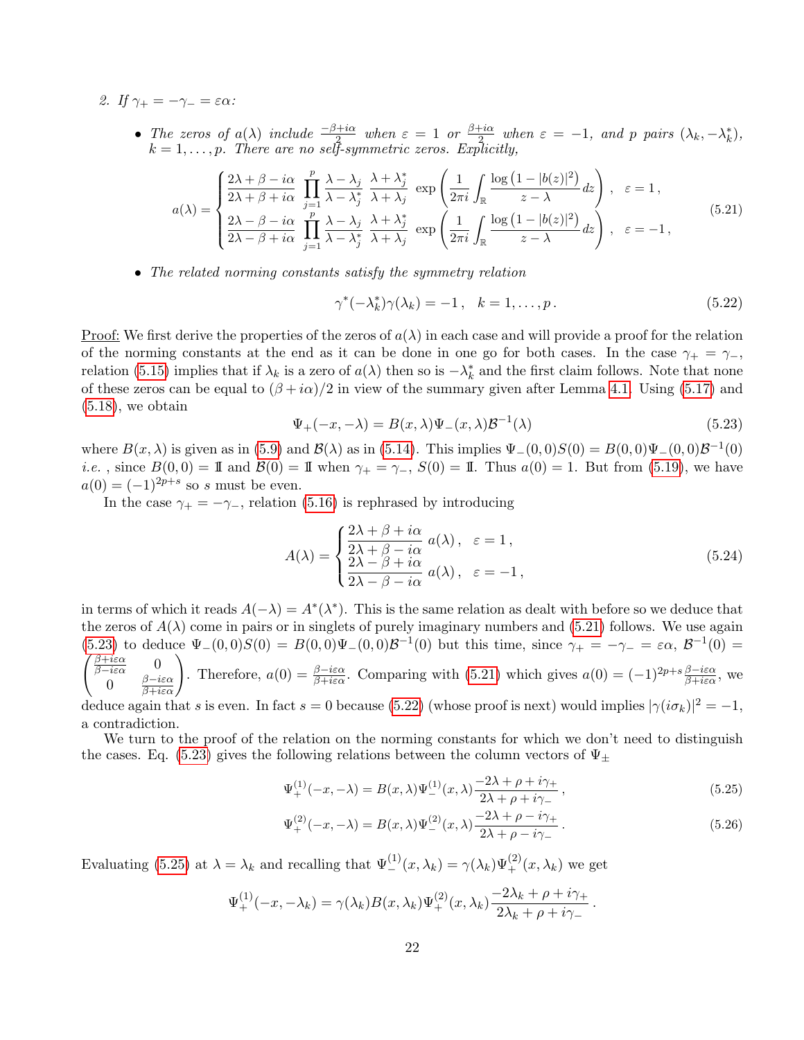*2. If $\gamma_+ = -\gamma_- = \varepsilon\alpha$:*

- *The zeros of $a(\lambda)$ include $\frac{-\beta+i\alpha}{2}$ when $\varepsilon = 1$ or $\frac{\beta+i\alpha}{2}$ when $\varepsilon = -1$, and $p$ pairs $(\lambda_k, -\lambda_k^*)$, $k = 1,\dots,p$. There are no self-symmetric zeros. Explicitly,*

$$
a(\lambda) = \begin{cases} \dfrac{2\lambda+\beta-i\alpha}{2\lambda+\beta+i\alpha} \displaystyle\prod_{j=1}^{p} \frac{\lambda-\lambda_j}{\lambda-\lambda_j^*}\,\frac{\lambda+\lambda_j^*}{\lambda+\lambda_j}\ \exp\left(\frac{1}{2\pi i}\int_{\mathbb{R}} \frac{\log\left(1-|b(z)|^2\right)}{z-\lambda}dz\right), & \varepsilon = 1\,, \\ \dfrac{2\lambda-\beta-i\alpha}{2\lambda-\beta+i\alpha} \displaystyle\prod_{j=1}^{p} \frac{\lambda-\lambda_j}{\lambda-\lambda_j^*}\,\frac{\lambda+\lambda_j^*}{\lambda+\lambda_j}\ \exp\left(\frac{1}{2\pi i}\int_{\mathbb{R}} \frac{\log\left(1-|b(z)|^2\right)}{z-\lambda}dz\right), & \varepsilon = -1\,, \end{cases} \tag{5.21}
$$

- *The related norming constants satisfy the symmetry relation*

$$
\gamma^*(-\lambda_k^*)\gamma(\lambda_k) = -1\,, \quad k = 1,\dots,p\,. \tag{5.22}
$$

<u>Proof:</u> We first derive the properties of the zeros of $a(\lambda)$ in each case and will provide a proof for the relation of the norming constants at the end as it can be done in one go for both cases. In the case $\gamma_+ = \gamma_-$, relation (5.15) implies that if $\lambda_k$ is a zero of $a(\lambda)$ then so is $-\lambda_k^*$ and the first claim follows. Note that none of these zeros can be equal to $(\beta + i\alpha)/2$ in view of the summary given after Lemma 4.1. Using (5.17) and (5.18), we obtain

$$
\Psi_+(-x,-\lambda) = B(x,\lambda)\Psi_-(x,\lambda)\mathcal{B}^{-1}(\lambda) \tag{5.23}
$$

where $B(x,\lambda)$ is given as in (5.9) and $\mathcal{B}(\lambda)$ as in (5.14). This implies $\Psi_-(0,0)S(0) = B(0,0)\Psi_-(0,0)\mathcal{B}^{-1}(0)$ *i.e.* , since $B(0,0) = \mathbb{I}$ and $\mathcal{B}(0) = \mathbb{I}$ when $\gamma_+ = \gamma_-$, $S(0) = \mathbb{I}$. Thus $a(0) = 1$. But from (5.19), we have $a(0) = (-1)^{2p+s}$ so $s$ must be even.

In the case $\gamma_+ = -\gamma_-$, relation (5.16) is rephrased by introducing

$$
A(\lambda) = \begin{cases} \dfrac{2\lambda+\beta+i\alpha}{2\lambda+\beta-i\alpha}\,a(\lambda)\,, & \varepsilon = 1\,, \\ \dfrac{2\lambda-\beta+i\alpha}{2\lambda-\beta-i\alpha}\,a(\lambda)\,, & \varepsilon = -1\,, \end{cases} \tag{5.24}
$$

in terms of which it reads $A(-\lambda) = A^*(\lambda^*)$. This is the same relation as dealt with before so we deduce that the zeros of $A(\lambda)$ come in pairs or in singlets of purely imaginary numbers and (5.21) follows. We use again (5.23) to deduce $\Psi_-(0,0)S(0) = B(0,0)\Psi_-(0,0)\mathcal{B}^{-1}(0)$ but this time, since $\gamma_+ = -\gamma_- = \varepsilon\alpha$, $\mathcal{B}^{-1}(0) = \begin{pmatrix} \frac{\beta+i\varepsilon\alpha}{\beta-i\varepsilon\alpha} & 0 \\ 0 & \frac{\beta-i\varepsilon\alpha}{\beta+i\varepsilon\alpha} \end{pmatrix}$. Therefore, $a(0) = \frac{\beta-i\varepsilon\alpha}{\beta+i\varepsilon\alpha}$. Comparing with (5.21) which gives $a(0) = (-1)^{2p+s}\frac{\beta-i\varepsilon\alpha}{\beta+i\varepsilon\alpha}$, we deduce again that $s$ is even. In fact $s = 0$ because (5.22) (whose proof is next) would implies $|\gamma(i\sigma_k)|^2 = -1$, a contradiction.

We turn to the proof of the relation on the norming constants for which we don't need to distinguish the cases. Eq. (5.23) gives the following relations between the column vectors of $\Psi_\pm$

$$
\Psi_+^{(1)}(-x,-\lambda) = B(x,\lambda)\Psi_-^{(1)}(x,\lambda)\frac{-2\lambda+\rho+i\gamma_+}{2\lambda+\rho+i\gamma_-}\,, \tag{5.25}
$$

$$
\Psi_+^{(2)}(-x,-\lambda) = B(x,\lambda)\Psi_-^{(2)}(x,\lambda)\frac{-2\lambda+\rho-i\gamma_+}{2\lambda+\rho-i\gamma_-}\,. \tag{5.26}
$$

Evaluating (5.25) at $\lambda = \lambda_k$ and recalling that $\Psi_-^{(1)}(x,\lambda_k) = \gamma(\lambda_k)\Psi_+^{(2)}(x,\lambda_k)$ we get

$$
\Psi_+^{(1)}(-x,-\lambda_k) = \gamma(\lambda_k)B(x,\lambda_k)\Psi_+^{(2)}(x,\lambda_k)\frac{-2\lambda_k+\rho+i\gamma_+}{2\lambda_k+\rho+i\gamma_-}\,.
$$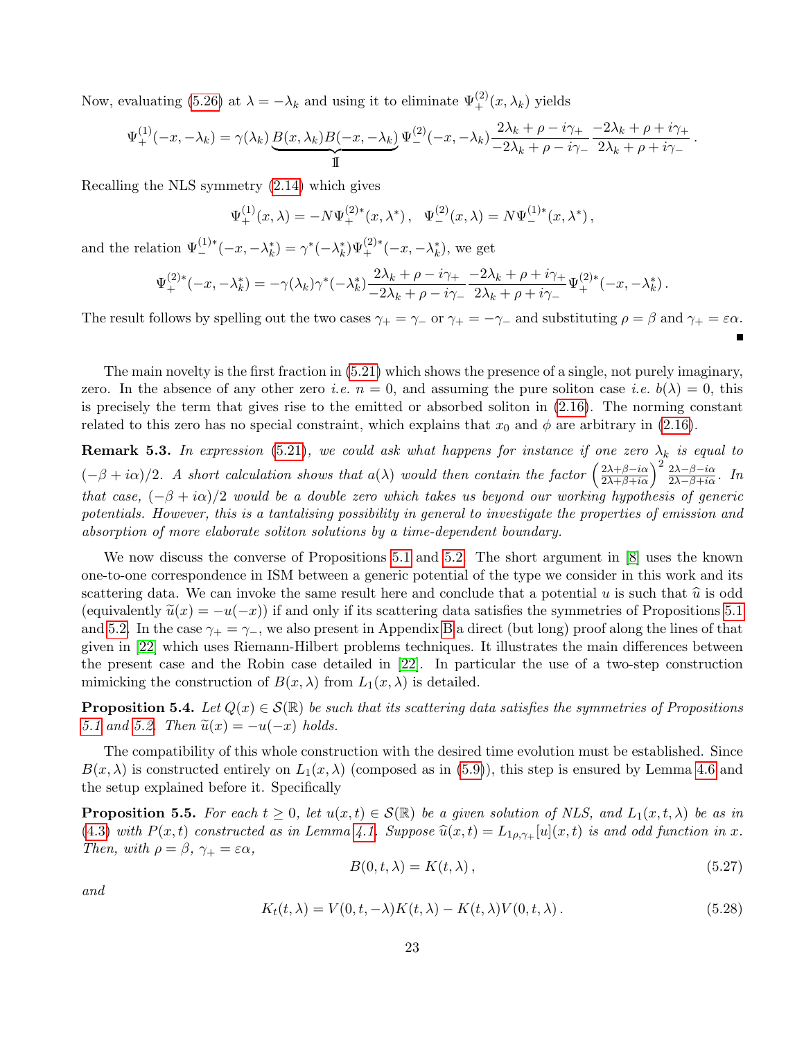Now, evaluating (5.26) at $\lambda = -\lambda_k$ and using it to eliminate $\Psi_+^{(2)}(x, \lambda_k)$ yields

$$\Psi_+^{(1)}(-x, -\lambda_k) = \gamma(\lambda_k) \underbrace{B(x, \lambda_k) B(-x, -\lambda_k)}_{\mathbb{I}} \Psi_-^{(2)}(-x, -\lambda_k) \frac{2\lambda_k + \rho - i\gamma_+}{-2\lambda_k + \rho - i\gamma_-} \frac{-2\lambda_k + \rho + i\gamma_+}{2\lambda_k + \rho + i\gamma_-} .$$

Recalling the NLS symmetry (2.14) which gives

$$\Psi_+^{(1)}(x, \lambda) = -N\Psi_+^{(2)*}(x, \lambda^*) , \quad \Psi_-^{(2)}(x, \lambda) = N\Psi_-^{(1)*}(x, \lambda^*) ,$$

and the relation $\Psi_-^{(1)*}(-x, -\lambda_k^*) = \gamma^*(-\lambda_k^*)\Psi_+^{(2)*}(-x, -\lambda_k^*)$, we get

$$\Psi_+^{(2)*}(-x, -\lambda_k^*) = -\gamma(\lambda_k)\gamma^*(-\lambda_k^*) \frac{2\lambda_k + \rho - i\gamma_+}{-2\lambda_k + \rho - i\gamma_-} \frac{-2\lambda_k + \rho + i\gamma_+}{2\lambda_k + \rho + i\gamma_-} \Psi_+^{(2)*}(-x, -\lambda_k^*) .$$

The result follows by spelling out the two cases $\gamma_+ = \gamma_-$ or $\gamma_+ = -\gamma_-$ and substituting $\rho = \beta$ and $\gamma_+ = \varepsilon\alpha$. ∎

The main novelty is the first fraction in (5.21) which shows the presence of a single, not purely imaginary, zero. In the absence of any other zero *i.e.* $n = 0$, and assuming the pure soliton case *i.e.* $b(\lambda) = 0$, this is precisely the term that gives rise to the emitted or absorbed soliton in (2.16). The norming constant related to this zero has no special constraint, which explains that $x_0$ and $\phi$ are arbitrary in (2.16).

**Remark 5.3.** *In expression (5.21), we could ask what happens for instance if one zero $\lambda_k$ is equal to $(-\beta + i\alpha)/2$. A short calculation shows that $a(\lambda)$ would then contain the factor $\left(\frac{2\lambda+\beta-i\alpha}{2\lambda+\beta+i\alpha}\right)^2 \frac{2\lambda-\beta-i\alpha}{2\lambda-\beta+i\alpha}$. In that case, $(-\beta + i\alpha)/2$ would be a double zero which takes us beyond our working hypothesis of generic potentials. However, this is a tantalising possibility in general to investigate the properties of emission and absorption of more elaborate soliton solutions by a time-dependent boundary.*

We now discuss the converse of Propositions 5.1 and 5.2. The short argument in [8] uses the known one-to-one correspondence in ISM between a generic potential of the type we consider in this work and its scattering data. We can invoke the same result here and conclude that a potential $u$ is such that $\widehat{u}$ is odd (equivalently $\widetilde{u}(x) = -u(-x)$) if and only if its scattering data satisfies the symmetries of Propositions 5.1 and 5.2. In the case $\gamma_+ = \gamma_-$, we also present in Appendix B a direct (but long) proof along the lines of that given in [22] which uses Riemann-Hilbert problems techniques. It illustrates the main differences between the present case and the Robin case detailed in [22]. In particular the use of a two-step construction mimicking the construction of $B(x, \lambda)$ from $L_1(x, \lambda)$ is detailed.

**Proposition 5.4.** *Let $Q(x) \in \mathcal{S}(\mathbb{R})$ be such that its scattering data satisfies the symmetries of Propositions 5.1 and 5.2. Then $\widetilde{u}(x) = -u(-x)$ holds.*

The compatibility of this whole construction with the desired time evolution must be established. Since $B(x, \lambda)$ is constructed entirely on $L_1(x, \lambda)$ (composed as in (5.9)), this step is ensured by Lemma 4.6 and the setup explained before it. Specifically

**Proposition 5.5.** *For each $t \geq 0$, let $u(x, t) \in \mathcal{S}(\mathbb{R})$ be a given solution of NLS, and $L_1(x, t, \lambda)$ be as in (4.3) with $P(x, t)$ constructed as in Lemma 4.1. Suppose $\widehat{u}(x, t) = L_{1\rho,\gamma_+}[u](x, t)$ is and odd function in $x$. Then, with $\rho = \beta$, $\gamma_+ = \varepsilon\alpha$,*

$$B(0, t, \lambda) = K(t, \lambda) , \tag{5.27}$$

*and*

$$K_t(t, \lambda) = V(0, t, -\lambda)K(t, \lambda) - K(t, \lambda)V(0, t, \lambda) . \tag{5.28}$$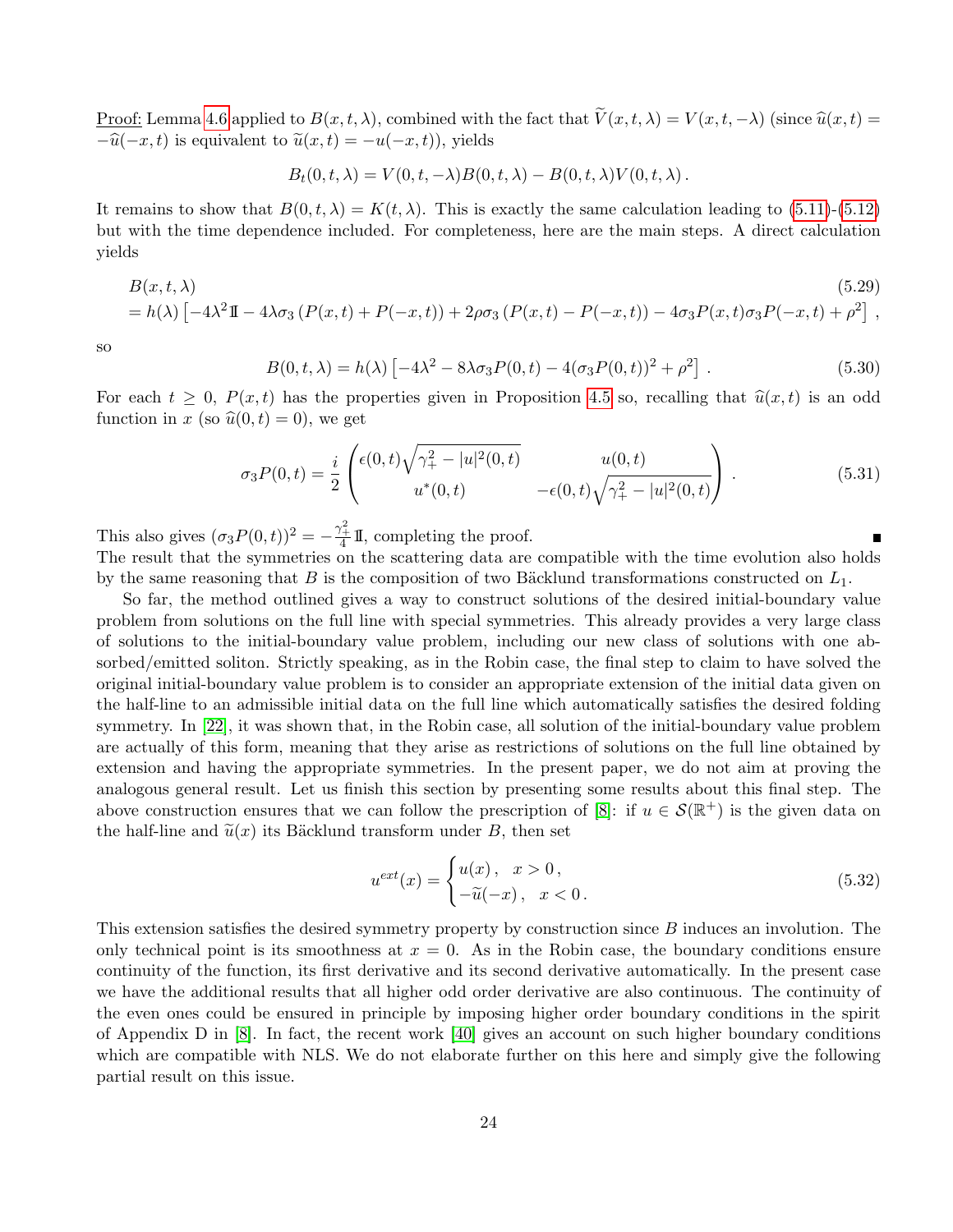Proof: Lemma 4.6 applied to $B(x,t,\lambda)$, combined with the fact that $\widetilde{V}(x,t,\lambda) = V(x,t,-\lambda)$ (since $\widehat{u}(x,t) = -\widehat{u}(-x,t)$ is equivalent to $\widetilde{u}(x,t) = -u(-x,t)$), yields

$$B_t(0,t,\lambda) = V(0,t,-\lambda)B(0,t,\lambda) - B(0,t,\lambda)V(0,t,\lambda)\,.$$

It remains to show that $B(0,t,\lambda) = K(t,\lambda)$. This is exactly the same calculation leading to (5.11)-(5.12) but with the time dependence included. For completeness, here are the main steps. A direct calculation yields

$$\begin{aligned}
&B(x,t,\lambda) \qquad (5.29)\\
&= h(\lambda)\left[-4\lambda^2 \mathbb{I} - 4\lambda\sigma_3\left(P(x,t) + P(-x,t)\right) + 2\rho\sigma_3\left(P(x,t) - P(-x,t)\right) - 4\sigma_3 P(x,t)\sigma_3 P(-x,t) + \rho^2\right]\,,
\end{aligned}$$

so

$$B(0,t,\lambda) = h(\lambda)\left[-4\lambda^2 - 8\lambda\sigma_3 P(0,t) - 4(\sigma_3 P(0,t))^2 + \rho^2\right]\,. \tag{5.30}$$

For each $t \geq 0$, $P(x,t)$ has the properties given in Proposition 4.5 so, recalling that $\widehat{u}(x,t)$ is an odd function in $x$ (so $\widehat{u}(0,t) = 0$), we get

$$\sigma_3 P(0,t) = \frac{i}{2}\begin{pmatrix} \epsilon(0,t)\sqrt{\gamma_+^2 - |u|^2(0,t)} & u(0,t) \\ u^*(0,t) & -\epsilon(0,t)\sqrt{\gamma_+^2 - |u|^2(0,t)} \end{pmatrix}\,. \tag{5.31}$$

This also gives $(\sigma_3 P(0,t))^2 = -\frac{\gamma_+^2}{4}\,\mathbb{I}$, completing the proof. ∎

The result that the symmetries on the scattering data are compatible with the time evolution also holds by the same reasoning that $B$ is the composition of two Bäcklund transformations constructed on $L_1$.

So far, the method outlined gives a way to construct solutions of the desired initial-boundary value problem from solutions on the full line with special symmetries. This already provides a very large class of solutions to the initial-boundary value problem, including our new class of solutions with one absorbed/emitted soliton. Strictly speaking, as in the Robin case, the final step to claim to have solved the original initial-boundary value problem is to consider an appropriate extension of the initial data given on the half-line to an admissible initial data on the full line which automatically satisfies the desired folding symmetry. In [22], it was shown that, in the Robin case, all solution of the initial-boundary value problem are actually of this form, meaning that they arise as restrictions of solutions on the full line obtained by extension and having the appropriate symmetries. In the present paper, we do not aim at proving the analogous general result. Let us finish this section by presenting some results about this final step. The above construction ensures that we can follow the prescription of [8]: if $u \in \mathcal{S}(\mathbb{R}^+)$ is the given data on the half-line and $\widetilde{u}(x)$ its Bäcklund transform under $B$, then set

$$u^{ext}(x) = \begin{cases} u(x)\,, & x > 0\,, \\ -\widetilde{u}(-x)\,, & x < 0\,. \end{cases} \tag{5.32}$$

This extension satisfies the desired symmetry property by construction since $B$ induces an involution. The only technical point is its smoothness at $x = 0$. As in the Robin case, the boundary conditions ensure continuity of the function, its first derivative and its second derivative automatically. In the present case we have the additional results that all higher odd order derivative are also continuous. The continuity of the even ones could be ensured in principle by imposing higher order boundary conditions in the spirit of Appendix D in [8]. In fact, the recent work [40] gives an account on such higher boundary conditions which are compatible with NLS. We do not elaborate further on this here and simply give the following partial result on this issue.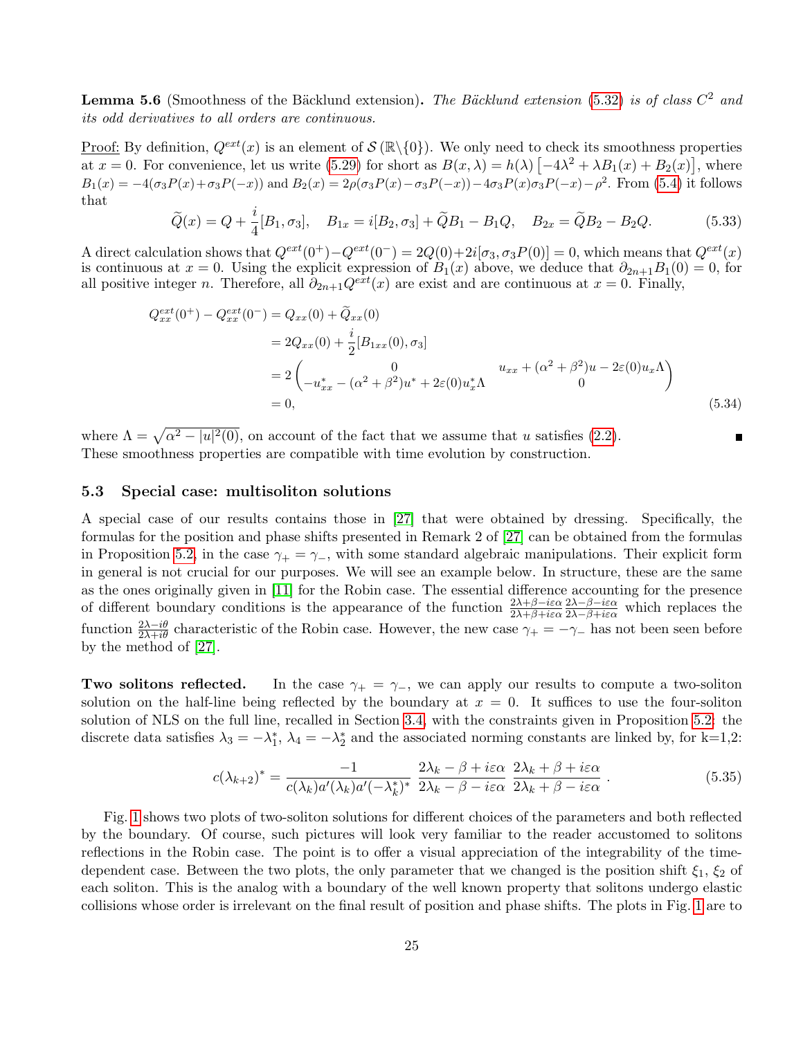**Lemma 5.6** (Smoothness of the Bäcklund extension)**.** *The Bäcklund extension* (5.32) *is of class* $C^2$ *and its odd derivatives to all orders are continuous.*

<u>Proof:</u> By definition, $Q^{ext}(x)$ is an element of $\mathcal{S}(\mathbb{R}\backslash\{0\})$. We only need to check its smoothness properties at $x=0$. For convenience, let us write (5.29) for short as $B(x,\lambda) = h(\lambda)\left[-4\lambda^2 + \lambda B_1(x) + B_2(x)\right]$, where $B_1(x) = -4(\sigma_3 P(x) + \sigma_3 P(-x))$ and $B_2(x) = 2\rho(\sigma_3 P(x) - \sigma_3 P(-x)) - 4\sigma_3 P(x)\sigma_3 P(-x) - \rho^2$. From (5.4) it follows that

$$\widetilde{Q}(x) = Q + \frac{i}{4}[B_1,\sigma_3], \quad B_{1x} = i[B_2,\sigma_3] + \widetilde{Q}B_1 - B_1 Q, \quad B_{2x} = \widetilde{Q}B_2 - B_2 Q. \tag{5.33}$$

A direct calculation shows that $Q^{ext}(0^+) - Q^{ext}(0^-) = 2Q(0) + 2i[\sigma_3, \sigma_3 P(0)] = 0$, which means that $Q^{ext}(x)$ is continuous at $x=0$. Using the explicit expression of $B_1(x)$ above, we deduce that $\partial_{2n+1}B_1(0) = 0$, for all positive integer $n$. Therefore, all $\partial_{2n+1}Q^{ext}(x)$ are exist and are continuous at $x=0$. Finally,

$$\begin{aligned}
Q^{ext}_{xx}(0^+) - Q^{ext}_{xx}(0^-) &= Q_{xx}(0) + \widetilde{Q}_{xx}(0)\\
&= 2Q_{xx}(0) + \frac{i}{2}[B_{1xx}(0),\sigma_3]\\
&= 2\begin{pmatrix} 0 & u_{xx} + (\alpha^2+\beta^2)u - 2\varepsilon(0)u_x\Lambda \\ -u^*_{xx} - (\alpha^2+\beta^2)u^* + 2\varepsilon(0)u^*_x\Lambda & 0 \end{pmatrix}\\
&= 0,
\end{aligned} \tag{5.34}$$

where $\Lambda = \sqrt{\alpha^2 - |u|^2(0)}$, on account of the fact that we assume that $u$ satisfies (2.2). ∎

These smoothness properties are compatible with time evolution by construction.

### 5.3 Special case: multisoliton solutions

A special case of our results contains those in [27] that were obtained by dressing. Specifically, the formulas for the position and phase shifts presented in Remark 2 of [27] can be obtained from the formulas in Proposition 5.2, in the case $\gamma_+ = \gamma_-$, with some standard algebraic manipulations. Their explicit form in general is not crucial for our purposes. We will see an example below. In structure, these are the same as the ones originally given in [11] for the Robin case. The essential difference accounting for the presence of different boundary conditions is the appearance of the function $\frac{2\lambda+\beta-i\varepsilon\alpha}{2\lambda+\beta+i\varepsilon\alpha}\frac{2\lambda-\beta-i\varepsilon\alpha}{2\lambda-\beta+i\varepsilon\alpha}$ which replaces the function $\frac{2\lambda-i\theta}{2\lambda+i\theta}$ characteristic of the Robin case. However, the new case $\gamma_+ = -\gamma_-$ has not been seen before by the method of [27].

**Two solitons reflected.** In the case $\gamma_+ = \gamma_-$, we can apply our results to compute a two-soliton solution on the half-line being reflected by the boundary at $x=0$. It suffices to use the four-soliton solution of NLS on the full line, recalled in Section 3.4, with the constraints given in Proposition 5.2: the discrete data satisfies $\lambda_3 = -\lambda_1^*$, $\lambda_4 = -\lambda_2^*$ and the associated norming constants are linked by, for k=1,2:

$$c(\lambda_{k+2})^* = \frac{-1}{c(\lambda_k)a'(\lambda_k)a'(-\lambda_k^*)^*}\,\frac{2\lambda_k - \beta + i\varepsilon\alpha}{2\lambda_k - \beta - i\varepsilon\alpha}\,\frac{2\lambda_k + \beta + i\varepsilon\alpha}{2\lambda_k + \beta - i\varepsilon\alpha}\,. \tag{5.35}$$

Fig. 1 shows two plots of two-soliton solutions for different choices of the parameters and both reflected by the boundary. Of course, such pictures will look very familiar to the reader accustomed to solitons reflections in the Robin case. The point is to offer a visual appreciation of the integrability of the time-dependent case. Between the two plots, the only parameter that we changed is the position shift $\xi_1$, $\xi_2$ of each soliton. This is the analog with a boundary of the well known property that solitons undergo elastic collisions whose order is irrelevant on the final result of position and phase shifts. The plots in Fig. 1 are to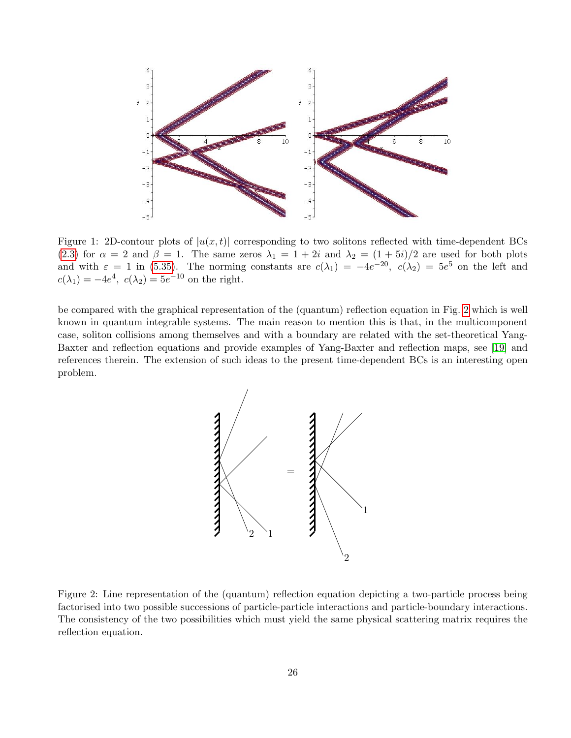Figure 1: 2D-contour plots of $|u(x,t)|$ corresponding to two solitons reflected with time-dependent BCs (2.3) for $\alpha = 2$ and $\beta = 1$. The same zeros $\lambda_1 = 1 + 2i$ and $\lambda_2 = (1 + 5i)/2$ are used for both plots and with $\varepsilon = 1$ in (5.35). The norming constants are $c(\lambda_1) = -4e^{-20}$, $c(\lambda_2) = 5e^5$ on the left and $c(\lambda_1) = -4e^4$, $c(\lambda_2) = 5e^{-10}$ on the right.

be compared with the graphical representation of the (quantum) reflection equation in Fig. 2 which is well known in quantum integrable systems. The main reason to mention this is that, in the multicomponent case, soliton collisions among themselves and with a boundary are related with the set-theoretical Yang-Baxter and reflection equations and provide examples of Yang-Baxter and reflection maps, see [19] and references therein. The extension of such ideas to the present time-dependent BCs is an interesting open problem.

Figure 2: Line representation of the (quantum) reflection equation depicting a two-particle process being factorised into two possible successions of particle-particle interactions and particle-boundary interactions. The consistency of the two possibilities which must yield the same physical scattering matrix requires the reflection equation.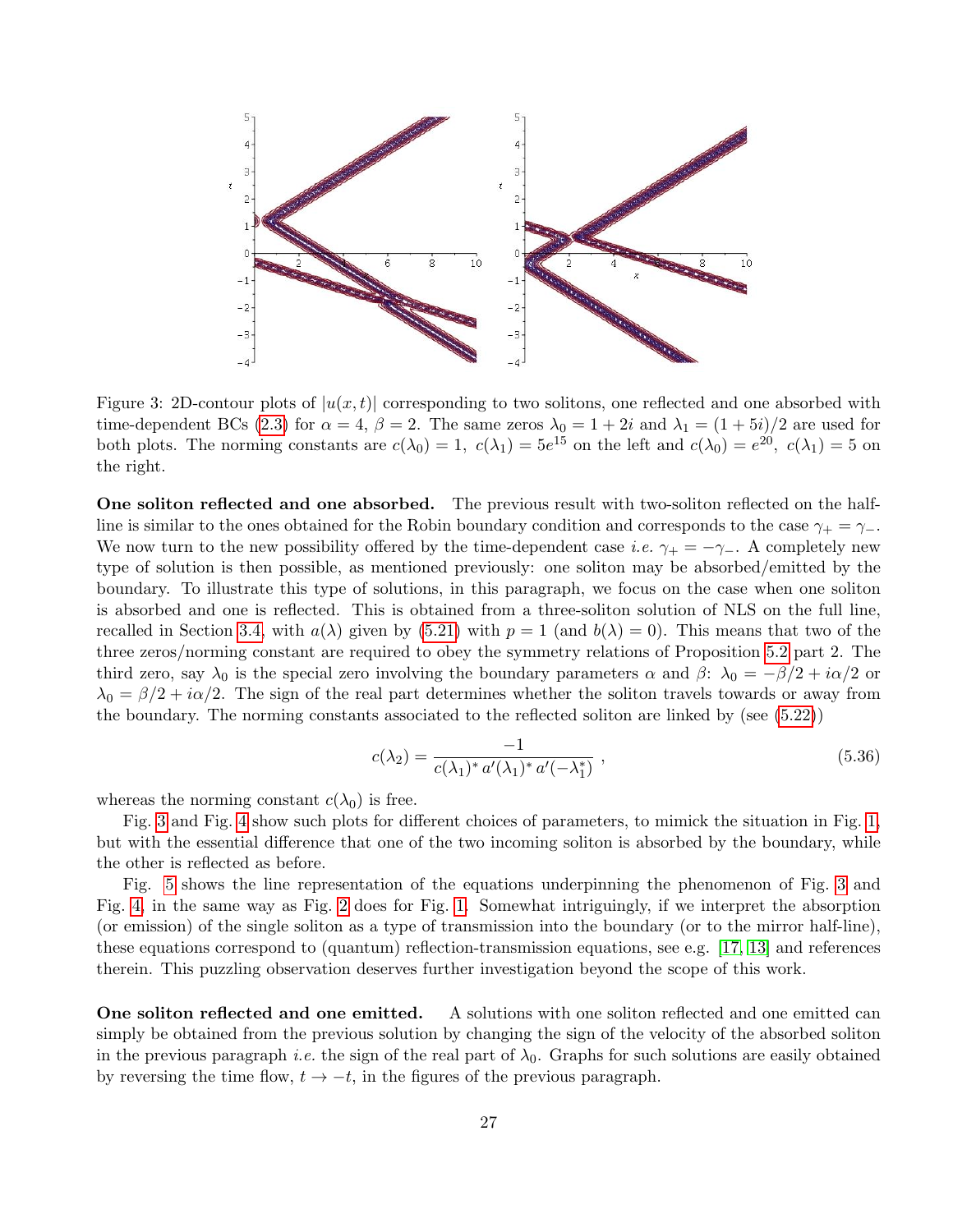Figure 3: 2D-contour plots of $|u(x,t)|$ corresponding to two solitons, one reflected and one absorbed with time-dependent BCs (2.3) for $\alpha = 4$, $\beta = 2$. The same zeros $\lambda_0 = 1 + 2i$ and $\lambda_1 = (1+5i)/2$ are used for both plots. The norming constants are $c(\lambda_0) = 1$, $c(\lambda_1) = 5e^{15}$ on the left and $c(\lambda_0) = e^{20}$, $c(\lambda_1) = 5$ on the right.

**One soliton reflected and one absorbed.** The previous result with two-soliton reflected on the half-line is similar to the ones obtained for the Robin boundary condition and corresponds to the case $\gamma_+ = \gamma_-$. We now turn to the new possibility offered by the time-dependent case *i.e.* $\gamma_+ = -\gamma_-$. A completely new type of solution is then possible, as mentioned previously: one soliton may be absorbed/emitted by the boundary. To illustrate this type of solutions, in this paragraph, we focus on the case when one soliton is absorbed and one is reflected. This is obtained from a three-soliton solution of NLS on the full line, recalled in Section 3.4, with $a(\lambda)$ given by (5.21) with $p = 1$ (and $b(\lambda) = 0$). This means that two of the three zeros/norming constant are required to obey the symmetry relations of Proposition 5.2 part 2. The third zero, say $\lambda_0$ is the special zero involving the boundary parameters $\alpha$ and $\beta$: $\lambda_0 = -\beta/2 + i\alpha/2$ or $\lambda_0 = \beta/2 + i\alpha/2$. The sign of the real part determines whether the soliton travels towards or away from the boundary. The norming constants associated to the reflected soliton are linked by (see (5.22))

$$c(\lambda_2) = \frac{-1}{c(\lambda_1)^*\, a'(\lambda_1)^*\, a'(-\lambda_1^*)} , \tag{5.36}$$

whereas the norming constant $c(\lambda_0)$ is free.

Fig. 3 and Fig. 4 show such plots for different choices of parameters, to mimick the situation in Fig. 1, but with the essential difference that one of the two incoming soliton is absorbed by the boundary, while the other is reflected as before.

Fig. 5 shows the line representation of the equations underpinning the phenomenon of Fig. 3 and Fig. 4, in the same way as Fig. 2 does for Fig. 1. Somewhat intriguingly, if we interpret the absorption (or emission) of the single soliton as a type of transmission into the boundary (or to the mirror half-line), these equations correspond to (quantum) reflection-transmission equations, see e.g. [17, 13] and references therein. This puzzling observation deserves further investigation beyond the scope of this work.

**One soliton reflected and one emitted.** A solutions with one soliton reflected and one emitted can simply be obtained from the previous solution by changing the sign of the velocity of the absorbed soliton in the previous paragraph *i.e.* the sign of the real part of $\lambda_0$. Graphs for such solutions are easily obtained by reversing the time flow, $t \to -t$, in the figures of the previous paragraph.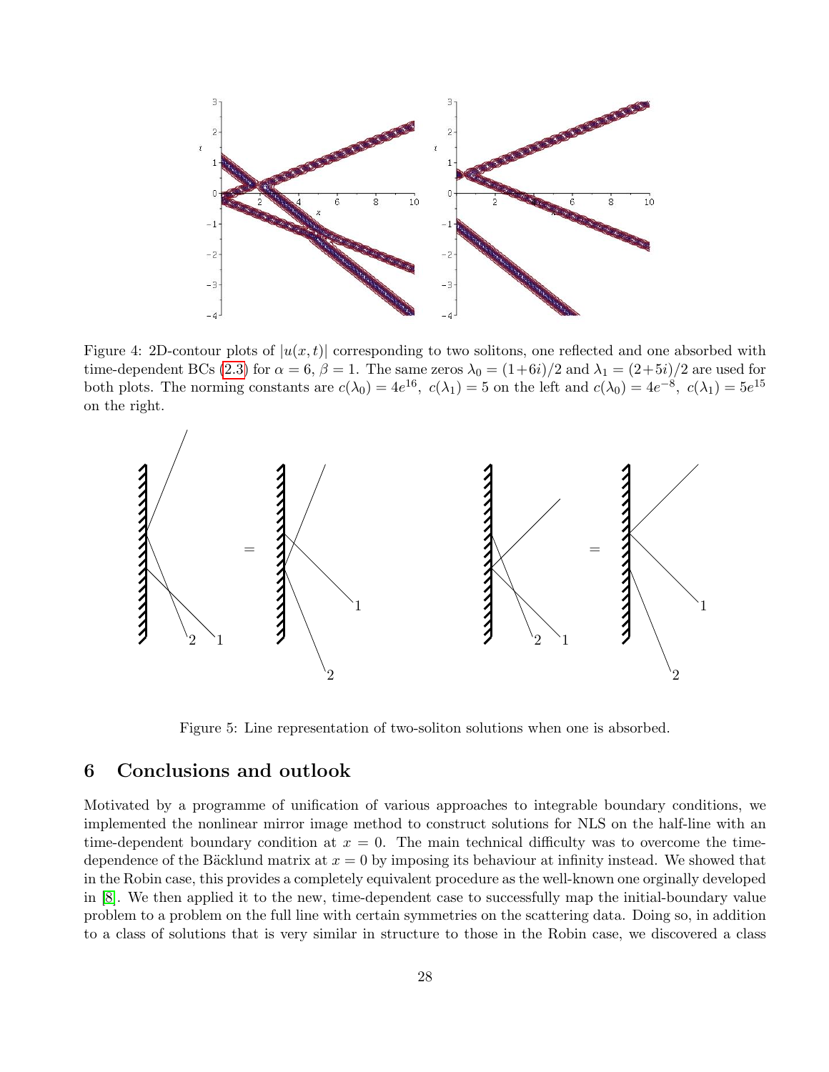Figure 4: 2D-contour plots of $|u(x,t)|$ corresponding to two solitons, one reflected and one absorbed with time-dependent BCs (2.3) for $\alpha = 6$, $\beta = 1$. The same zeros $\lambda_0 = (1+6i)/2$ and $\lambda_1 = (2+5i)/2$ are used for both plots. The norming constants are $c(\lambda_0) = 4e^{16}$, $c(\lambda_1) = 5$ on the left and $c(\lambda_0) = 4e^{-8}$, $c(\lambda_1) = 5e^{15}$ on the right.

Figure 5: Line representation of two-soliton solutions when one is absorbed.

## 6 Conclusions and outlook

Motivated by a programme of unification of various approaches to integrable boundary conditions, we implemented the nonlinear mirror image method to construct solutions for NLS on the half-line with an time-dependent boundary condition at $x = 0$. The main technical difficulty was to overcome the time-dependence of the Bäcklund matrix at $x = 0$ by imposing its behaviour at infinity instead. We showed that in the Robin case, this provides a completely equivalent procedure as the well-known one orginally developed in [8]. We then applied it to the new, time-dependent case to successfully map the initial-boundary value problem to a problem on the full line with certain symmetries on the scattering data. Doing so, in addition to a class of solutions that is very similar in structure to those in the Robin case, we discovered a class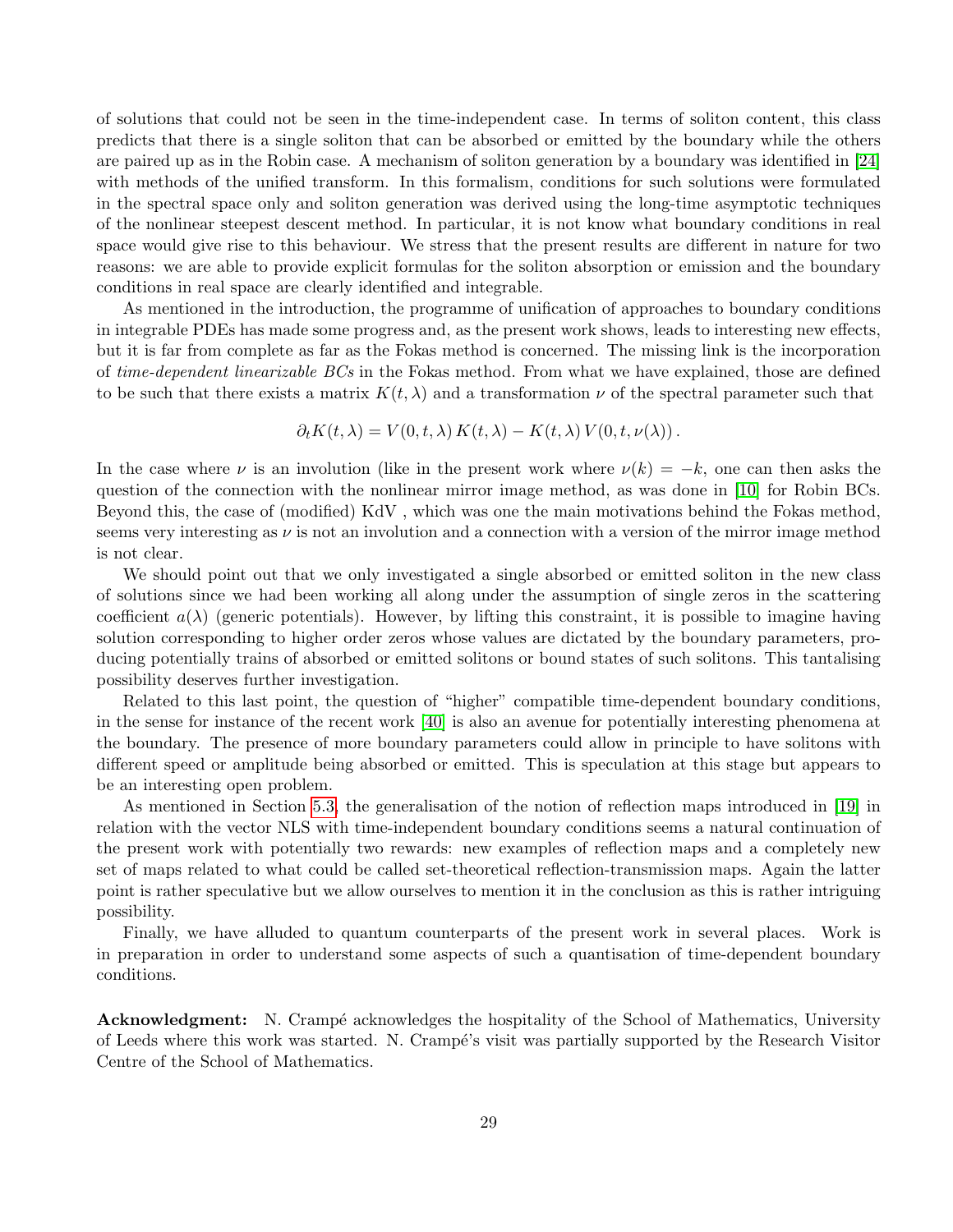of solutions that could not be seen in the time-independent case. In terms of soliton content, this class predicts that there is a single soliton that can be absorbed or emitted by the boundary while the others are paired up as in the Robin case. A mechanism of soliton generation by a boundary was identified in [24] with methods of the unified transform. In this formalism, conditions for such solutions were formulated in the spectral space only and soliton generation was derived using the long-time asymptotic techniques of the nonlinear steepest descent method. In particular, it is not know what boundary conditions in real space would give rise to this behaviour. We stress that the present results are different in nature for two reasons: we are able to provide explicit formulas for the soliton absorption or emission and the boundary conditions in real space are clearly identified and integrable.

As mentioned in the introduction, the programme of unification of approaches to boundary conditions in integrable PDEs has made some progress and, as the present work shows, leads to interesting new effects, but it is far from complete as far as the Fokas method is concerned. The missing link is the incorporation of *time-dependent linearizable BCs* in the Fokas method. From what we have explained, those are defined to be such that there exists a matrix $K(t,\lambda)$ and a transformation $\nu$ of the spectral parameter such that

$$\partial_t K(t,\lambda) = V(0,t,\lambda)\, K(t,\lambda) - K(t,\lambda)\, V(0,t,\nu(\lambda))\,.$$

In the case where $\nu$ is an involution (like in the present work where $\nu(k) = -k$, one can then asks the question of the connection with the nonlinear mirror image method, as was done in [10] for Robin BCs. Beyond this, the case of (modified) KdV , which was one the main motivations behind the Fokas method, seems very interesting as $\nu$ is not an involution and a connection with a version of the mirror image method is not clear.

We should point out that we only investigated a single absorbed or emitted soliton in the new class of solutions since we had been working all along under the assumption of single zeros in the scattering coefficient $a(\lambda)$ (generic potentials). However, by lifting this constraint, it is possible to imagine having solution corresponding to higher order zeros whose values are dictated by the boundary parameters, producing potentially trains of absorbed or emitted solitons or bound states of such solitons. This tantalising possibility deserves further investigation.

Related to this last point, the question of "higher" compatible time-dependent boundary conditions, in the sense for instance of the recent work [40] is also an avenue for potentially interesting phenomena at the boundary. The presence of more boundary parameters could allow in principle to have solitons with different speed or amplitude being absorbed or emitted. This is speculation at this stage but appears to be an interesting open problem.

As mentioned in Section 5.3, the generalisation of the notion of reflection maps introduced in [19] in relation with the vector NLS with time-independent boundary conditions seems a natural continuation of the present work with potentially two rewards: new examples of reflection maps and a completely new set of maps related to what could be called set-theoretical reflection-transmission maps. Again the latter point is rather speculative but we allow ourselves to mention it in the conclusion as this is rather intriguing possibility.

Finally, we have alluded to quantum counterparts of the present work in several places. Work is in preparation in order to understand some aspects of such a quantisation of time-dependent boundary conditions.

**Acknowledgment:** N. Crampé acknowledges the hospitality of the School of Mathematics, University of Leeds where this work was started. N. Crampé's visit was partially supported by the Research Visitor Centre of the School of Mathematics.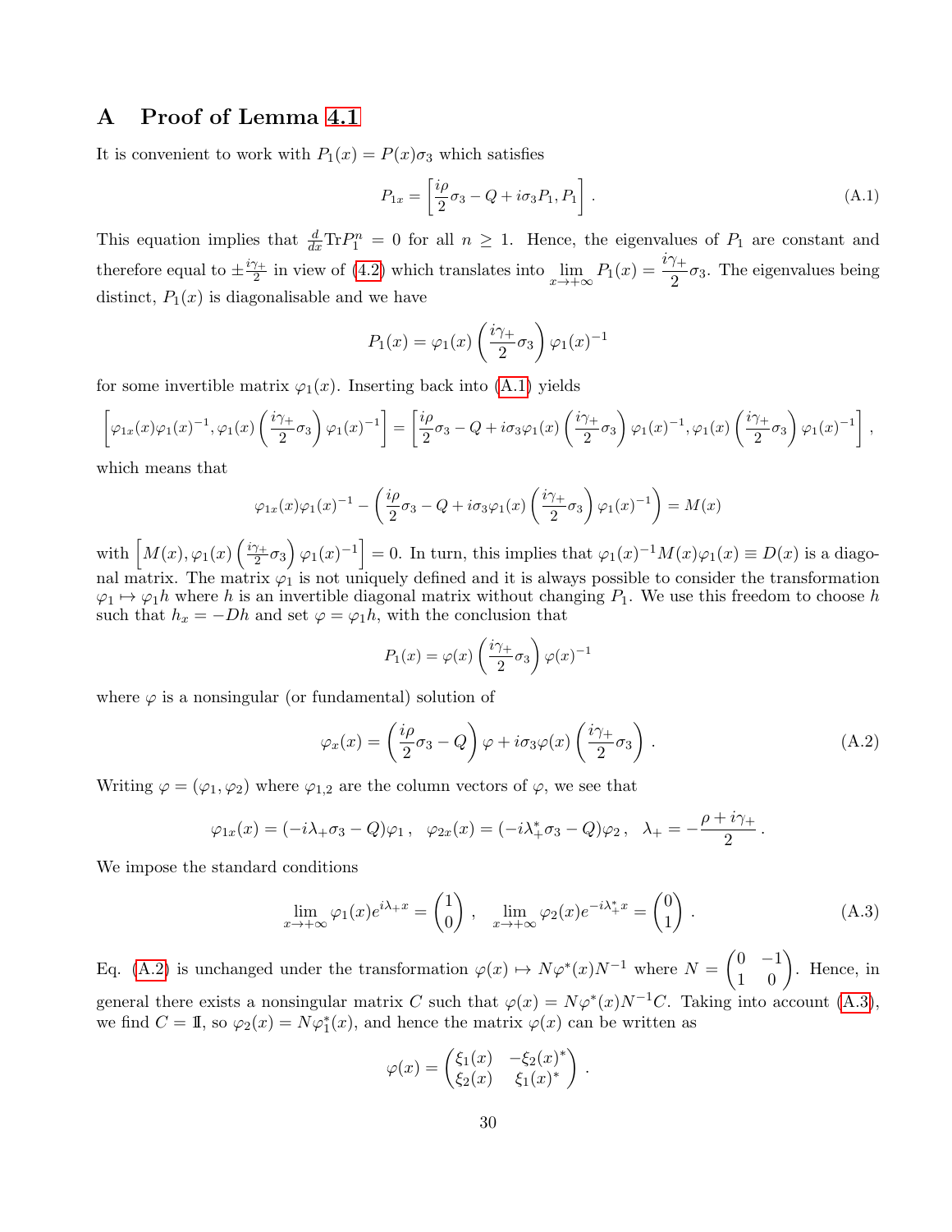# A Proof of Lemma 4.1

It is convenient to work with $P_1(x) = P(x)\sigma_3$ which satisfies

$$P_{1x} = \left[\frac{i\rho}{2}\sigma_3 - Q + i\sigma_3 P_1, P_1\right] . \tag{A.1}$$

This equation implies that $\frac{d}{dx}\text{Tr}P_1^n = 0$ for all $n \geq 1$. Hence, the eigenvalues of $P_1$ are constant and therefore equal to $\pm\frac{i\gamma_+}{2}$ in view of (4.2) which translates into $\lim_{x\to+\infty} P_1(x) = \frac{i\gamma_+}{2}\sigma_3$. The eigenvalues being distinct, $P_1(x)$ is diagonalisable and we have

$$P_1(x) = \varphi_1(x)\left(\frac{i\gamma_+}{2}\sigma_3\right)\varphi_1(x)^{-1}$$

for some invertible matrix $\varphi_1(x)$. Inserting back into (A.1) yields

$$\left[\varphi_{1x}(x)\varphi_1(x)^{-1}, \varphi_1(x)\left(\frac{i\gamma_+}{2}\sigma_3\right)\varphi_1(x)^{-1}\right] = \left[\frac{i\rho}{2}\sigma_3 - Q + i\sigma_3\varphi_1(x)\left(\frac{i\gamma_+}{2}\sigma_3\right)\varphi_1(x)^{-1}, \varphi_1(x)\left(\frac{i\gamma_+}{2}\sigma_3\right)\varphi_1(x)^{-1}\right],$$

which means that

$$\varphi_{1x}(x)\varphi_1(x)^{-1} - \left(\frac{i\rho}{2}\sigma_3 - Q + i\sigma_3\varphi_1(x)\left(\frac{i\gamma_+}{2}\sigma_3\right)\varphi_1(x)^{-1}\right) = M(x)$$

with $\left[M(x), \varphi_1(x)\left(\frac{i\gamma_+}{2}\sigma_3\right)\varphi_1(x)^{-1}\right] = 0$. In turn, this implies that $\varphi_1(x)^{-1}M(x)\varphi_1(x) \equiv D(x)$ is a diagonal matrix. The matrix $\varphi_1$ is not uniquely defined and it is always possible to consider the transformation $\varphi_1 \mapsto \varphi_1 h$ where $h$ is an invertible diagonal matrix without changing $P_1$. We use this freedom to choose $h$ such that $h_x = -Dh$ and set $\varphi = \varphi_1 h$, with the conclusion that

$$P_1(x) = \varphi(x)\left(\frac{i\gamma_+}{2}\sigma_3\right)\varphi(x)^{-1}$$

where $\varphi$ is a nonsingular (or fundamental) solution of

$$\varphi_x(x) = \left(\frac{i\rho}{2}\sigma_3 - Q\right)\varphi + i\sigma_3\varphi(x)\left(\frac{i\gamma_+}{2}\sigma_3\right) . \tag{A.2}$$

Writing $\varphi = (\varphi_1, \varphi_2)$ where $\varphi_{1,2}$ are the column vectors of $\varphi$, we see that

$$\varphi_{1x}(x) = (-i\lambda_+\sigma_3 - Q)\varphi_1 , \quad \varphi_{2x}(x) = (-i\lambda_+^*\sigma_3 - Q)\varphi_2 , \quad \lambda_+ = -\frac{\rho + i\gamma_+}{2} .$$

We impose the standard conditions

$$\lim_{x\to+\infty}\varphi_1(x)e^{i\lambda_+ x} = \begin{pmatrix}1\\0\end{pmatrix} , \quad \lim_{x\to+\infty}\varphi_2(x)e^{-i\lambda_+^* x} = \begin{pmatrix}0\\1\end{pmatrix} . \tag{A.3}$$

Eq. (A.2) is unchanged under the transformation $\varphi(x) \mapsto N\varphi^*(x)N^{-1}$ where $N = \begin{pmatrix}0 & -1\\1 & 0\end{pmatrix}$. Hence, in general there exists a nonsingular matrix $C$ such that $\varphi(x) = N\varphi^*(x)N^{-1}C$. Taking into account (A.3), we find $C = \mathbb{I}$, so $\varphi_2(x) = N\varphi_1^*(x)$, and hence the matrix $\varphi(x)$ can be written as

$$\varphi(x) = \begin{pmatrix}\xi_1(x) & -\xi_2(x)^*\\ \xi_2(x) & \xi_1(x)^*\end{pmatrix} .$$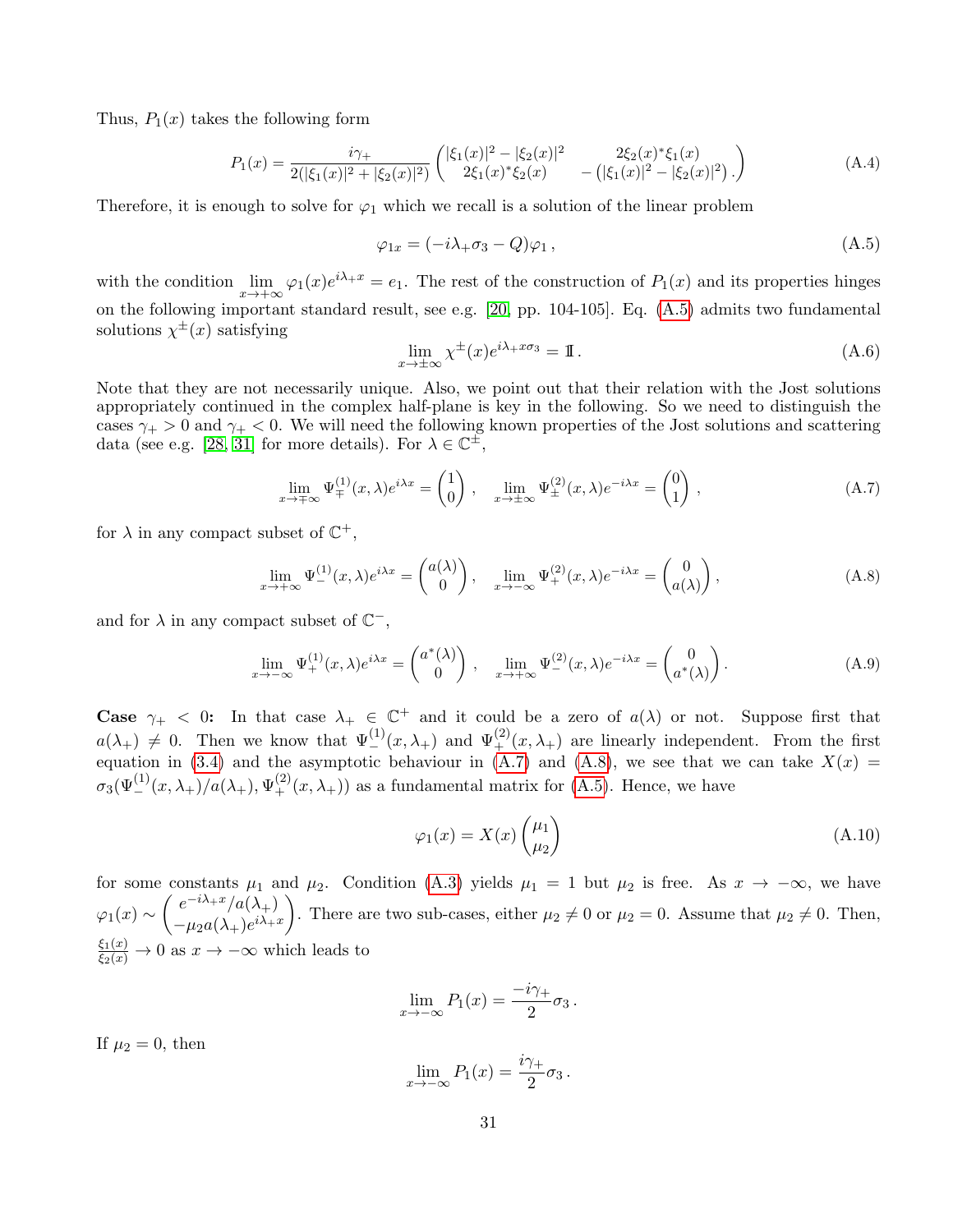Thus, $P_1(x)$ takes the following form

$$P_1(x) = \frac{i\gamma_+}{2(|\xi_1(x)|^2 + |\xi_2(x)|^2)} \begin{pmatrix} |\xi_1(x)|^2 - |\xi_2(x)|^2 & 2\xi_2(x)^*\xi_1(x) \\ 2\xi_1(x)^*\xi_2(x) & -\left(|\xi_1(x)|^2 - |\xi_2(x)|^2\right). \end{pmatrix} \tag{A.4}$$

Therefore, it is enough to solve for $\varphi_1$ which we recall is a solution of the linear problem

$$\varphi_{1x} = (-i\lambda_+\sigma_3 - Q)\varphi_1\,, \tag{A.5}$$

with the condition $\lim_{x\to+\infty}\varphi_1(x)e^{i\lambda_+ x} = e_1$. The rest of the construction of $P_1(x)$ and its properties hinges on the following important standard result, see e.g. [20, pp. 104-105]. Eq. (A.5) admits two fundamental solutions $\chi^\pm(x)$ satisfying

$$\lim_{x\to\pm\infty}\chi^\pm(x)e^{i\lambda_+ x\sigma_3} = \mathbb{I}\,. \tag{A.6}$$

Note that they are not necessarily unique. Also, we point out that their relation with the Jost solutions appropriately continued in the complex half-plane is key in the following. So we need to distinguish the cases $\gamma_+ > 0$ and $\gamma_+ < 0$. We will need the following known properties of the Jost solutions and scattering data (see e.g. [28, 31] for more details). For $\lambda \in \mathbb{C}^\pm$,

$$\lim_{x\to\mp\infty}\Psi_\mp^{(1)}(x,\lambda)e^{i\lambda x} = \begin{pmatrix}1\\0\end{pmatrix}\,,\quad \lim_{x\to\pm\infty}\Psi_\pm^{(2)}(x,\lambda)e^{-i\lambda x} = \begin{pmatrix}0\\1\end{pmatrix}\,, \tag{A.7}$$

for $\lambda$ in any compact subset of $\mathbb{C}^+$,

$$\lim_{x\to+\infty}\Psi_-^{(1)}(x,\lambda)e^{i\lambda x} = \begin{pmatrix}a(\lambda)\\0\end{pmatrix},\quad \lim_{x\to-\infty}\Psi_+^{(2)}(x,\lambda)e^{-i\lambda x} = \begin{pmatrix}0\\a(\lambda)\end{pmatrix}, \tag{A.8}$$

and for $\lambda$ in any compact subset of $\mathbb{C}^-$,

$$\lim_{x\to-\infty}\Psi_+^{(1)}(x,\lambda)e^{i\lambda x} = \begin{pmatrix}a^*(\lambda)\\0\end{pmatrix}\,,\quad \lim_{x\to+\infty}\Psi_-^{(2)}(x,\lambda)e^{-i\lambda x} = \begin{pmatrix}0\\a^*(\lambda)\end{pmatrix}. \tag{A.9}$$

**Case** $\gamma_+ < 0$**:** In that case $\lambda_+ \in \mathbb{C}^+$ and it could be a zero of $a(\lambda)$ or not. Suppose first that $a(\lambda_+) \neq 0$. Then we know that $\Psi_-^{(1)}(x,\lambda_+)$ and $\Psi_+^{(2)}(x,\lambda_+)$ are linearly independent. From the first equation in (3.4) and the asymptotic behaviour in (A.7) and (A.8), we see that we can take $X(x) = \sigma_3(\Psi_-^{(1)}(x,\lambda_+)/a(\lambda_+), \Psi_+^{(2)}(x,\lambda_+))$ as a fundamental matrix for (A.5). Hence, we have

$$\varphi_1(x) = X(x)\begin{pmatrix}\mu_1\\\mu_2\end{pmatrix} \tag{A.10}$$

for some constants $\mu_1$ and $\mu_2$. Condition (A.3) yields $\mu_1 = 1$ but $\mu_2$ is free. As $x \to -\infty$, we have $\varphi_1(x) \sim \begin{pmatrix} e^{-i\lambda_+ x}/a(\lambda_+) \\ -\mu_2 a(\lambda_+)e^{i\lambda_+ x}\end{pmatrix}$. There are two sub-cases, either $\mu_2 \neq 0$ or $\mu_2 = 0$. Assume that $\mu_2 \neq 0$. Then, $\frac{\xi_1(x)}{\xi_2(x)} \to 0$ as $x \to -\infty$ which leads to

$$\lim_{x\to-\infty}P_1(x) = \frac{-i\gamma_+}{2}\sigma_3\,.$$

If $\mu_2 = 0$, then

$$\lim_{x\to-\infty}P_1(x) = \frac{i\gamma_+}{2}\sigma_3\,.$$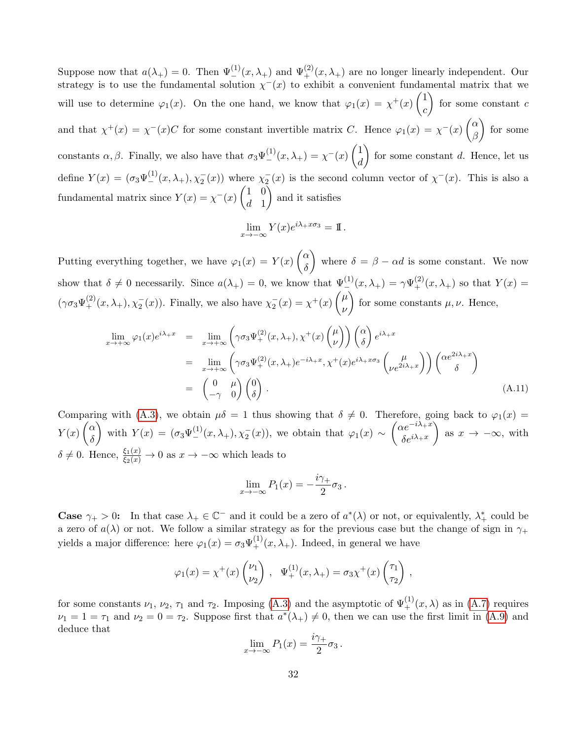Suppose now that $a(\lambda_+) = 0$. Then $\Psi_-^{(1)}(x,\lambda_+)$ and $\Psi_+^{(2)}(x,\lambda_+)$ are no longer linearly independent. Our strategy is to use the fundamental solution $\chi^-(x)$ to exhibit a convenient fundamental matrix that we will use to determine $\varphi_1(x)$. On the one hand, we know that $\varphi_1(x) = \chi^+(x)\begin{pmatrix}1\\c\end{pmatrix}$ for some constant $c$ and that $\chi^+(x) = \chi^-(x)C$ for some constant invertible matrix $C$. Hence $\varphi_1(x) = \chi^-(x)\begin{pmatrix}\alpha\\\beta\end{pmatrix}$ for some constants $\alpha, \beta$. Finally, we also have that $\sigma_3\Psi_-^{(1)}(x,\lambda_+) = \chi^-(x)\begin{pmatrix}1\\d\end{pmatrix}$ for some constant $d$. Hence, let us define $Y(x) = (\sigma_3\Psi_-^{(1)}(x,\lambda_+), \chi_2^-(x))$ where $\chi_2^-(x)$ is the second column vector of $\chi^-(x)$. This is also a fundamental matrix since $Y(x) = \chi^-(x)\begin{pmatrix}1 & 0\\ d & 1\end{pmatrix}$ and it satisfies

$$\lim_{x\to-\infty} Y(x)e^{i\lambda_+ x\sigma_3} = \mathbb{I}\,.$$

Putting everything together, we have $\varphi_1(x) = Y(x)\begin{pmatrix}\alpha\\\delta\end{pmatrix}$ where $\delta = \beta - \alpha d$ is some constant. We now show that $\delta \neq 0$ necessarily. Since $a(\lambda_+) = 0$, we know that $\Psi_-^{(1)}(x,\lambda_+) = \gamma\Psi_+^{(2)}(x,\lambda_+)$ so that $Y(x) = (\gamma\sigma_3\Psi_+^{(2)}(x,\lambda_+), \chi_2^-(x))$. Finally, we also have $\chi_2^-(x) = \chi^+(x)\begin{pmatrix}\mu\\\nu\end{pmatrix}$ for some constants $\mu,\nu$. Hence,

$$\begin{aligned}
\lim_{x\to+\infty}\varphi_1(x)e^{i\lambda_+ x} &= \lim_{x\to+\infty}\left(\gamma\sigma_3\Psi_+^{(2)}(x,\lambda_+), \chi^+(x)\begin{pmatrix}\mu\\\nu\end{pmatrix}\right)\begin{pmatrix}\alpha\\\delta\end{pmatrix}e^{i\lambda_+ x}\\
&= \lim_{x\to+\infty}\left(\gamma\sigma_3\Psi_+^{(2)}(x,\lambda_+)e^{-i\lambda_+ x}, \chi^+(x)e^{i\lambda_+ x\sigma_3}\begin{pmatrix}\mu\\\nu e^{2i\lambda_+ x}\end{pmatrix}\right)\begin{pmatrix}\alpha e^{2i\lambda_+ x}\\\delta\end{pmatrix}\\
&= \begin{pmatrix}0 & \mu\\ -\gamma & 0\end{pmatrix}\begin{pmatrix}0\\\delta\end{pmatrix}.
\end{aligned} \tag{A.11}$$

Comparing with (A.3), we obtain $\mu\delta = 1$ thus showing that $\delta \neq 0$. Therefore, going back to $\varphi_1(x) = Y(x)\begin{pmatrix}\alpha\\\delta\end{pmatrix}$ with $Y(x) = (\sigma_3\Psi_-^{(1)}(x,\lambda_+), \chi_2^-(x))$, we obtain that $\varphi_1(x) \sim \begin{pmatrix}\alpha e^{-i\lambda_+ x}\\ \delta e^{i\lambda_+ x}\end{pmatrix}$ as $x\to-\infty$, with $\delta\neq 0$. Hence, $\frac{\xi_1(x)}{\xi_2(x)} \to 0$ as $x\to-\infty$ which leads to

$$\lim_{x\to-\infty} P_1(x) = -\frac{i\gamma_+}{2}\sigma_3\,.$$

**Case $\gamma_+ > 0$:** In that case $\lambda_+ \in \mathbb{C}^-$ and it could be a zero of $a^*(\lambda)$ or not, or equivalently, $\lambda_+^*$ could be a zero of $a(\lambda)$ or not. We follow a similar strategy as for the previous case but the change of sign in $\gamma_+$ yields a major difference: here $\varphi_1(x) = \sigma_3\Psi_+^{(1)}(x,\lambda_+)$. Indeed, in general we have

$$\varphi_1(x) = \chi^+(x)\begin{pmatrix}\nu_1\\\nu_2\end{pmatrix}\,,\quad \Psi_+^{(1)}(x,\lambda_+) = \sigma_3\chi^+(x)\begin{pmatrix}\tau_1\\\tau_2\end{pmatrix}\,,$$

for some constants $\nu_1$, $\nu_2$, $\tau_1$ and $\tau_2$. Imposing (A.3) and the asymptotic of $\Psi_+^{(1)}(x,\lambda)$ as in (A.7) requires $\nu_1 = 1 = \tau_1$ and $\nu_2 = 0 = \tau_2$. Suppose first that $a^*(\lambda_+) \neq 0$, then we can use the first limit in (A.9) and deduce that

$$\lim_{x\to-\infty} P_1(x) = \frac{i\gamma_+}{2}\sigma_3\,.$$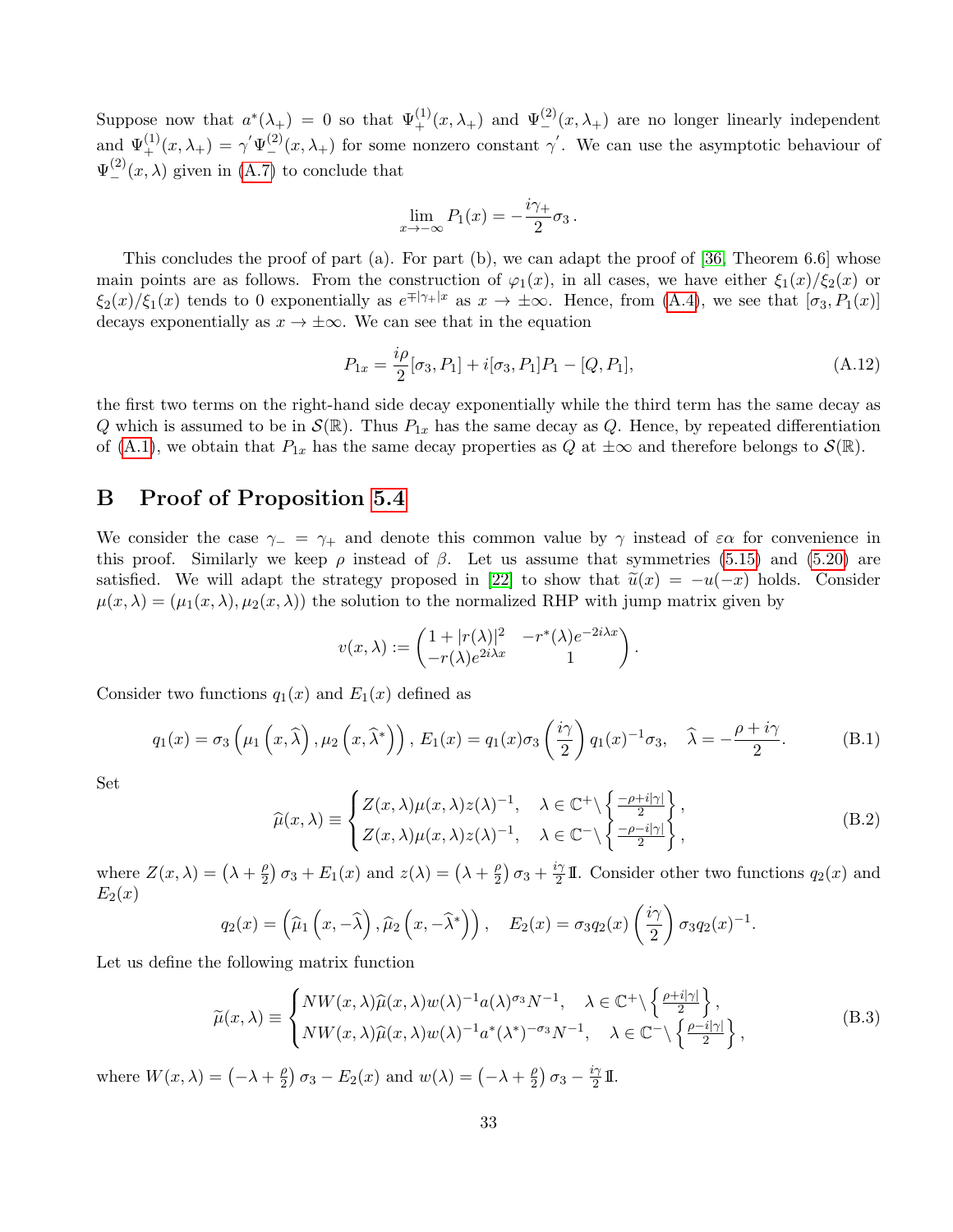Suppose now that $a^*(\lambda_+) = 0$ so that $\Psi_+^{(1)}(x,\lambda_+)$ and $\Psi_-^{(2)}(x,\lambda_+)$ are no longer linearly independent and $\Psi_+^{(1)}(x,\lambda_+) = \gamma^{'}\Psi_-^{(2)}(x,\lambda_+)$ for some nonzero constant $\gamma^{'}$. We can use the asymptotic behaviour of $\Psi_-^{(2)}(x,\lambda)$ given in (A.7) to conclude that

$$\lim_{x\to-\infty} P_1(x) = -\frac{i\gamma_+}{2}\sigma_3 .$$

This concludes the proof of part (a). For part (b), we can adapt the proof of [36, Theorem 6.6] whose main points are as follows. From the construction of $\varphi_1(x)$, in all cases, we have either $\xi_1(x)/\xi_2(x)$ or $\xi_2(x)/\xi_1(x)$ tends to 0 exponentially as $e^{\mp|\gamma_+|x}$ as $x\to\pm\infty$. Hence, from (A.4), we see that $[\sigma_3, P_1(x)]$ decays exponentially as $x\to\pm\infty$. We can see that in the equation

$$P_{1x} = \frac{i\rho}{2}[\sigma_3,P_1] + i[\sigma_3,P_1]P_1 - [Q,P_1], \tag{A.12}$$

the first two terms on the right-hand side decay exponentially while the third term has the same decay as $Q$ which is assumed to be in $\mathcal{S}(\mathbb{R})$. Thus $P_{1x}$ has the same decay as $Q$. Hence, by repeated differentiation of (A.1), we obtain that $P_{1x}$ has the same decay properties as $Q$ at $\pm\infty$ and therefore belongs to $\mathcal{S}(\mathbb{R})$.

# B Proof of Proposition 5.4

We consider the case $\gamma_- = \gamma_+$ and denote this common value by $\gamma$ instead of $\varepsilon\alpha$ for convenience in this proof. Similarly we keep $\rho$ instead of $\beta$. Let us assume that symmetries (5.15) and (5.20) are satisfied. We will adapt the strategy proposed in [22] to show that $\widetilde{u}(x) = -u(-x)$ holds. Consider $\mu(x,\lambda) = (\mu_1(x,\lambda),\mu_2(x,\lambda))$ the solution to the normalized RHP with jump matrix given by

$$v(x,\lambda) := \begin{pmatrix} 1+|r(\lambda)|^2 & -r^*(\lambda)e^{-2i\lambda x} \\ -r(\lambda)e^{2i\lambda x} & 1 \end{pmatrix}.$$

Consider two functions $q_1(x)$ and $E_1(x)$ defined as

$$q_1(x) = \sigma_3\left(\mu_1\left(x,\widehat{\lambda}\right),\mu_2\left(x,\widehat{\lambda}^*\right)\right),\; E_1(x) = q_1(x)\sigma_3\left(\frac{i\gamma}{2}\right)q_1(x)^{-1}\sigma_3, \quad \widehat{\lambda} = -\frac{\rho+i\gamma}{2}. \tag{B.1}$$

Set

$$\widehat{\mu}(x,\lambda) \equiv \begin{cases} Z(x,\lambda)\mu(x,\lambda)z(\lambda)^{-1}, & \lambda\in\mathbb{C}^+\backslash\left\{\frac{-\rho+i|\gamma|}{2}\right\}, \\ Z(x,\lambda)\mu(x,\lambda)z(\lambda)^{-1}, & \lambda\in\mathbb{C}^-\backslash\left\{\frac{-\rho-i|\gamma|}{2}\right\}, \end{cases} \tag{B.2}$$

where $Z(x,\lambda) = \left(\lambda+\frac{\rho}{2}\right)\sigma_3 + E_1(x)$ and $z(\lambda) = \left(\lambda+\frac{\rho}{2}\right)\sigma_3 + \frac{i\gamma}{2}\mathbb{I}$. Consider other two functions $q_2(x)$ and $E_2(x)$

$$q_2(x) = \left(\widehat{\mu}_1\left(x,-\widehat{\lambda}\right),\widehat{\mu}_2\left(x,-\widehat{\lambda}^*\right)\right), \quad E_2(x) = \sigma_3 q_2(x)\left(\frac{i\gamma}{2}\right)\sigma_3 q_2(x)^{-1}.$$

Let us define the following matrix function

$$\widetilde{\mu}(x,\lambda) \equiv \begin{cases} NW(x,\lambda)\widehat{\mu}(x,\lambda)w(\lambda)^{-1}a(\lambda)^{\sigma_3}N^{-1}, & \lambda\in\mathbb{C}^+\backslash\left\{\frac{\rho+i|\gamma|}{2}\right\}, \\ NW(x,\lambda)\widehat{\mu}(x,\lambda)w(\lambda)^{-1}a^*(\lambda^*)^{-\sigma_3}N^{-1}, & \lambda\in\mathbb{C}^-\backslash\left\{\frac{\rho-i|\gamma|}{2}\right\}, \end{cases} \tag{B.3}$$

where $W(x,\lambda) = \left(-\lambda+\frac{\rho}{2}\right)\sigma_3 - E_2(x)$ and $w(\lambda) = \left(-\lambda+\frac{\rho}{2}\right)\sigma_3 - \frac{i\gamma}{2}\mathbb{I}$.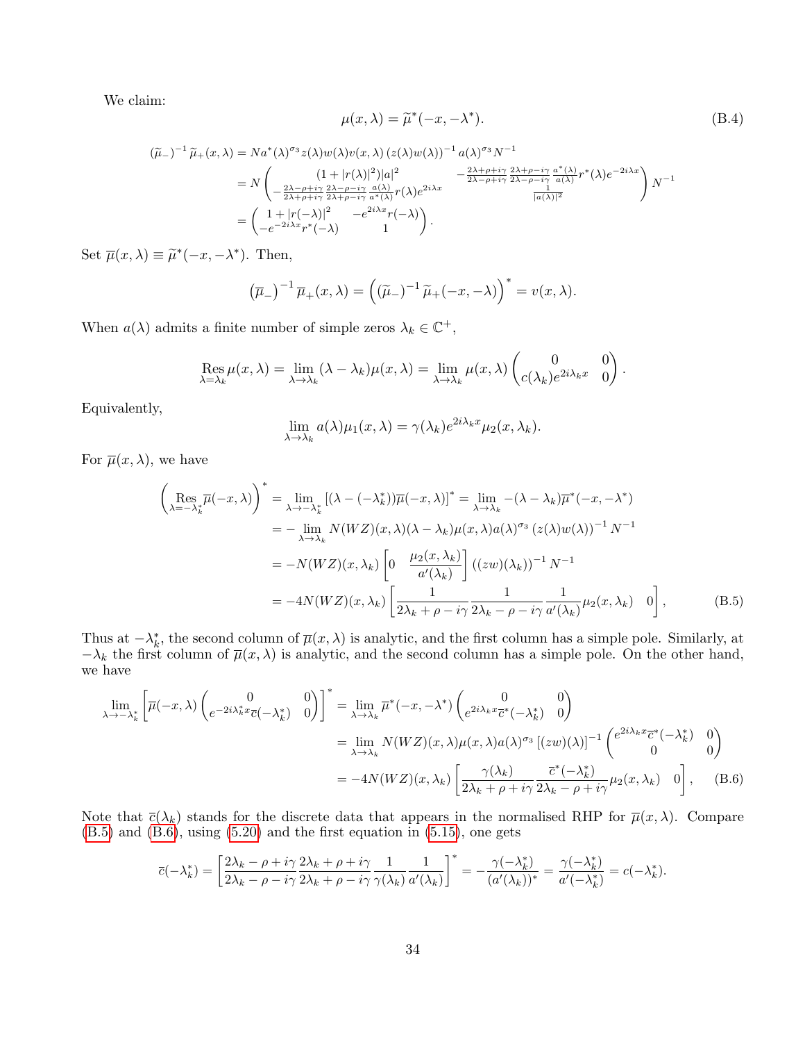We claim:

$$\mu(x,\lambda) = \widetilde{\mu}^*(-x,-\lambda^*). \tag{B.4}$$

$$\begin{aligned}
(\widetilde{\mu}_-)^{-1}\widetilde{\mu}_+(x,\lambda) &= Na^*(\lambda)^{\sigma_3} z(\lambda)w(\lambda)v(x,\lambda)\left(z(\lambda)w(\lambda)\right)^{-1} a(\lambda)^{\sigma_3} N^{-1} \\
&= N\begin{pmatrix} (1+|r(\lambda)|^2)|a|^2 & -\frac{2\lambda+\rho+i\gamma}{2\lambda-\rho+i\gamma}\frac{2\lambda+\rho-i\gamma}{2\lambda-\rho-i\gamma}\frac{a^*(\lambda)}{a(\lambda)}r^*(\lambda)e^{-2i\lambda x} \\ -\frac{2\lambda-\rho+i\gamma}{2\lambda+\rho+i\gamma}\frac{2\lambda-\rho-i\gamma}{2\lambda+\rho-i\gamma}\frac{a(\lambda)}{a^*(\lambda)}r(\lambda)e^{2i\lambda x} & \frac{1}{|a(\lambda)|^2}\end{pmatrix} N^{-1} \\
&= \begin{pmatrix} 1+|r(-\lambda)|^2 & -e^{2i\lambda x}r(-\lambda) \\ -e^{-2i\lambda x}r^*(-\lambda) & 1\end{pmatrix}.
\end{aligned}$$

Set $\overline{\mu}(x,\lambda) \equiv \widetilde{\mu}^*(-x,-\lambda^*)$. Then,

$$\left(\overline{\mu}_-\right)^{-1}\overline{\mu}_+(x,\lambda) = \left(\left(\widetilde{\mu}_-\right)^{-1}\widetilde{\mu}_+(-x,-\lambda)\right)^* = v(x,\lambda).$$

When $a(\lambda)$ admits a finite number of simple zeros $\lambda_k \in \mathbb{C}^+$,

$$\operatorname*{Res}_{\lambda=\lambda_k}\mu(x,\lambda) = \lim_{\lambda\to\lambda_k}(\lambda-\lambda_k)\mu(x,\lambda) = \lim_{\lambda\to\lambda_k}\mu(x,\lambda)\begin{pmatrix} 0 & 0 \\ c(\lambda_k)e^{2i\lambda_k x} & 0\end{pmatrix}.$$

Equivalently,

$$\lim_{\lambda\to\lambda_k} a(\lambda)\mu_1(x,\lambda) = \gamma(\lambda_k)e^{2i\lambda_k x}\mu_2(x,\lambda_k).$$

For $\overline{\mu}(x,\lambda)$, we have

$$\begin{aligned}
\left(\operatorname*{Res}_{\lambda=-\lambda_k^*}\overline{\mu}(-x,\lambda)\right)^* &= \lim_{\lambda\to-\lambda_k^*}\left[(\lambda-(-\lambda_k^*))\overline{\mu}(-x,\lambda)\right]^* = \lim_{\lambda\to\lambda_k} -(\lambda-\lambda_k)\overline{\mu}^*(-x,-\lambda^*) \\
&= -\lim_{\lambda\to\lambda_k} N(WZ)(x,\lambda)(\lambda-\lambda_k)\mu(x,\lambda)a(\lambda)^{\sigma_3}\left(z(\lambda)w(\lambda)\right)^{-1}N^{-1} \\
&= -N(WZ)(x,\lambda_k)\left[0 \quad \frac{\mu_2(x,\lambda_k)}{a'(\lambda_k)}\right]\left((zw)(\lambda_k)\right)^{-1}N^{-1} \\
&= -4N(WZ)(x,\lambda_k)\left[\frac{1}{2\lambda_k+\rho-i\gamma}\frac{1}{2\lambda_k-\rho-i\gamma}\frac{1}{a'(\lambda_k)}\mu_2(x,\lambda_k) \quad 0\right],
\end{aligned} \tag{B.5}$$

Thus at $-\lambda_k^*$, the second column of $\overline{\mu}(x,\lambda)$ is analytic, and the first column has a simple pole. Similarly, at $-\lambda_k$ the first column of $\overline{\mu}(x,\lambda)$ is analytic, and the second column has a simple pole. On the other hand, we have

$$\begin{aligned}
\lim_{\lambda\to-\lambda_k^*}\left[\overline{\mu}(-x,\lambda)\begin{pmatrix} 0 & 0 \\ e^{-2i\lambda_k^* x}\overline{c}(-\lambda_k^*) & 0\end{pmatrix}\right]^* &= \lim_{\lambda\to\lambda_k}\overline{\mu}^*(-x,-\lambda^*)\begin{pmatrix} 0 & 0 \\ e^{2i\lambda_k x}\overline{c}^*(-\lambda_k^*) & 0\end{pmatrix} \\
&= \lim_{\lambda\to\lambda_k} N(WZ)(x,\lambda)\mu(x,\lambda)a(\lambda)^{\sigma_3}\left[(zw)(\lambda)\right]^{-1}\begin{pmatrix} e^{2i\lambda_k x}\overline{c}^*(-\lambda_k^*) & 0 \\ 0 & 0\end{pmatrix} \\
&= -4N(WZ)(x,\lambda_k)\left[\frac{\gamma(\lambda_k)}{2\lambda_k+\rho+i\gamma}\frac{\overline{c}^*(-\lambda_k^*)}{2\lambda_k-\rho+i\gamma}\mu_2(x,\lambda_k) \quad 0\right],
\end{aligned} \tag{B.6}$$

Note that $\overline{c}(\lambda_k)$ stands for the discrete data that appears in the normalised RHP for $\overline{\mu}(x,\lambda)$. Compare (B.5) and (B.6), using (5.20) and the first equation in (5.15), one gets

$$\overline{c}(-\lambda_k^*) = \left[\frac{2\lambda_k-\rho+i\gamma}{2\lambda_k-\rho-i\gamma}\frac{2\lambda_k+\rho+i\gamma}{2\lambda_k+\rho-i\gamma}\frac{1}{\gamma(\lambda_k)}\frac{1}{a'(\lambda_k)}\right]^* = -\frac{\gamma(-\lambda_k^*)}{(a'(\lambda_k))^*} = \frac{\gamma(-\lambda_k^*)}{a'(-\lambda_k^*)} = c(-\lambda_k^*).$$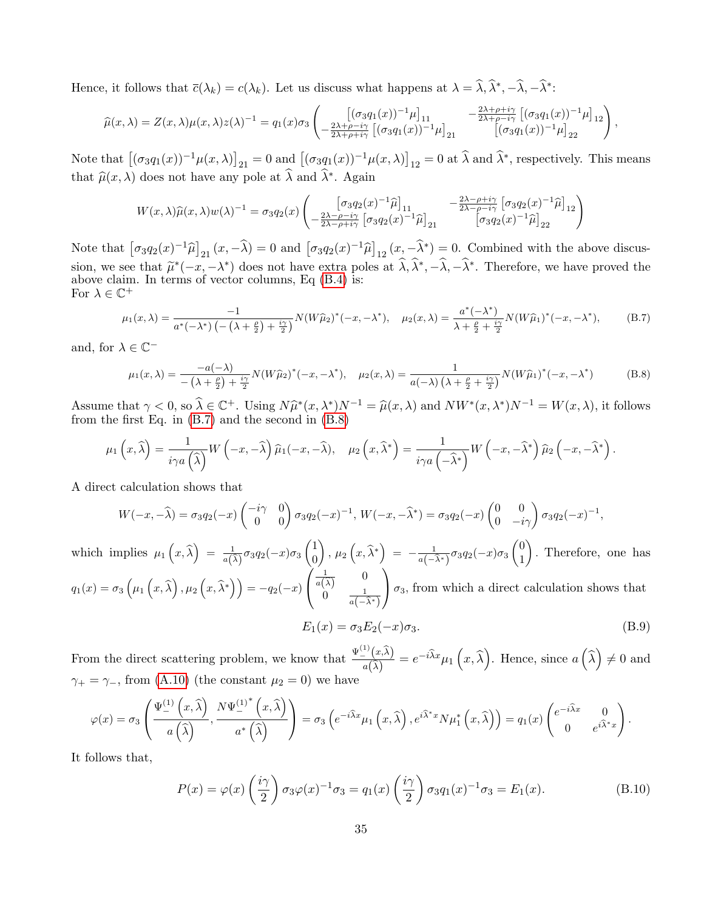Hence, it follows that $\overline{c}(\lambda_k) = c(\lambda_k)$. Let us discuss what happens at $\lambda = \widehat{\lambda}, \widehat{\lambda}^*, -\widehat{\lambda}, -\widehat{\lambda}^*$:

$$\widehat{\mu}(x,\lambda) = Z(x,\lambda)\mu(x,\lambda)z(\lambda)^{-1} = q_1(x)\sigma_3 \begin{pmatrix} \left[(\sigma_3 q_1(x))^{-1}\mu\right]_{11} & -\frac{2\lambda+\rho+i\gamma}{2\lambda+\rho-i\gamma}\left[(\sigma_3 q_1(x))^{-1}\mu\right]_{12} \\ -\frac{2\lambda+\rho-i\gamma}{2\lambda+\rho+i\gamma}\left[(\sigma_3 q_1(x))^{-1}\mu\right]_{21} & \left[(\sigma_3 q_1(x))^{-1}\mu\right]_{22} \end{pmatrix},$$

Note that $\left[(\sigma_3 q_1(x))^{-1}\mu(x,\lambda)\right]_{21} = 0$ and $\left[(\sigma_3 q_1(x))^{-1}\mu(x,\lambda)\right]_{12} = 0$ at $\widehat{\lambda}$ and $\widehat{\lambda}^*$, respectively. This means that $\widehat{\mu}(x,\lambda)$ does not have any pole at $\widehat{\lambda}$ and $\widehat{\lambda}^*$. Again

$$W(x,\lambda)\widehat{\mu}(x,\lambda)w(\lambda)^{-1} = \sigma_3 q_2(x) \begin{pmatrix} \left[\sigma_3 q_2(x)^{-1}\widehat{\mu}\right]_{11} & -\frac{2\lambda-\rho+i\gamma}{2\lambda-\rho-i\gamma}\left[\sigma_3 q_2(x)^{-1}\widehat{\mu}\right]_{12} \\ -\frac{2\lambda-\rho-i\gamma}{2\lambda-\rho+i\gamma}\left[\sigma_3 q_2(x)^{-1}\widehat{\mu}\right]_{21} & \left[\sigma_3 q_2(x)^{-1}\widehat{\mu}\right]_{22} \end{pmatrix}$$

Note that $\left[\sigma_3 q_2(x)^{-1}\widehat{\mu}\right]_{21}(x,-\widehat{\lambda}) = 0$ and $\left[\sigma_3 q_2(x)^{-1}\widehat{\mu}\right]_{12}(x,-\widehat{\lambda}^*) = 0$. Combined with the above discussion, we see that $\widetilde{\mu}^*(-x,-\lambda^*)$ does not have extra poles at $\widehat{\lambda}, \widehat{\lambda}^*, -\widehat{\lambda}, -\widehat{\lambda}^*$. Therefore, we have proved the above claim. In terms of vector columns, Eq (B.4) is:
For $\lambda \in \mathbb{C}^+$

$$\mu_1(x,\lambda) = \frac{-1}{a^*(-\lambda^*)\left(-\left(\lambda+\frac{\rho}{2}\right)+\frac{i\gamma}{2}\right)} N(W\widehat{\mu}_2)^*(-x,-\lambda^*), \quad \mu_2(x,\lambda) = \frac{a^*(-\lambda^*)}{\lambda+\frac{\rho}{2}+\frac{i\gamma}{2}} N(W\widehat{\mu}_1)^*(-x,-\lambda^*), \tag{B.7}$$

and, for $\lambda \in \mathbb{C}^-$

$$\mu_1(x,\lambda) = \frac{-a(-\lambda)}{-\left(\lambda+\frac{\rho}{2}\right)+\frac{i\gamma}{2}} N(W\widehat{\mu}_2)^*(-x,-\lambda^*), \quad \mu_2(x,\lambda) = \frac{1}{a(-\lambda)\left(\lambda+\frac{\rho}{2}+\frac{i\gamma}{2}\right)} N(W\widehat{\mu}_1)^*(-x,-\lambda^*) \tag{B.8}$$

Assume that $\gamma < 0$, so $\widehat{\lambda} \in \mathbb{C}^+$. Using $N\widehat{\mu}^*(x,\lambda^*)N^{-1} = \widehat{\mu}(x,\lambda)$ and $NW^*(x,\lambda^*)N^{-1} = W(x,\lambda)$, it follows from the first Eq. in (B.7) and the second in (B.8)

$$\mu_1\left(x,\widehat{\lambda}\right) = \frac{1}{i\gamma a\left(\widehat{\lambda}\right)} W\left(-x,-\widehat{\lambda}\right)\widehat{\mu}_1(-x,-\widehat{\lambda}), \quad \mu_2\left(x,\widehat{\lambda}^*\right) = \frac{1}{i\gamma a\left(-\widehat{\lambda}^*\right)} W\left(-x,-\widehat{\lambda}^*\right)\widehat{\mu}_2\left(-x,-\widehat{\lambda}^*\right).$$

A direct calculation shows that

$$W(-x,-\widehat{\lambda}) = \sigma_3 q_2(-x)\begin{pmatrix} -i\gamma & 0 \\ 0 & 0 \end{pmatrix}\sigma_3 q_2(-x)^{-1},\ W(-x,-\widehat{\lambda}^*) = \sigma_3 q_2(-x)\begin{pmatrix} 0 & 0 \\ 0 & -i\gamma \end{pmatrix}\sigma_3 q_2(-x)^{-1},$$

which implies $\mu_1\left(x,\widehat{\lambda}\right) = \frac{1}{a\left(\widehat{\lambda}\right)}\sigma_3 q_2(-x)\sigma_3\begin{pmatrix}1\\0\end{pmatrix}$, $\mu_2\left(x,\widehat{\lambda}^*\right) = -\frac{1}{a\left(-\widehat{\lambda}^*\right)}\sigma_3 q_2(-x)\sigma_3\begin{pmatrix}0\\1\end{pmatrix}$. Therefore, one has $q_1(x) = \sigma_3\left(\mu_1\left(x,\widehat{\lambda}\right),\mu_2\left(x,\widehat{\lambda}^*\right)\right) = -q_2(-x)\begin{pmatrix}\frac{1}{a\left(\widehat{\lambda}\right)} & 0 \\ 0 & \frac{1}{a\left(-\widehat{\lambda}^*\right)}\end{pmatrix}\sigma_3$, from which a direct calculation shows that

$$E_1(x) = \sigma_3 E_2(-x)\sigma_3. \tag{B.9}$$

From the direct scattering problem, we know that $\frac{\Psi_-^{(1)}(x,\widehat{\lambda})}{a(\widehat{\lambda})} = e^{-i\widehat{\lambda}x}\mu_1\left(x,\widehat{\lambda}\right)$. Hence, since $a\left(\widehat{\lambda}\right) \neq 0$ and $\gamma_+ = \gamma_-$, from (A.10) (the constant $\mu_2 = 0$) we have

$$\varphi(x) = \sigma_3\left(\frac{\Psi_-^{(1)}\left(x,\widehat{\lambda}\right)}{a\left(\widehat{\lambda}\right)}, \frac{N\Psi_-^{(1)^*}\left(x,\widehat{\lambda}\right)}{a^*\left(\widehat{\lambda}\right)}\right) = \sigma_3\left(e^{-i\widehat{\lambda}x}\mu_1\left(x,\widehat{\lambda}\right), e^{i\widehat{\lambda}^*x}N\mu_1^*\left(x,\widehat{\lambda}\right)\right) = q_1(x)\begin{pmatrix} e^{-i\widehat{\lambda}x} & 0 \\ 0 & e^{i\widehat{\lambda}^*x}\end{pmatrix}.$$

It follows that,

$$P(x) = \varphi(x)\left(\frac{i\gamma}{2}\right)\sigma_3\varphi(x)^{-1}\sigma_3 = q_1(x)\left(\frac{i\gamma}{2}\right)\sigma_3 q_1(x)^{-1}\sigma_3 = E_1(x). \tag{B.10}$$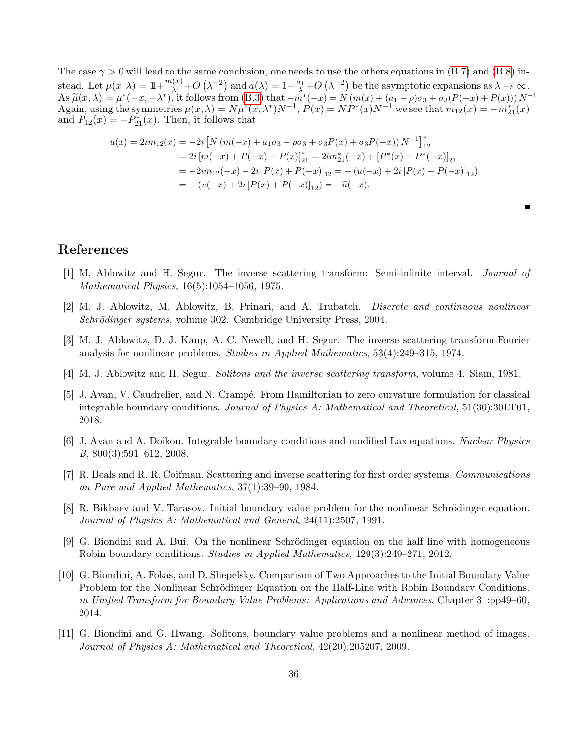The case $\gamma > 0$ will lead to the same conclusion, one needs to use the others equations in (B.7) and (B.8) instead. Let $\mu(x,\lambda) = \mathbb{I} + \frac{m(x)}{\lambda} + O\left(\lambda^{-2}\right)$ and $a(\lambda) = 1 + \frac{a_1}{\lambda} + O\left(\lambda^{-2}\right)$ be the asymptotic expansions as $\lambda \to \infty$. As $\widetilde{\mu}(x,\lambda) = \mu^*(-x,-\lambda^*)$, it follows from (B.3) that $-m^*(-x) = N\left(m(x) + (a_1 - \rho)\sigma_3 + \sigma_3(P(-x) + P(x))\right)N^{-1}$ Again, using the symmetries $\mu(x,\lambda) = N\mu^*(x,\lambda^*)N^{-1}$, $P(x) = NP^*(x)N^{-1}$ we see that $m_{12}(x) = -m_{21}^*(x)$ and $P_{12}(x) = -P_{21}^*(x)$. Then, it follows that

$$
\begin{aligned}
u(x) = 2im_{12}(x) &= -2i\left[N\left(m(-x) + a_1\sigma_3 - \rho\sigma_3 + \sigma_3 P(x) + \sigma_3 P(-x)\right)N^{-1}\right]_{12}^* \\
&= 2i\left[m(-x) + P(-x) + P(x)\right]_{21}^* = 2im_{21}^*(-x) + \left[P^*(x) + P^*(-x)\right]_{21} \\
&= -2im_{12}(-x) - 2i\left[P(x) + P(-x)\right]_{12} = -\left(u(-x) + 2i\left[P(x) + P(-x)\right]_{12}\right) \\
&= -\left(u(-x) + 2i\left[P(x) + P(-x)\right]_{12}\right) = -\widetilde{u}(-x).
\end{aligned}
$$

■

# References

[1] M. Ablowitz and H. Segur. The inverse scattering transform: Semi-infinite interval. *Journal of Mathematical Physics*, 16(5):1054–1056, 1975.

[2] M. J. Ablowitz, M. Ablowitz, B. Prinari, and A. Trubatch. *Discrete and continuous nonlinear Schrödinger systems*, volume 302. Cambridge University Press, 2004.

[3] M. J. Ablowitz, D. J. Kaup, A. C. Newell, and H. Segur. The inverse scattering transform-Fourier analysis for nonlinear problems. *Studies in Applied Mathematics*, 53(4):249–315, 1974.

[4] M. J. Ablowitz and H. Segur. *Solitons and the inverse scattering transform*, volume 4. Siam, 1981.

[5] J. Avan, V. Caudrelier, and N. Crampé. From Hamiltonian to zero curvature formulation for classical integrable boundary conditions. *Journal of Physics A: Mathematical and Theoretical*, 51(30):30LT01, 2018.

[6] J. Avan and A. Doikou. Integrable boundary conditions and modified Lax equations. *Nuclear Physics B*, 800(3):591–612, 2008.

[7] R. Beals and R. R. Coifman. Scattering and inverse scattering for first order systems. *Communications on Pure and Applied Mathematics*, 37(1):39–90, 1984.

[8] R. Bikbaev and V. Tarasov. Initial boundary value problem for the nonlinear Schrödinger equation. *Journal of Physics A: Mathematical and General*, 24(11):2507, 1991.

[9] G. Biondini and A. Bui. On the nonlinear Schrödinger equation on the half line with homogeneous Robin boundary conditions. *Studies in Applied Mathematics*, 129(3):249–271, 2012.

[10] G. Biondini, A. Fokas, and D. Shepelsky. Comparison of Two Approaches to the Initial Boundary Value Problem for the Nonlinear Schrödinger Equation on the Half-Line with Robin Boundary Conditions. *in Unified Transform for Boundary Value Problems: Applications and Advances*, Chapter 3 :pp49–60, 2014.

[11] G. Biondini and G. Hwang. Solitons, boundary value problems and a nonlinear method of images. *Journal of Physics A: Mathematical and Theoretical*, 42(20):205207, 2009.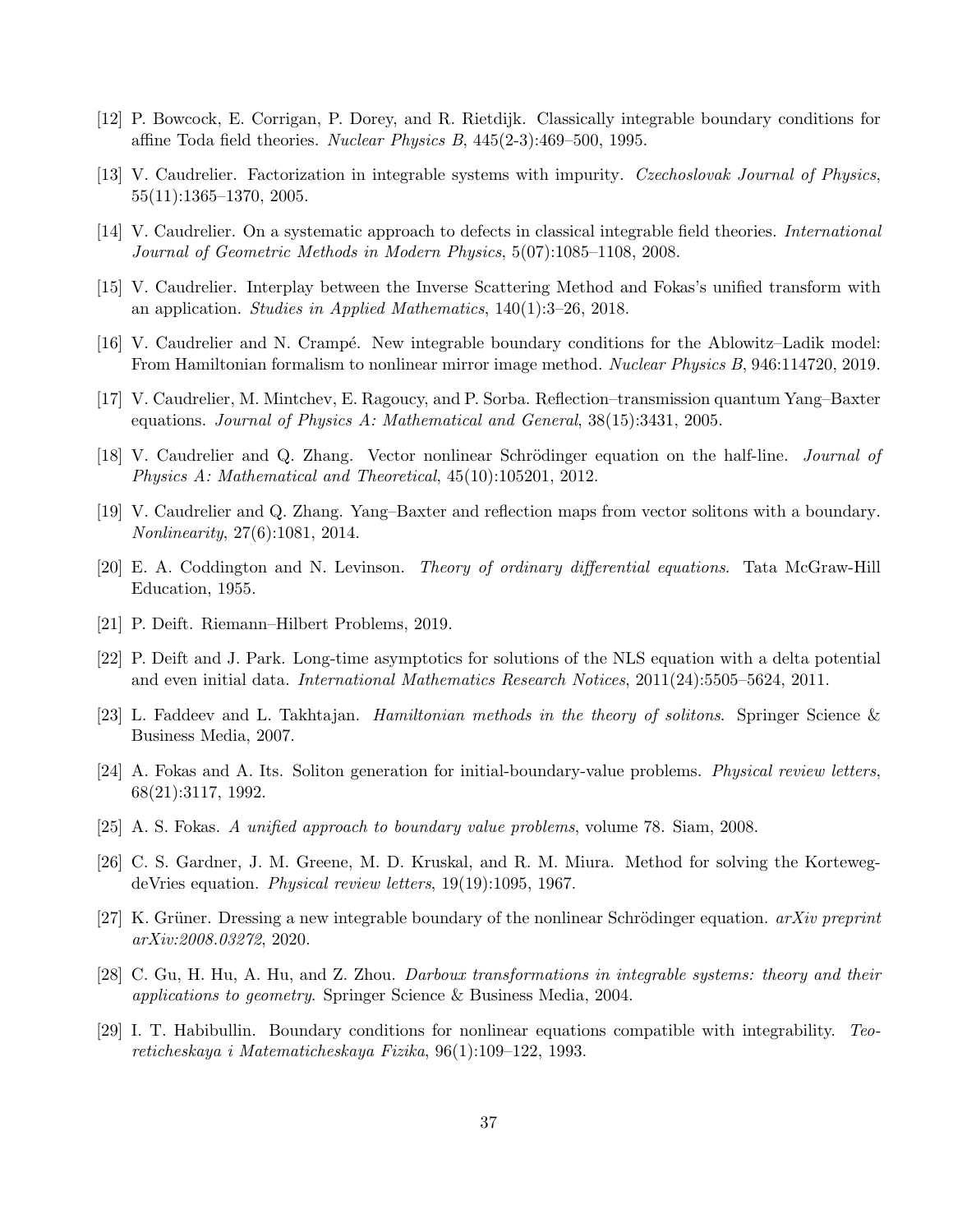[12] P. Bowcock, E. Corrigan, P. Dorey, and R. Rietdijk. Classically integrable boundary conditions for affine Toda field theories. *Nuclear Physics B*, 445(2-3):469–500, 1995.

[13] V. Caudrelier. Factorization in integrable systems with impurity. *Czechoslovak Journal of Physics*, 55(11):1365–1370, 2005.

[14] V. Caudrelier. On a systematic approach to defects in classical integrable field theories. *International Journal of Geometric Methods in Modern Physics*, 5(07):1085–1108, 2008.

[15] V. Caudrelier. Interplay between the Inverse Scattering Method and Fokas's unified transform with an application. *Studies in Applied Mathematics*, 140(1):3–26, 2018.

[16] V. Caudrelier and N. Crampé. New integrable boundary conditions for the Ablowitz–Ladik model: From Hamiltonian formalism to nonlinear mirror image method. *Nuclear Physics B*, 946:114720, 2019.

[17] V. Caudrelier, M. Mintchev, E. Ragoucy, and P. Sorba. Reflection–transmission quantum Yang–Baxter equations. *Journal of Physics A: Mathematical and General*, 38(15):3431, 2005.

[18] V. Caudrelier and Q. Zhang. Vector nonlinear Schrödinger equation on the half-line. *Journal of Physics A: Mathematical and Theoretical*, 45(10):105201, 2012.

[19] V. Caudrelier and Q. Zhang. Yang–Baxter and reflection maps from vector solitons with a boundary. *Nonlinearity*, 27(6):1081, 2014.

[20] E. A. Coddington and N. Levinson. *Theory of ordinary differential equations*. Tata McGraw-Hill Education, 1955.

[21] P. Deift. Riemann–Hilbert Problems, 2019.

[22] P. Deift and J. Park. Long-time asymptotics for solutions of the NLS equation with a delta potential and even initial data. *International Mathematics Research Notices*, 2011(24):5505–5624, 2011.

[23] L. Faddeev and L. Takhtajan. *Hamiltonian methods in the theory of solitons*. Springer Science & Business Media, 2007.

[24] A. Fokas and A. Its. Soliton generation for initial-boundary-value problems. *Physical review letters*, 68(21):3117, 1992.

[25] A. S. Fokas. *A unified approach to boundary value problems*, volume 78. Siam, 2008.

[26] C. S. Gardner, J. M. Greene, M. D. Kruskal, and R. M. Miura. Method for solving the Korteweg-deVries equation. *Physical review letters*, 19(19):1095, 1967.

[27] K. Grüner. Dressing a new integrable boundary of the nonlinear Schrödinger equation. *arXiv preprint arXiv:2008.03272*, 2020.

[28] C. Gu, H. Hu, A. Hu, and Z. Zhou. *Darboux transformations in integrable systems: theory and their applications to geometry*. Springer Science & Business Media, 2004.

[29] I. T. Habibullin. Boundary conditions for nonlinear equations compatible with integrability. *Teoreticheskaya i Matematicheskaya Fizika*, 96(1):109–122, 1993.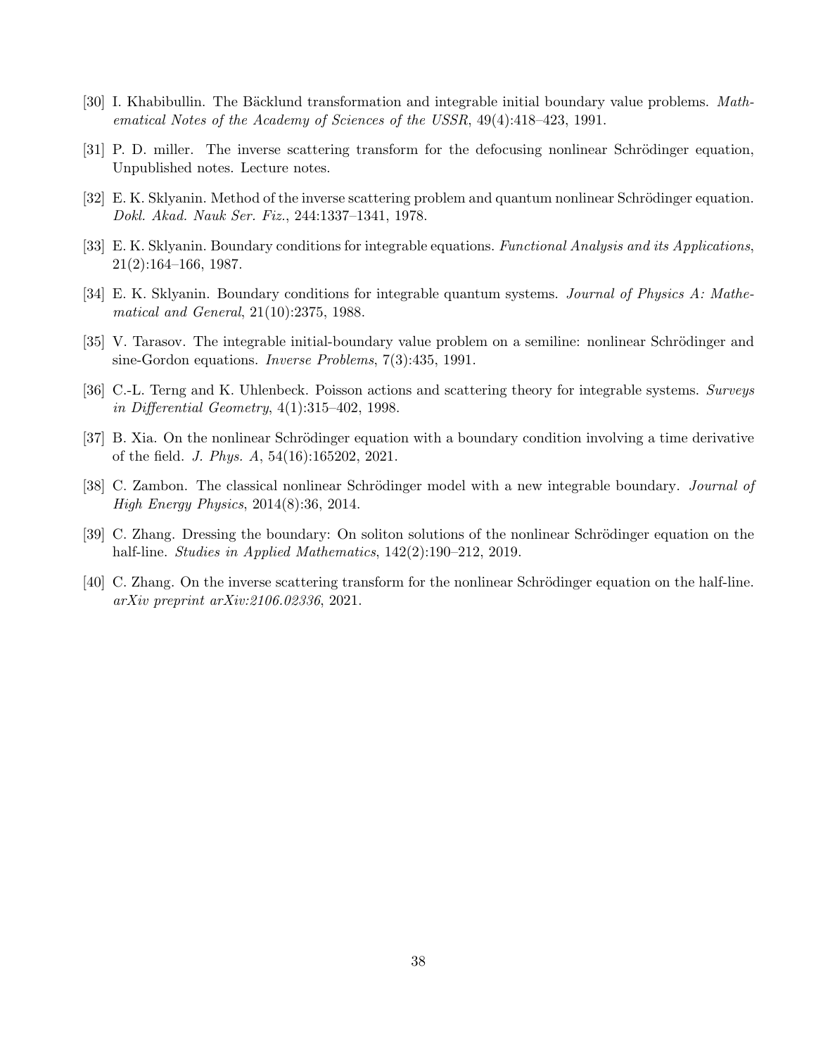[30] I. Khabibullin. The Bäcklund transformation and integrable initial boundary value problems. *Mathematical Notes of the Academy of Sciences of the USSR*, 49(4):418–423, 1991.

[31] P. D. miller. The inverse scattering transform for the defocusing nonlinear Schrödinger equation, Unpublished notes. Lecture notes.

[32] E. K. Sklyanin. Method of the inverse scattering problem and quantum nonlinear Schrödinger equation. *Dokl. Akad. Nauk Ser. Fiz.*, 244:1337–1341, 1978.

[33] E. K. Sklyanin. Boundary conditions for integrable equations. *Functional Analysis and its Applications*, 21(2):164–166, 1987.

[34] E. K. Sklyanin. Boundary conditions for integrable quantum systems. *Journal of Physics A: Mathematical and General*, 21(10):2375, 1988.

[35] V. Tarasov. The integrable initial-boundary value problem on a semiline: nonlinear Schrödinger and sine-Gordon equations. *Inverse Problems*, 7(3):435, 1991.

[36] C.-L. Terng and K. Uhlenbeck. Poisson actions and scattering theory for integrable systems. *Surveys in Differential Geometry*, 4(1):315–402, 1998.

[37] B. Xia. On the nonlinear Schrödinger equation with a boundary condition involving a time derivative of the field. *J. Phys. A*, 54(16):165202, 2021.

[38] C. Zambon. The classical nonlinear Schrödinger model with a new integrable boundary. *Journal of High Energy Physics*, 2014(8):36, 2014.

[39] C. Zhang. Dressing the boundary: On soliton solutions of the nonlinear Schrödinger equation on the half-line. *Studies in Applied Mathematics*, 142(2):190–212, 2019.

[40] C. Zhang. On the inverse scattering transform for the nonlinear Schrödinger equation on the half-line. *arXiv preprint arXiv:2106.02336*, 2021.